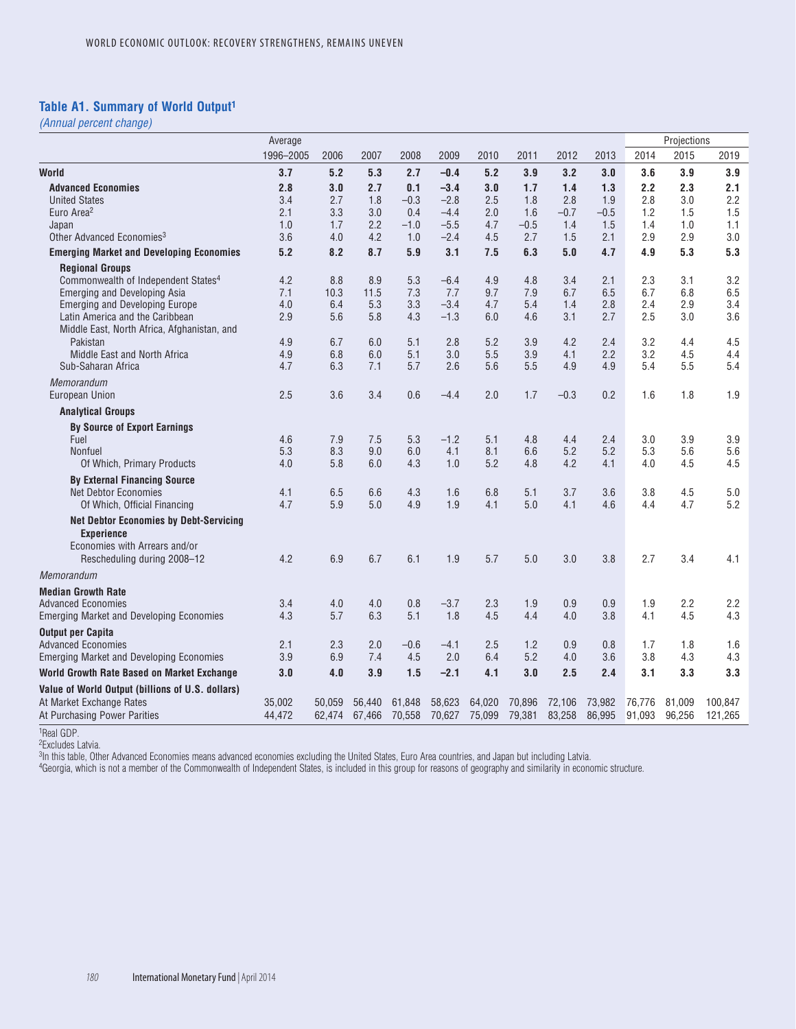## Table A1. Summary of World Output[1]

*(Annual percent change)*

| | Average 1996–2005 | 2006 | 2007 | 2008 | 2009 | 2010 | 2011 | 2012 | 2013 | Projections 2014 | 2015 | 2019 |
|---|---|---|---|---|---|---|---|---|---|---|---|---|
| **World** | **3.7** | **5.2** | **5.3** | **2.7** | **–0.4** | **5.2** | **3.9** | **3.2** | **3.0** | **3.6** | **3.9** | **3.9** |
| **Advanced Economies** | **2.8** | **3.0** | **2.7** | **0.1** | **–3.4** | **3.0** | **1.7** | **1.4** | **1.3** | **2.2** | **2.3** | **2.1** |
| United States | 3.4 | 2.7 | 1.8 | –0.3 | –2.8 | 2.5 | 1.8 | 2.8 | 1.9 | 2.8 | 3.0 | 2.2 |
| Euro Area[2] | 2.1 | 3.3 | 3.0 | 0.4 | –4.4 | 2.0 | 1.6 | –0.7 | –0.5 | 1.2 | 1.5 | 1.5 |
| Japan | 1.0 | 1.7 | 2.2 | –1.0 | –5.5 | 4.7 | –0.5 | 1.4 | 1.5 | 1.4 | 1.0 | 1.1 |
| Other Advanced Economies[3] | 3.6 | 4.0 | 4.2 | 1.0 | –2.4 | 4.5 | 2.7 | 1.5 | 2.1 | 2.9 | 2.9 | 3.0 |
| **Emerging Market and Developing Economies** | **5.2** | **8.2** | **8.7** | **5.9** | **3.1** | **7.5** | **6.3** | **5.0** | **4.7** | **4.9** | **5.3** | **5.3** |
| **Regional Groups** | | | | | | | | | | | | |
| Commonwealth of Independent States[4] | 4.2 | 8.8 | 8.9 | 5.3 | –6.4 | 4.9 | 4.8 | 3.4 | 2.1 | 2.3 | 3.1 | 3.2 |
| Emerging and Developing Asia | 7.1 | 10.3 | 11.5 | 7.3 | 7.7 | 9.7 | 7.9 | 6.7 | 6.5 | 6.7 | 6.8 | 6.5 |
| Emerging and Developing Europe | 4.0 | 6.4 | 5.3 | 3.3 | –3.4 | 4.7 | 5.4 | 1.4 | 2.8 | 2.4 | 2.9 | 3.4 |
| Latin America and the Caribbean | 2.9 | 5.6 | 5.8 | 4.3 | –1.3 | 6.0 | 4.6 | 3.1 | 2.7 | 2.5 | 3.0 | 3.6 |
| Middle East, North Africa, Afghanistan, and Pakistan | 4.9 | 6.7 | 6.0 | 5.1 | 2.8 | 5.2 | 3.9 | 4.2 | 2.4 | 3.2 | 4.4 | 4.5 |
| Middle East and North Africa | 4.9 | 6.8 | 6.0 | 5.1 | 3.0 | 5.5 | 3.9 | 4.1 | 2.2 | 3.2 | 4.5 | 4.4 |
| Sub-Saharan Africa | 4.7 | 6.3 | 7.1 | 5.7 | 2.6 | 5.6 | 5.5 | 4.9 | 4.9 | 5.4 | 5.5 | 5.4 |
| *Memorandum* | | | | | | | | | | | | |
| European Union | 2.5 | 3.6 | 3.4 | 0.6 | –4.4 | 2.0 | 1.7 | –0.3 | 0.2 | 1.6 | 1.8 | 1.9 |
| **Analytical Groups** | | | | | | | | | | | | |
| **By Source of Export Earnings** | | | | | | | | | | | | |
| Fuel | 4.6 | 7.9 | 7.5 | 5.3 | –1.2 | 5.1 | 4.8 | 4.4 | 2.4 | 3.0 | 3.9 | 3.9 |
| Nonfuel | 5.3 | 8.3 | 9.0 | 6.0 | 4.1 | 8.1 | 6.6 | 5.2 | 5.2 | 5.3 | 5.6 | 5.6 |
| Of Which, Primary Products | 4.0 | 5.8 | 6.0 | 4.3 | 1.0 | 5.2 | 4.8 | 4.2 | 4.1 | 4.0 | 4.5 | 4.5 |
| **By External Financing Source** | | | | | | | | | | | | |
| Net Debtor Economies | 4.1 | 6.5 | 6.6 | 4.3 | 1.6 | 6.8 | 5.1 | 3.7 | 3.6 | 3.8 | 4.5 | 5.0 |
| Of Which, Official Financing | 4.7 | 5.9 | 5.0 | 4.9 | 1.9 | 4.1 | 5.0 | 4.1 | 4.6 | 4.4 | 4.7 | 5.2 |
| **Net Debtor Economies by Debt-Servicing Experience** | | | | | | | | | | | | |
| Economies with Arrears and/or Rescheduling during 2008–12 | 4.2 | 6.9 | 6.7 | 6.1 | 1.9 | 5.7 | 5.0 | 3.0 | 3.8 | 2.7 | 3.4 | 4.1 |
| *Memorandum* | | | | | | | | | | | | |
| **Median Growth Rate** | | | | | | | | | | | | |
| Advanced Economies | 3.4 | 4.0 | 4.0 | 0.8 | –3.7 | 2.3 | 1.9 | 0.9 | 0.9 | 1.9 | 2.2 | 2.2 |
| Emerging Market and Developing Economies | 4.3 | 5.7 | 6.3 | 5.1 | 1.8 | 4.5 | 4.4 | 4.0 | 3.8 | 4.1 | 4.5 | 4.3 |
| **Output per Capita** | | | | | | | | | | | | |
| Advanced Economies | 2.1 | 2.3 | 2.0 | –0.6 | –4.1 | 2.5 | 1.2 | 0.9 | 0.8 | 1.7 | 1.8 | 1.6 |
| Emerging Market and Developing Economies | 3.9 | 6.9 | 7.4 | 4.5 | 2.0 | 6.4 | 5.2 | 4.0 | 3.6 | 3.8 | 4.3 | 4.3 |
| **World Growth Rate Based on Market Exchange** | **3.0** | **4.0** | **3.9** | **1.5** | **–2.1** | **4.1** | **3.0** | **2.5** | **2.4** | **3.1** | **3.3** | **3.3** |
| **Value of World Output (billions of U.S. dollars)** | | | | | | | | | | | | |
| At Market Exchange Rates | 35,002 | 50,059 | 56,440 | 61,848 | 58,623 | 64,020 | 70,896 | 72,106 | 73,982 | 76,776 | 81,009 | 100,847 |
| At Purchasing Power Parities | 44,472 | 62,474 | 67,466 | 70,558 | 70,627 | 75,099 | 79,381 | 83,258 | 86,995 | 91,093 | 96,256 | 121,265 |

[1]Real GDP.
[2]Excludes Latvia.
[3]In this table, Other Advanced Economies means advanced economies excluding the United States, Euro Area countries, and Japan but including Latvia.
[4]Georgia, which is not a member of the Commonwealth of Independent States, is included in this group for reasons of geography and similarity in economic structure.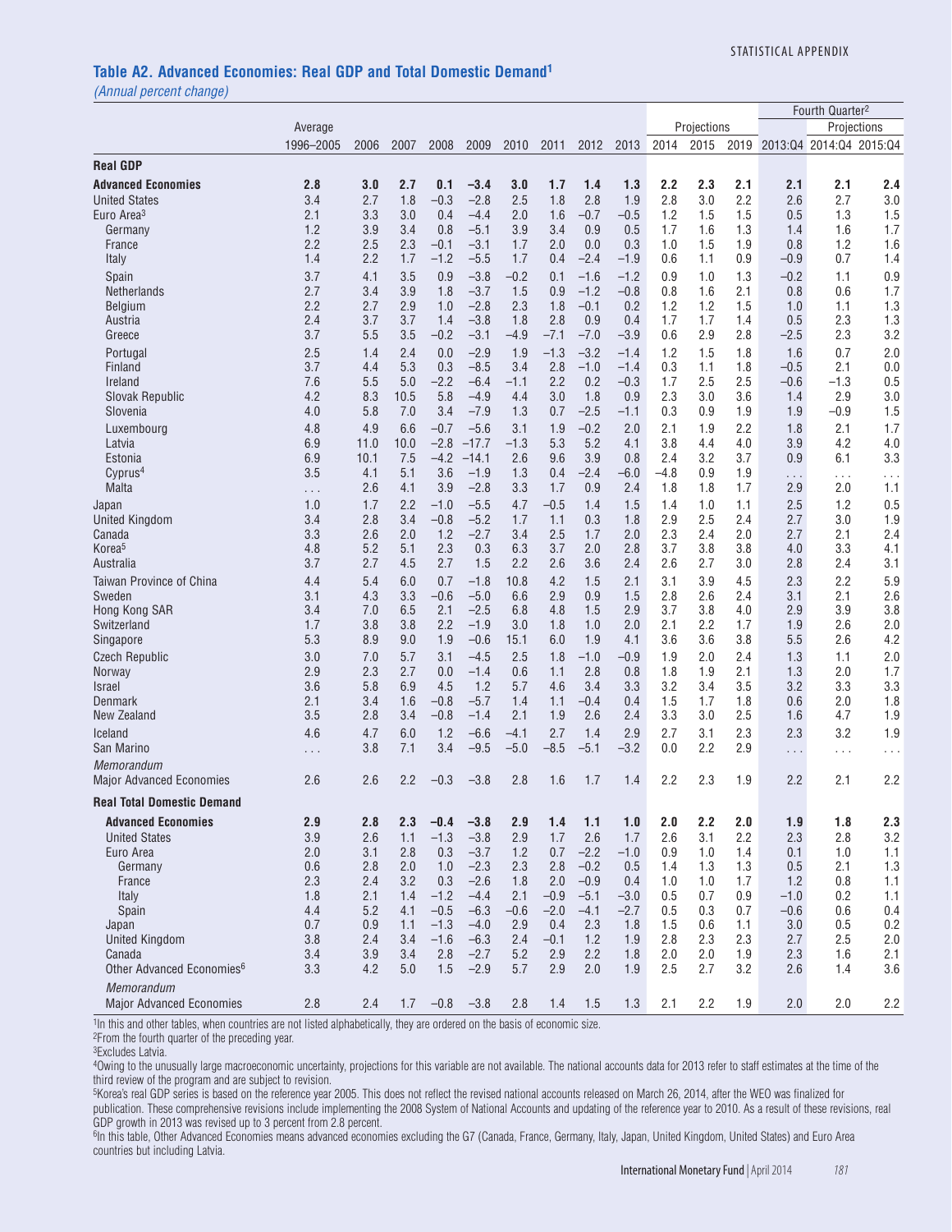## Table A2. Advanced Economies: Real GDP and Total Domestic Demand[1]

*(Annual percent change)*

| | Average | | | | | | | | | Projections | | | Fourth Quarter[2] | Projections | |
|---|---|---|---|---|---|---|---|---|---|---|---|---|---|---|---|
| | 1996–2005 | 2006 | 2007 | 2008 | 2009 | 2010 | 2011 | 2012 | 2013 | 2014 | 2015 | 2019 | 2013:Q4 | 2014:Q4 | 2015:Q4 |
| **Real GDP** | | | | | | | | | | | | | | | |
| **Advanced Economies** | **2.8** | **3.0** | **2.7** | **0.1** | **–3.4** | **3.0** | **1.7** | **1.4** | **1.3** | **2.2** | **2.3** | **2.1** | **2.1** | **2.1** | **2.4** |
| United States | 3.4 | 2.7 | 1.8 | –0.3 | –2.8 | 2.5 | 1.8 | 2.8 | 1.9 | 2.8 | 3.0 | 2.2 | 2.6 | 2.7 | 3.0 |
| Euro Area[3] | 2.1 | 3.3 | 3.0 | 0.4 | –4.4 | 2.0 | 1.6 | –0.7 | –0.5 | 1.2 | 1.5 | 1.5 | 0.5 | 1.3 | 1.5 |
| Germany | 1.2 | 3.9 | 3.4 | 0.8 | –5.1 | 3.9 | 3.4 | 0.9 | 0.5 | 1.7 | 1.6 | 1.3 | 1.4 | 1.6 | 1.7 |
| France | 2.2 | 2.5 | 2.3 | –0.1 | –3.1 | 1.7 | 2.0 | 0.0 | 0.3 | 1.0 | 1.5 | 1.9 | 0.8 | 1.2 | 1.6 |
| Italy | 1.4 | 2.2 | 1.7 | –1.2 | –5.5 | 1.7 | 0.4 | –2.4 | –1.9 | 0.6 | 1.1 | 0.9 | –0.9 | 0.7 | 1.4 |
| Spain | 3.7 | 4.1 | 3.5 | 0.9 | –3.8 | –0.2 | 0.1 | –1.6 | –1.2 | 0.9 | 1.0 | 1.3 | –0.2 | 1.1 | 0.9 |
| Netherlands | 2.7 | 3.4 | 3.9 | 1.8 | –3.7 | 1.5 | 0.9 | –1.2 | –0.8 | 0.8 | 1.6 | 2.1 | 0.8 | 0.6 | 1.7 |
| Belgium | 2.2 | 2.7 | 2.9 | 1.0 | –2.8 | 2.3 | 1.8 | –0.1 | 0.2 | 1.2 | 1.2 | 1.5 | 1.0 | 1.1 | 1.3 |
| Austria | 2.4 | 3.7 | 3.7 | 1.4 | –3.8 | 1.8 | 2.8 | 0.9 | 0.4 | 1.7 | 1.7 | 1.4 | 0.5 | 2.3 | 1.3 |
| Greece | 3.7 | 5.5 | 3.5 | –0.2 | –3.1 | –4.9 | –7.1 | –7.0 | –3.9 | 0.6 | 2.9 | 2.8 | –2.5 | 2.3 | 3.2 |
| Portugal | 2.5 | 1.4 | 2.4 | 0.0 | –2.9 | 1.9 | –1.3 | –3.2 | –1.4 | 1.2 | 1.5 | 1.8 | 1.6 | 0.7 | 2.0 |
| Finland | 3.7 | 4.4 | 5.3 | 0.3 | –8.5 | 3.4 | 2.8 | –1.0 | –1.4 | 0.3 | 1.1 | 1.8 | –0.5 | 2.1 | 0.0 |
| Ireland | 7.6 | 5.5 | 5.0 | –2.2 | –6.4 | –1.1 | 2.2 | 0.2 | –0.3 | 1.7 | 2.5 | 2.5 | –0.6 | –1.3 | 0.5 |
| Slovak Republic | 4.2 | 8.3 | 10.5 | 5.8 | –4.9 | 4.4 | 3.0 | 1.8 | 0.9 | 2.3 | 3.0 | 3.6 | 1.4 | 2.9 | 3.0 |
| Slovenia | 4.0 | 5.8 | 7.0 | 3.4 | –7.9 | 1.3 | 0.7 | –2.5 | –1.1 | 0.3 | 0.9 | 1.9 | 1.9 | –0.9 | 1.5 |
| Luxembourg | 4.8 | 4.9 | 6.6 | –0.7 | –5.6 | 3.1 | 1.9 | –0.2 | 2.0 | 2.1 | 1.9 | 2.2 | 1.8 | 2.1 | 1.7 |
| Latvia | 6.9 | 11.0 | 10.0 | –2.8 | –17.7 | –1.3 | 5.3 | 5.2 | 4.1 | 3.8 | 4.4 | 4.0 | 3.9 | 4.2 | 4.0 |
| Estonia | 6.9 | 10.1 | 7.5 | –4.2 | –14.1 | 2.6 | 9.6 | 3.9 | 0.8 | 2.4 | 3.2 | 3.7 | 0.9 | 6.1 | 3.3 |
| Cyprus[4] | 3.5 | 4.1 | 5.1 | 3.6 | –1.9 | 1.3 | 0.4 | –2.4 | –6.0 | –4.8 | 0.9 | 1.9 | . . . | . . . | . . . |
| Malta | . . . | 2.6 | 4.1 | 3.9 | –2.8 | 3.3 | 1.7 | 0.9 | 2.4 | 1.8 | 1.8 | 1.7 | 2.9 | 2.0 | 1.1 |
| Japan | 1.0 | 1.7 | 2.2 | –1.0 | –5.5 | 4.7 | –0.5 | 1.4 | 1.5 | 1.4 | 1.0 | 1.1 | 2.5 | 1.2 | 0.5 |
| United Kingdom | 3.4 | 2.8 | 3.4 | –0.8 | –5.2 | 1.7 | 1.1 | 0.3 | 1.8 | 2.9 | 2.5 | 2.4 | 2.7 | 3.0 | 1.9 |
| Canada | 3.3 | 2.6 | 2.0 | 1.2 | –2.7 | 3.4 | 2.5 | 1.7 | 2.0 | 2.3 | 2.4 | 2.0 | 2.7 | 2.1 | 2.4 |
| Korea[5] | 4.8 | 5.2 | 5.1 | 2.3 | 0.3 | 6.3 | 3.7 | 2.0 | 2.8 | 3.7 | 3.8 | 3.8 | 4.0 | 3.3 | 4.1 |
| Australia | 3.7 | 2.7 | 4.5 | 2.7 | 1.5 | 2.2 | 2.6 | 3.6 | 2.4 | 2.6 | 2.7 | 3.0 | 2.8 | 2.4 | 3.1 |
| Taiwan Province of China | 4.4 | 5.4 | 6.0 | 0.7 | –1.8 | 10.8 | 4.2 | 1.5 | 2.1 | 3.1 | 3.9 | 4.5 | 2.3 | 2.2 | 5.9 |
| Sweden | 3.1 | 4.3 | 3.3 | –0.6 | –5.0 | 6.6 | 2.9 | 0.9 | 1.5 | 2.8 | 2.6 | 2.4 | 3.1 | 2.1 | 2.6 |
| Hong Kong SAR | 3.4 | 7.0 | 6.5 | 2.1 | –2.5 | 6.8 | 4.8 | 1.5 | 2.9 | 3.7 | 3.8 | 4.0 | 2.9 | 3.9 | 3.8 |
| Switzerland | 1.7 | 3.8 | 3.8 | 2.2 | –1.9 | 3.0 | 1.8 | 1.0 | 2.0 | 2.1 | 2.2 | 1.7 | 1.9 | 2.6 | 2.0 |
| Singapore | 5.3 | 8.9 | 9.0 | 1.9 | –0.6 | 15.1 | 6.0 | 1.9 | 4.1 | 3.6 | 3.6 | 3.8 | 5.5 | 2.6 | 4.2 |
| Czech Republic | 3.0 | 7.0 | 5.7 | 3.1 | –4.5 | 2.5 | 1.8 | –1.0 | –0.9 | 1.9 | 2.0 | 2.4 | 1.3 | 1.1 | 2.0 |
| Norway | 2.9 | 2.3 | 2.7 | 0.0 | –1.4 | 0.6 | 1.1 | 2.8 | 0.8 | 1.8 | 1.9 | 2.1 | 1.3 | 2.0 | 1.7 |
| Israel | 3.6 | 5.8 | 6.9 | 4.5 | 1.2 | 5.7 | 4.6 | 3.4 | 3.3 | 3.2 | 3.4 | 3.5 | 3.2 | 3.3 | 3.3 |
| Denmark | 2.1 | 3.4 | 1.6 | –0.8 | –5.7 | 1.4 | 1.1 | –0.4 | 0.4 | 1.5 | 1.7 | 1.8 | 0.6 | 2.0 | 1.8 |
| New Zealand | 3.5 | 2.8 | 3.4 | –0.8 | –1.4 | 2.1 | 1.9 | 2.6 | 2.4 | 3.3 | 3.0 | 2.5 | 1.6 | 4.7 | 1.9 |
| Iceland | 4.6 | 4.7 | 6.0 | 1.2 | –6.6 | –4.1 | 2.7 | 1.4 | 2.9 | 2.7 | 3.1 | 2.3 | 2.3 | 3.2 | 1.9 |
| San Marino | . . . | 3.8 | 7.1 | 3.4 | –9.5 | –5.0 | –8.5 | –5.1 | –3.2 | 0.0 | 2.2 | 2.9 | . . . | . . . | . . . |
| *Memorandum* | | | | | | | | | | | | | | | |
| Major Advanced Economies | 2.6 | 2.6 | 2.2 | –0.3 | –3.8 | 2.8 | 1.6 | 1.7 | 1.4 | 2.2 | 2.3 | 1.9 | 2.2 | 2.1 | 2.2 |
| **Real Total Domestic Demand** | | | | | | | | | | | | | | | |
| **Advanced Economies** | **2.9** | **2.8** | **2.3** | **–0.4** | **–3.8** | **2.9** | **1.4** | **1.1** | **1.0** | **2.0** | **2.2** | **2.0** | **1.9** | **1.8** | **2.3** |
| United States | 3.9 | 2.6 | 1.1 | –1.3 | –3.8 | 2.9 | 1.7 | 2.6 | 1.7 | 2.6 | 3.1 | 2.2 | 2.3 | 2.8 | 3.2 |
| Euro Area | 2.0 | 3.1 | 2.8 | 0.3 | –3.7 | 1.2 | 0.7 | –2.2 | –1.0 | 0.9 | 1.0 | 1.4 | 0.1 | 1.0 | 1.1 |
| Germany | 0.6 | 2.8 | 2.0 | 1.0 | –2.3 | 2.3 | 2.8 | –0.2 | 0.5 | 1.4 | 1.3 | 1.3 | 0.5 | 2.1 | 1.3 |
| France | 2.3 | 2.4 | 3.2 | 0.3 | –2.6 | 1.8 | 2.0 | –0.9 | 0.4 | 1.0 | 1.0 | 1.7 | 1.2 | 0.8 | 1.1 |
| Italy | 1.8 | 2.1 | 1.4 | –1.2 | –4.4 | 2.1 | –0.9 | –5.1 | –3.0 | 0.5 | 0.7 | 0.9 | –1.0 | 0.2 | 1.1 |
| Spain | 4.4 | 5.2 | 4.1 | –0.5 | –6.3 | –0.6 | –2.0 | –4.1 | –2.7 | 0.5 | 0.3 | 0.7 | –0.6 | 0.6 | 0.4 |
| Japan | 0.7 | 0.9 | 1.1 | –1.3 | –4.0 | 2.9 | 0.4 | 2.3 | 1.8 | 1.5 | 0.6 | 1.1 | 3.0 | 0.5 | 0.2 |
| United Kingdom | 3.8 | 2.4 | 3.4 | –1.6 | –6.3 | 2.4 | –0.1 | 1.2 | 1.9 | 2.8 | 2.3 | 2.3 | 2.7 | 2.5 | 2.0 |
| Canada | 3.4 | 3.9 | 3.4 | 2.8 | –2.7 | 5.2 | 2.9 | 2.2 | 1.8 | 2.0 | 2.0 | 1.9 | 2.3 | 1.6 | 2.1 |
| Other Advanced Economies[6] | 3.3 | 4.2 | 5.0 | 1.5 | –2.9 | 5.7 | 2.9 | 2.0 | 1.9 | 2.5 | 2.7 | 3.2 | 2.6 | 1.4 | 3.6 |
| *Memorandum* | | | | | | | | | | | | | | | |
| Major Advanced Economies | 2.8 | 2.4 | 1.7 | –0.8 | –3.8 | 2.8 | 1.4 | 1.5 | 1.3 | 2.1 | 2.2 | 1.9 | 2.0 | 2.0 | 2.2 |

[1]In this and other tables, when countries are not listed alphabetically, they are ordered on the basis of economic size.
[2]From the fourth quarter of the preceding year.
[3]Excludes Latvia.
[4]Owing to the unusually large macroeconomic uncertainty, projections for this variable are not available. The national accounts data for 2013 refer to staff estimates at the time of the third review of the program and are subject to revision.
[5]Korea's real GDP series is based on the reference year 2005. This does not reflect the revised national accounts released on March 26, 2014, after the WEO was finalized for publication. These comprehensive revisions include implementing the 2008 System of National Accounts and updating of the reference year to 2010. As a result of these revisions, real GDP growth in 2013 was revised up to 3 percent from 2.8 percent.
[6]In this table, Other Advanced Economies means advanced economies excluding the G7 (Canada, France, Germany, Italy, Japan, United Kingdom, United States) and Euro Area countries but including Latvia.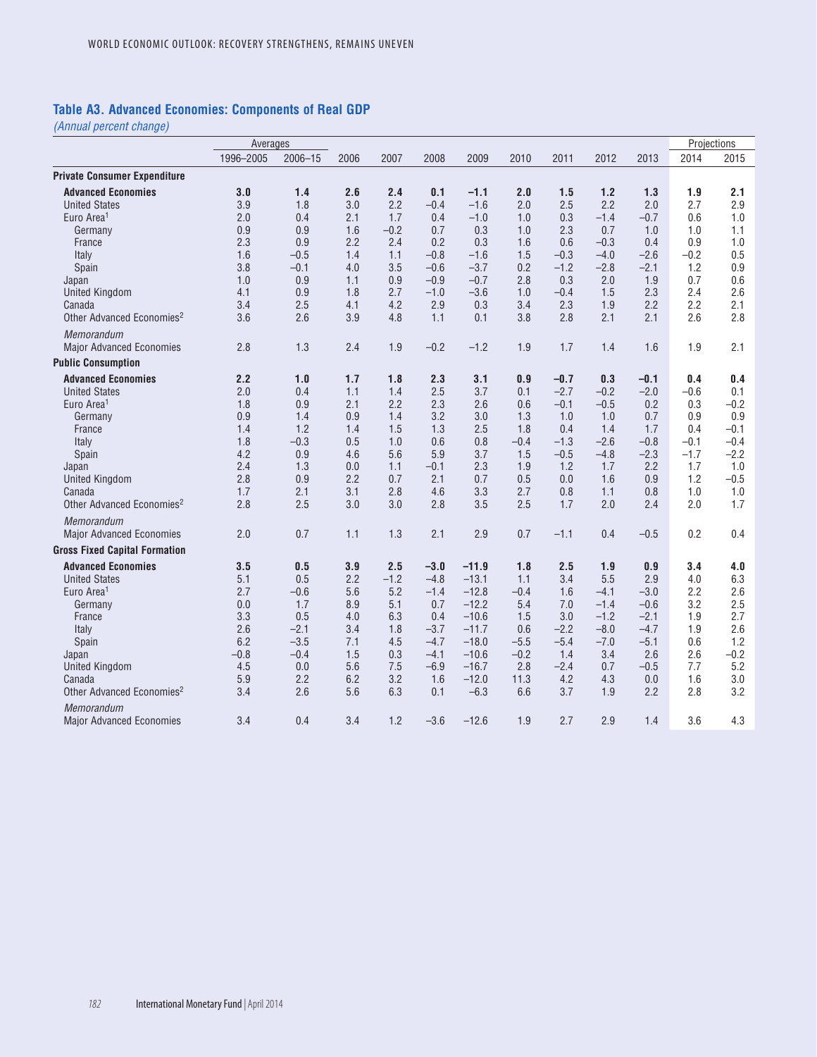## Table A3. Advanced Economies: Components of Real GDP

*(Annual percent change)*

| | Averages | | | | | | | | | | Projections | |
|---|---|---|---|---|---|---|---|---|---|---|---|---|
| | 1996–2005 | 2006–15 | 2006 | 2007 | 2008 | 2009 | 2010 | 2011 | 2012 | 2013 | 2014 | 2015 |
| **Private Consumer Expenditure** | | | | | | | | | | | | |
| **Advanced Economies** | **3.0** | **1.4** | **2.6** | **2.4** | **0.1** | **–1.1** | **2.0** | **1.5** | **1.2** | **1.3** | **1.9** | **2.1** |
| United States | 3.9 | 1.8 | 3.0 | 2.2 | –0.4 | –1.6 | 2.0 | 2.5 | 2.2 | 2.0 | 2.7 | 2.9 |
| Euro Area[1] | 2.0 | 0.4 | 2.1 | 1.7 | 0.4 | –1.0 | 1.0 | 0.3 | –1.4 | –0.7 | 0.6 | 1.0 |
| Germany | 0.9 | 0.9 | 1.6 | –0.2 | 0.7 | 0.3 | 1.0 | 2.3 | 0.7 | 1.0 | 1.0 | 1.1 |
| France | 2.3 | 0.9 | 2.2 | 2.4 | 0.2 | 0.3 | 1.6 | 0.6 | –0.3 | 0.4 | 0.9 | 1.0 |
| Italy | 1.6 | –0.5 | 1.4 | 1.1 | –0.8 | –1.6 | 1.5 | –0.3 | –4.0 | –2.6 | –0.2 | 0.5 |
| Spain | 3.8 | –0.1 | 4.0 | 3.5 | –0.6 | –3.7 | 0.2 | –1.2 | –2.8 | –2.1 | 1.2 | 0.9 |
| Japan | 1.0 | 0.9 | 1.1 | 0.9 | –0.9 | –0.7 | 2.8 | 0.3 | 2.0 | 1.9 | 0.7 | 0.6 |
| United Kingdom | 4.1 | 0.9 | 1.8 | 2.7 | –1.0 | –3.6 | 1.0 | –0.4 | 1.5 | 2.3 | 2.4 | 2.6 |
| Canada | 3.4 | 2.5 | 4.1 | 4.2 | 2.9 | 0.3 | 3.4 | 2.3 | 1.9 | 2.2 | 2.2 | 2.1 |
| Other Advanced Economies[2] | 3.6 | 2.6 | 3.9 | 4.8 | 1.1 | 0.1 | 3.8 | 2.8 | 2.1 | 2.1 | 2.6 | 2.8 |
| *Memorandum* | | | | | | | | | | | | |
| Major Advanced Economies | 2.8 | 1.3 | 2.4 | 1.9 | –0.2 | –1.2 | 1.9 | 1.7 | 1.4 | 1.6 | 1.9 | 2.1 |
| **Public Consumption** | | | | | | | | | | | | |
| **Advanced Economies** | **2.2** | **1.0** | **1.7** | **1.8** | **2.3** | **3.1** | **0.9** | **–0.7** | **0.3** | **–0.1** | **0.4** | **0.4** |
| United States | 2.0 | 0.4 | 1.1 | 1.4 | 2.5 | 3.7 | 0.1 | –2.7 | –0.2 | –2.0 | –0.6 | 0.1 |
| Euro Area[1] | 1.8 | 0.9 | 2.1 | 2.2 | 2.3 | 2.6 | 0.6 | –0.1 | –0.5 | 0.2 | 0.3 | –0.2 |
| Germany | 0.9 | 1.4 | 0.9 | 1.4 | 3.2 | 3.0 | 1.3 | 1.0 | 1.0 | 0.7 | 0.9 | 0.9 |
| France | 1.4 | 1.2 | 1.4 | 1.5 | 1.3 | 2.5 | 1.8 | 0.4 | 1.4 | 1.7 | 0.4 | –0.1 |
| Italy | 1.8 | –0.3 | 0.5 | 1.0 | 0.6 | 0.8 | –0.4 | –1.3 | –2.6 | –0.8 | –0.1 | –0.4 |
| Spain | 4.2 | 0.9 | 4.6 | 5.6 | 5.9 | 3.7 | 1.5 | –0.5 | –4.8 | –2.3 | –1.7 | –2.2 |
| Japan | 2.4 | 1.3 | 0.0 | 1.1 | –0.1 | 2.3 | 1.9 | 1.2 | 1.7 | 2.2 | 1.7 | 1.0 |
| United Kingdom | 2.8 | 0.9 | 2.2 | 0.7 | 2.1 | 0.7 | 0.5 | 0.0 | 1.6 | 0.9 | 1.2 | –0.5 |
| Canada | 1.7 | 2.1 | 3.1 | 2.8 | 4.6 | 3.3 | 2.7 | 0.8 | 1.1 | 0.8 | 1.0 | 1.0 |
| Other Advanced Economies[2] | 2.8 | 2.5 | 3.0 | 3.0 | 2.8 | 3.5 | 2.5 | 1.7 | 2.0 | 2.4 | 2.0 | 1.7 |
| *Memorandum* | | | | | | | | | | | | |
| Major Advanced Economies | 2.0 | 0.7 | 1.1 | 1.3 | 2.1 | 2.9 | 0.7 | –1.1 | 0.4 | –0.5 | 0.2 | 0.4 |
| **Gross Fixed Capital Formation** | | | | | | | | | | | | |
| **Advanced Economies** | **3.5** | **0.5** | **3.9** | **2.5** | **–3.0** | **–11.9** | **1.8** | **2.5** | **1.9** | **0.9** | **3.4** | **4.0** |
| United States | 5.1 | 0.5 | 2.2 | –1.2 | –4.8 | –13.1 | 1.1 | 3.4 | 5.5 | 2.9 | 4.0 | 6.3 |
| Euro Area[1] | 2.7 | –0.6 | 5.6 | 5.2 | –1.4 | –12.8 | –0.4 | 1.6 | –4.1 | –3.0 | 2.2 | 2.6 |
| Germany | 0.0 | 1.7 | 8.9 | 5.1 | 0.7 | –12.2 | 5.4 | 7.0 | –1.4 | –0.6 | 3.2 | 2.5 |
| France | 3.3 | 0.5 | 4.0 | 6.3 | 0.4 | –10.6 | 1.5 | 3.0 | –1.2 | –2.1 | 1.9 | 2.7 |
| Italy | 2.6 | –2.1 | 3.4 | 1.8 | –3.7 | –11.7 | 0.6 | –2.2 | –8.0 | –4.7 | 1.9 | 2.6 |
| Spain | 6.2 | –3.5 | 7.1 | 4.5 | –4.7 | –18.0 | –5.5 | –5.4 | –7.0 | –5.1 | 0.6 | 1.2 |
| Japan | –0.8 | –0.4 | 1.5 | 0.3 | –4.1 | –10.6 | –0.2 | 1.4 | 3.4 | 2.6 | 2.6 | –0.2 |
| United Kingdom | 4.5 | 0.0 | 5.6 | 7.5 | –6.9 | –16.7 | 2.8 | –2.4 | 0.7 | –0.5 | 7.7 | 5.2 |
| Canada | 5.9 | 2.2 | 6.2 | 3.2 | 1.6 | –12.0 | 11.3 | 4.2 | 4.3 | 0.0 | 1.6 | 3.0 |
| Other Advanced Economies[2] | 3.4 | 2.6 | 5.6 | 6.3 | 0.1 | –6.3 | 6.6 | 3.7 | 1.9 | 2.2 | 2.8 | 3.2 |
| *Memorandum* | | | | | | | | | | | | |
| Major Advanced Economies | 3.4 | 0.4 | 3.4 | 1.2 | –3.6 | –12.6 | 1.9 | 2.7 | 2.9 | 1.4 | 3.6 | 4.3 |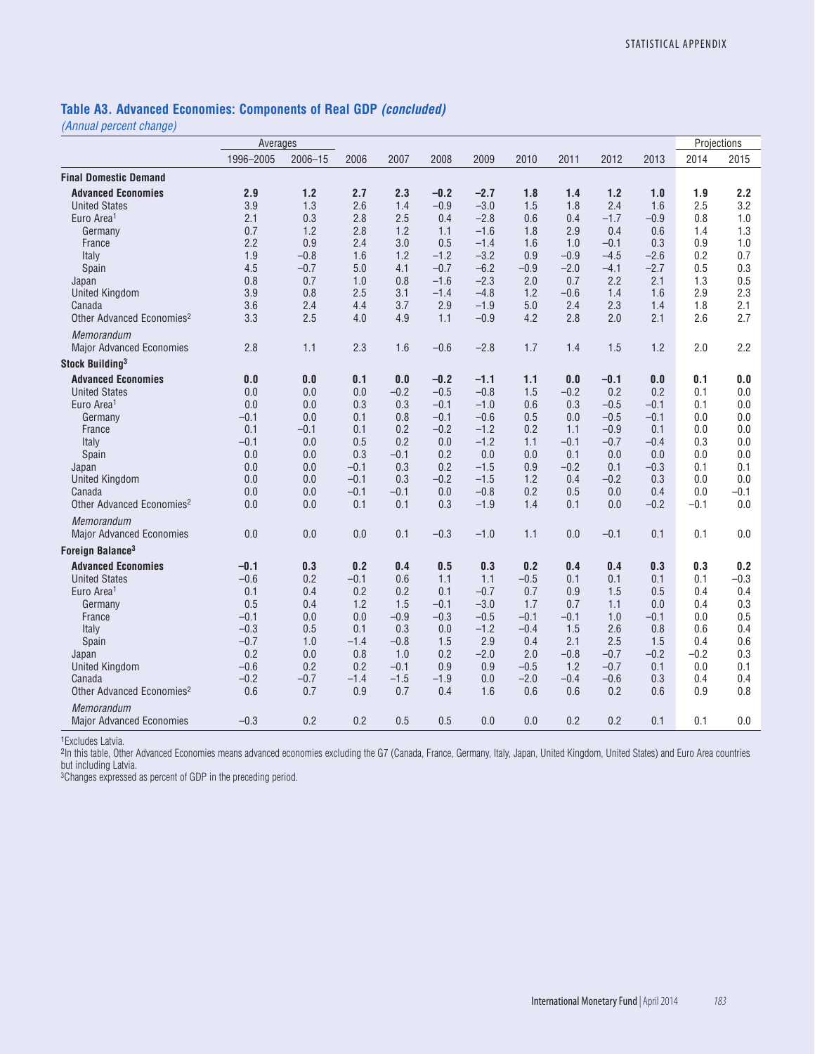## Table A3. Advanced Economies: Components of Real GDP *(concluded)*

*(Annual percent change)*

| | Averages | | | | | | | | | | Projections | |
|---|---|---|---|---|---|---|---|---|---|---|---|---|
| | 1996–2005 | 2006–15 | 2006 | 2007 | 2008 | 2009 | 2010 | 2011 | 2012 | 2013 | 2014 | 2015 |
| **Final Domestic Demand** | | | | | | | | | | | | |
| **Advanced Economies** | **2.9** | **1.2** | **2.7** | **2.3** | **–0.2** | **–2.7** | **1.8** | **1.4** | **1.2** | **1.0** | **1.9** | **2.2** |
| United States | 3.9 | 1.3 | 2.6 | 1.4 | –0.9 | –3.0 | 1.5 | 1.8 | 2.4 | 1.6 | 2.5 | 3.2 |
| Euro Area[1] | 2.1 | 0.3 | 2.8 | 2.5 | 0.4 | –2.8 | 0.6 | 0.4 | –1.7 | –0.9 | 0.8 | 1.0 |
| Germany | 0.7 | 1.2 | 2.8 | 1.2 | 1.1 | –1.6 | 1.8 | 2.9 | 0.4 | 0.6 | 1.4 | 1.3 |
| France | 2.2 | 0.9 | 2.4 | 3.0 | 0.5 | –1.4 | 1.6 | 1.0 | –0.1 | 0.3 | 0.9 | 1.0 |
| Italy | 1.9 | –0.8 | 1.6 | 1.2 | –1.2 | –3.2 | 0.9 | –0.9 | –4.5 | –2.6 | 0.2 | 0.7 |
| Spain | 4.5 | –0.7 | 5.0 | 4.1 | –0.7 | –6.2 | –0.9 | –2.0 | –4.1 | –2.7 | 0.5 | 0.3 |
| Japan | 0.8 | 0.7 | 1.0 | 0.8 | –1.6 | –2.3 | 2.0 | 0.7 | 2.2 | 2.1 | 1.3 | 0.5 |
| United Kingdom | 3.9 | 0.8 | 2.5 | 3.1 | –1.4 | –4.8 | 1.2 | –0.6 | 1.4 | 1.6 | 2.9 | 2.3 |
| Canada | 3.6 | 2.4 | 4.4 | 3.7 | 2.9 | –1.9 | 5.0 | 2.4 | 2.3 | 1.4 | 1.8 | 2.1 |
| Other Advanced Economies[2] | 3.3 | 2.5 | 4.0 | 4.9 | 1.1 | –0.9 | 4.2 | 2.8 | 2.0 | 2.1 | 2.6 | 2.7 |
| *Memorandum* | | | | | | | | | | | | |
| Major Advanced Economies | 2.8 | 1.1 | 2.3 | 1.6 | –0.6 | –2.8 | 1.7 | 1.4 | 1.5 | 1.2 | 2.0 | 2.2 |
| **Stock Building[3]** | | | | | | | | | | | | |
| **Advanced Economies** | **0.0** | **0.0** | **0.1** | **0.0** | **–0.2** | **–1.1** | **1.1** | **0.0** | **–0.1** | **0.0** | **0.1** | **0.0** |
| United States | 0.0 | 0.0 | 0.0 | –0.2 | –0.5 | –0.8 | 1.5 | –0.2 | 0.2 | 0.2 | 0.1 | 0.0 |
| Euro Area[1] | 0.0 | 0.0 | 0.3 | 0.3 | –0.1 | –1.0 | 0.6 | 0.3 | –0.5 | –0.1 | 0.1 | 0.0 |
| Germany | –0.1 | 0.0 | 0.1 | 0.8 | –0.1 | –0.6 | 0.5 | 0.0 | –0.5 | –0.1 | 0.0 | 0.0 |
| France | 0.1 | –0.1 | 0.1 | 0.2 | –0.2 | –1.2 | 0.2 | 1.1 | –0.9 | 0.1 | 0.0 | 0.0 |
| Italy | –0.1 | 0.0 | 0.5 | 0.2 | 0.0 | –1.2 | 1.1 | –0.1 | –0.7 | –0.4 | 0.3 | 0.0 |
| Spain | 0.0 | 0.0 | 0.3 | –0.1 | 0.2 | 0.0 | 0.0 | 0.1 | 0.0 | 0.0 | 0.0 | 0.0 |
| Japan | 0.0 | 0.0 | –0.1 | 0.3 | 0.2 | –1.5 | 0.9 | –0.2 | 0.1 | –0.3 | 0.1 | 0.1 |
| United Kingdom | 0.0 | 0.0 | –0.1 | 0.3 | –0.2 | –1.5 | 1.2 | 0.4 | –0.2 | 0.3 | 0.0 | 0.0 |
| Canada | 0.0 | 0.0 | –0.1 | –0.1 | 0.0 | –0.8 | 0.2 | 0.5 | 0.0 | 0.4 | 0.0 | –0.1 |
| Other Advanced Economies[2] | 0.0 | 0.0 | 0.1 | 0.1 | 0.3 | –1.9 | 1.4 | 0.1 | 0.0 | –0.2 | –0.1 | 0.0 |
| *Memorandum* | | | | | | | | | | | | |
| Major Advanced Economies | 0.0 | 0.0 | 0.0 | 0.1 | –0.3 | –1.0 | 1.1 | 0.0 | –0.1 | 0.1 | 0.1 | 0.0 |
| **Foreign Balance[3]** | | | | | | | | | | | | |
| **Advanced Economies** | **–0.1** | **0.3** | **0.2** | **0.4** | **0.5** | **0.3** | **0.2** | **0.4** | **0.4** | **0.3** | **0.3** | **0.2** |
| United States | –0.6 | 0.2 | –0.1 | 0.6 | 1.1 | 1.1 | –0.5 | 0.1 | 0.1 | 0.1 | 0.1 | –0.3 |
| Euro Area[1] | 0.1 | 0.4 | 0.2 | 0.2 | 0.1 | –0.7 | 0.7 | 0.9 | 1.5 | 0.5 | 0.4 | 0.4 |
| Germany | 0.5 | 0.4 | 1.2 | 1.5 | –0.1 | –3.0 | 1.7 | 0.7 | 1.1 | 0.0 | 0.4 | 0.3 |
| France | –0.1 | 0.0 | 0.0 | –0.9 | –0.3 | –0.5 | –0.1 | –0.1 | 1.0 | –0.1 | 0.0 | 0.5 |
| Italy | –0.3 | 0.5 | 0.1 | 0.3 | 0.0 | –1.2 | –0.4 | 1.5 | 2.6 | 0.8 | 0.6 | 0.4 |
| Spain | –0.7 | 1.0 | –1.4 | –0.8 | 1.5 | 2.9 | 0.4 | 2.1 | 2.5 | 1.5 | 0.4 | 0.6 |
| Japan | 0.2 | 0.0 | 0.8 | 1.0 | 0.2 | –2.0 | 2.0 | –0.8 | –0.7 | –0.2 | –0.2 | 0.3 |
| United Kingdom | –0.6 | 0.2 | 0.2 | –0.1 | 0.9 | 0.9 | –0.5 | 1.2 | –0.7 | 0.1 | 0.0 | 0.1 |
| Canada | –0.2 | –0.7 | –1.4 | –1.5 | –1.9 | 0.0 | –2.0 | –0.4 | –0.6 | 0.3 | 0.4 | 0.4 |
| Other Advanced Economies[2] | 0.6 | 0.7 | 0.9 | 0.7 | 0.4 | 1.6 | 0.6 | 0.6 | 0.2 | 0.6 | 0.9 | 0.8 |
| *Memorandum* | | | | | | | | | | | | |
| Major Advanced Economies | –0.3 | 0.2 | 0.2 | 0.5 | 0.5 | 0.0 | 0.0 | 0.2 | 0.2 | 0.1 | 0.1 | 0.0 |

[1]Excludes Latvia.
[2]In this table, Other Advanced Economies means advanced economies excluding the G7 (Canada, France, Germany, Italy, Japan, United Kingdom, United States) and Euro Area countries but including Latvia.
[3]Changes expressed as percent of GDP in the preceding period.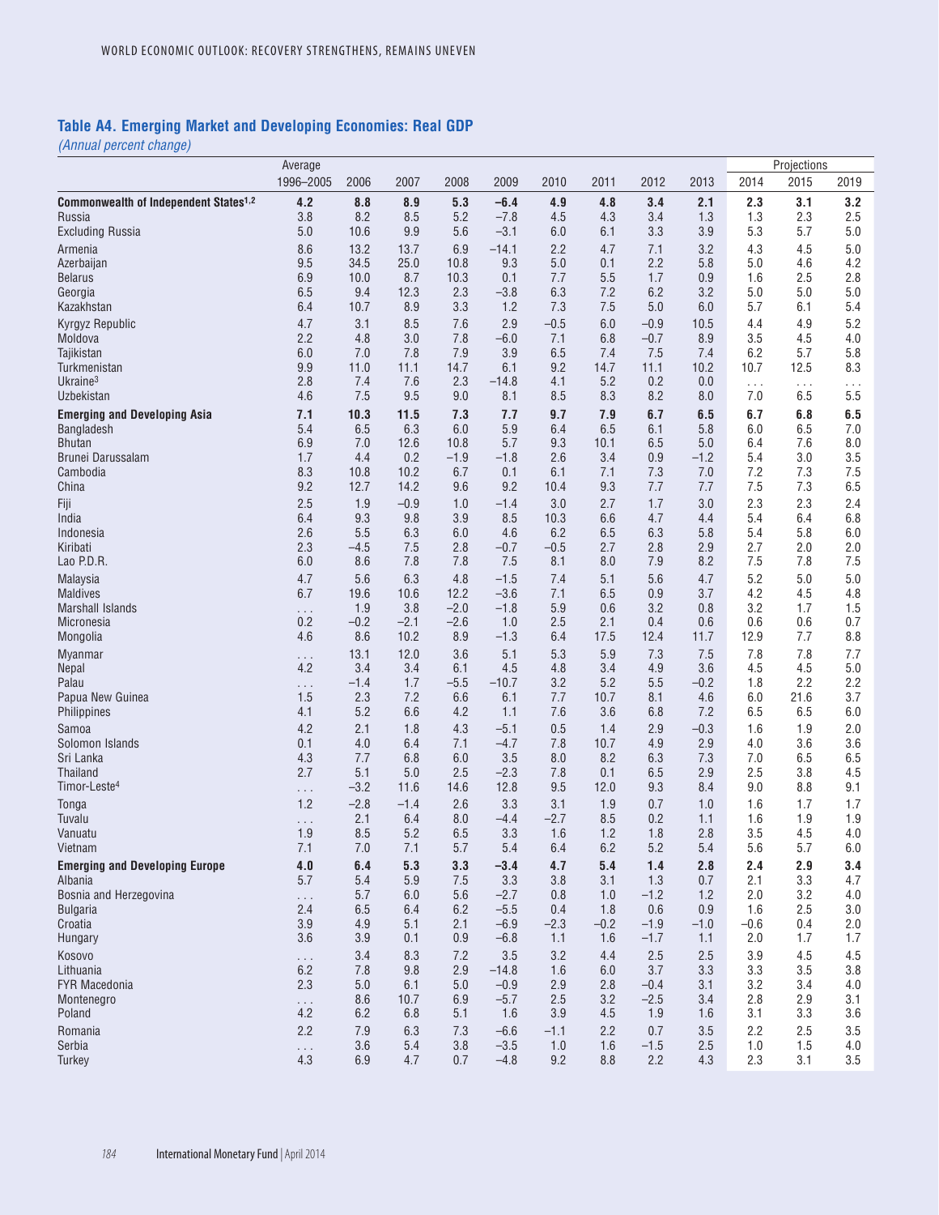## Table A4. Emerging Market and Developing Economies: Real GDP

*(Annual percent change)*

| | Average | | | | | | | | | Projections | | |
|---|---|---|---|---|---|---|---|---|---|---|---|---|
| | 1996–2005 | 2006 | 2007 | 2008 | 2009 | 2010 | 2011 | 2012 | 2013 | 2014 | 2015 | 2019 |
| **Commonwealth of Independent States[1,2]** | **4.2** | **8.8** | **8.9** | **5.3** | **–6.4** | **4.9** | **4.8** | **3.4** | **2.1** | **2.3** | **3.1** | **3.2** |
| Russia | 3.8 | 8.2 | 8.5 | 5.2 | –7.8 | 4.5 | 4.3 | 3.4 | 1.3 | 1.3 | 2.3 | 2.5 |
| Excluding Russia | 5.0 | 10.6 | 9.9 | 5.6 | –3.1 | 6.0 | 6.1 | 3.3 | 3.9 | 5.3 | 5.7 | 5.0 |
| Armenia | 8.6 | 13.2 | 13.7 | 6.9 | –14.1 | 2.2 | 4.7 | 7.1 | 3.2 | 4.3 | 4.5 | 5.0 |
| Azerbaijan | 9.5 | 34.5 | 25.0 | 10.8 | 9.3 | 5.0 | 0.1 | 2.2 | 5.8 | 5.0 | 4.6 | 4.2 |
| Belarus | 6.9 | 10.0 | 8.7 | 10.3 | 0.1 | 7.7 | 5.5 | 1.7 | 0.9 | 1.6 | 2.5 | 2.8 |
| Georgia | 6.5 | 9.4 | 12.3 | 2.3 | –3.8 | 6.3 | 7.2 | 6.2 | 3.2 | 5.0 | 5.0 | 5.0 |
| Kazakhstan | 6.4 | 10.7 | 8.9 | 3.3 | 1.2 | 7.3 | 7.5 | 5.0 | 6.0 | 5.7 | 6.1 | 5.4 |
| Kyrgyz Republic | 4.7 | 3.1 | 8.5 | 7.6 | 2.9 | –0.5 | 6.0 | –0.9 | 10.5 | 4.4 | 4.9 | 5.2 |
| Moldova | 2.2 | 4.8 | 3.0 | 7.8 | –6.0 | 7.1 | 6.8 | –0.7 | 8.9 | 3.5 | 4.5 | 4.0 |
| Tajikistan | 6.0 | 7.0 | 7.8 | 7.9 | 3.9 | 6.5 | 7.4 | 7.5 | 7.4 | 6.2 | 5.7 | 5.8 |
| Turkmenistan | 9.9 | 11.0 | 11.1 | 14.7 | 6.1 | 9.2 | 14.7 | 11.1 | 10.2 | 10.7 | 12.5 | 8.3 |
| Ukraine[3] | 2.8 | 7.4 | 7.6 | 2.3 | –14.8 | 4.1 | 5.2 | 0.2 | 0.0 | . . . | . . . | . . . |
| Uzbekistan | 4.6 | 7.5 | 9.5 | 9.0 | 8.1 | 8.5 | 8.3 | 8.2 | 8.0 | 7.0 | 6.5 | 5.5 |
| **Emerging and Developing Asia** | **7.1** | **10.3** | **11.5** | **7.3** | **7.7** | **9.7** | **7.9** | **6.7** | **6.5** | **6.7** | **6.8** | **6.5** |
| Bangladesh | 5.4 | 6.5 | 6.3 | 6.0 | 5.9 | 6.4 | 6.5 | 6.1 | 5.8 | 6.0 | 6.5 | 7.0 |
| Bhutan | 6.9 | 7.0 | 12.6 | 10.8 | 5.7 | 9.3 | 10.1 | 6.5 | 5.0 | 6.4 | 7.6 | 8.0 |
| Brunei Darussalam | 1.7 | 4.4 | 0.2 | –1.9 | –1.8 | 2.6 | 3.4 | 0.9 | –1.2 | 5.4 | 3.0 | 3.5 |
| Cambodia | 8.3 | 10.8 | 10.2 | 6.7 | 0.1 | 6.1 | 7.1 | 7.3 | 7.0 | 7.2 | 7.3 | 7.5 |
| China | 9.2 | 12.7 | 14.2 | 9.6 | 9.2 | 10.4 | 9.3 | 7.7 | 7.7 | 7.5 | 7.3 | 6.5 |
| Fiji | 2.5 | 1.9 | –0.9 | 1.0 | –1.4 | 3.0 | 2.7 | 1.7 | 3.0 | 2.3 | 2.3 | 2.4 |
| India | 6.4 | 9.3 | 9.8 | 3.9 | 8.5 | 10.3 | 6.6 | 4.7 | 4.4 | 5.4 | 6.4 | 6.8 |
| Indonesia | 2.6 | 5.5 | 6.3 | 6.0 | 4.6 | 6.2 | 6.5 | 6.3 | 5.8 | 5.4 | 5.8 | 6.0 |
| Kiribati | 2.3 | –4.5 | 7.5 | 2.8 | –0.7 | –0.5 | 2.7 | 2.8 | 2.9 | 2.7 | 2.0 | 2.0 |
| Lao P.D.R. | 6.0 | 8.6 | 7.8 | 7.8 | 7.5 | 8.1 | 8.0 | 7.9 | 8.2 | 7.5 | 7.8 | 7.5 |
| Malaysia | 4.7 | 5.6 | 6.3 | 4.8 | –1.5 | 7.4 | 5.1 | 5.6 | 4.7 | 5.2 | 5.0 | 5.0 |
| Maldives | 6.7 | 19.6 | 10.6 | 12.2 | –3.6 | 7.1 | 6.5 | 0.9 | 3.7 | 4.2 | 4.5 | 4.8 |
| Marshall Islands | . . . | 1.9 | 3.8 | –2.0 | –1.8 | 5.9 | 0.6 | 3.2 | 0.8 | 3.2 | 1.7 | 1.5 |
| Micronesia | 0.2 | –0.2 | –2.1 | –2.6 | 1.0 | 2.5 | 2.1 | 0.4 | 0.6 | 0.6 | 0.6 | 0.7 |
| Mongolia | 4.6 | 8.6 | 10.2 | 8.9 | –1.3 | 6.4 | 17.5 | 12.4 | 11.7 | 12.9 | 7.7 | 8.8 |
| Myanmar | . . . | 13.1 | 12.0 | 3.6 | 5.1 | 5.3 | 5.9 | 7.3 | 7.5 | 7.8 | 7.8 | 7.7 |
| Nepal | 4.2 | 3.4 | 3.4 | 6.1 | 4.5 | 4.8 | 3.4 | 4.9 | 3.6 | 4.5 | 4.5 | 5.0 |
| Palau | . . . | –1.4 | 1.7 | –5.5 | –10.7 | 3.2 | 5.2 | 5.5 | –0.2 | 1.8 | 2.2 | 2.2 |
| Papua New Guinea | 1.5 | 2.3 | 7.2 | 6.6 | 6.1 | 7.7 | 10.7 | 8.1 | 4.6 | 6.0 | 21.6 | 3.7 |
| Philippines | 4.1 | 5.2 | 6.6 | 4.2 | 1.1 | 7.6 | 3.6 | 6.8 | 7.2 | 6.5 | 6.5 | 6.0 |
| Samoa | 4.2 | 2.1 | 1.8 | 4.3 | –5.1 | 0.5 | 1.4 | 2.9 | –0.3 | 1.6 | 1.9 | 2.0 |
| Solomon Islands | 0.1 | 4.0 | 6.4 | 7.1 | –4.7 | 7.8 | 10.7 | 4.9 | 2.9 | 4.0 | 3.6 | 3.6 |
| Sri Lanka | 4.3 | 7.7 | 6.8 | 6.0 | 3.5 | 8.0 | 8.2 | 6.3 | 7.3 | 7.0 | 6.5 | 6.5 |
| Thailand | 2.7 | 5.1 | 5.0 | 2.5 | –2.3 | 7.8 | 0.1 | 6.5 | 2.9 | 2.5 | 3.8 | 4.5 |
| Timor-Leste[4] | . . . | –3.2 | 11.6 | 14.6 | 12.8 | 9.5 | 12.0 | 9.3 | 8.4 | 9.0 | 8.8 | 9.1 |
| Tonga | 1.2 | –2.8 | –1.4 | 2.6 | 3.3 | 3.1 | 1.9 | 0.7 | 1.0 | 1.6 | 1.7 | 1.7 |
| Tuvalu | . . . | 2.1 | 6.4 | 8.0 | –4.4 | –2.7 | 8.5 | 0.2 | 1.1 | 1.6 | 1.9 | 1.9 |
| Vanuatu | 1.9 | 8.5 | 5.2 | 6.5 | 3.3 | 1.6 | 1.2 | 1.8 | 2.8 | 3.5 | 4.5 | 4.0 |
| Vietnam | 7.1 | 7.0 | 7.1 | 5.7 | 5.4 | 6.4 | 6.2 | 5.2 | 5.4 | 5.6 | 5.7 | 6.0 |
| **Emerging and Developing Europe** | **4.0** | **6.4** | **5.3** | **3.3** | **–3.4** | **4.7** | **5.4** | **1.4** | **2.8** | **2.4** | **2.9** | **3.4** |
| Albania | 5.7 | 5.4 | 5.9 | 7.5 | 3.3 | 3.8 | 3.1 | 1.3 | 0.7 | 2.1 | 3.3 | 4.7 |
| Bosnia and Herzegovina | . . . | 5.7 | 6.0 | 5.6 | –2.7 | 0.8 | 1.0 | –1.2 | 1.2 | 2.0 | 3.2 | 4.0 |
| Bulgaria | 2.4 | 6.5 | 6.4 | 6.2 | –5.5 | 0.4 | 1.8 | 0.6 | 0.9 | 1.6 | 2.5 | 3.0 |
| Croatia | 3.9 | 4.9 | 5.1 | 2.1 | –6.9 | –2.3 | –0.2 | –1.9 | –1.0 | –0.6 | 0.4 | 2.0 |
| Hungary | 3.6 | 3.9 | 0.1 | 0.9 | –6.8 | 1.1 | 1.6 | –1.7 | 1.1 | 2.0 | 1.7 | 1.7 |
| Kosovo | . . . | 3.4 | 8.3 | 7.2 | 3.5 | 3.2 | 4.4 | 2.5 | 2.5 | 3.9 | 4.5 | 4.5 |
| Lithuania | 6.2 | 7.8 | 9.8 | 2.9 | –14.8 | 1.6 | 6.0 | 3.7 | 3.3 | 3.3 | 3.5 | 3.8 |
| FYR Macedonia | 2.3 | 5.0 | 6.1 | 5.0 | –0.9 | 2.9 | 2.8 | –0.4 | 3.1 | 3.2 | 3.4 | 4.0 |
| Montenegro | . . . | 8.6 | 10.7 | 6.9 | –5.7 | 2.5 | 3.2 | –2.5 | 3.4 | 2.8 | 2.9 | 3.1 |
| Poland | 4.2 | 6.2 | 6.8 | 5.1 | 1.6 | 3.9 | 4.5 | 1.9 | 1.6 | 3.1 | 3.3 | 3.6 |
| Romania | 2.2 | 7.9 | 6.3 | 7.3 | –6.6 | –1.1 | 2.2 | 0.7 | 3.5 | 2.2 | 2.5 | 3.5 |
| Serbia | . . . | 3.6 | 5.4 | 3.8 | –3.5 | 1.0 | 1.6 | –1.5 | 2.5 | 1.0 | 1.5 | 4.0 |
| Turkey | 4.3 | 6.9 | 4.7 | 0.7 | –4.8 | 9.2 | 8.8 | 2.2 | 4.3 | 2.3 | 3.1 | 3.5 |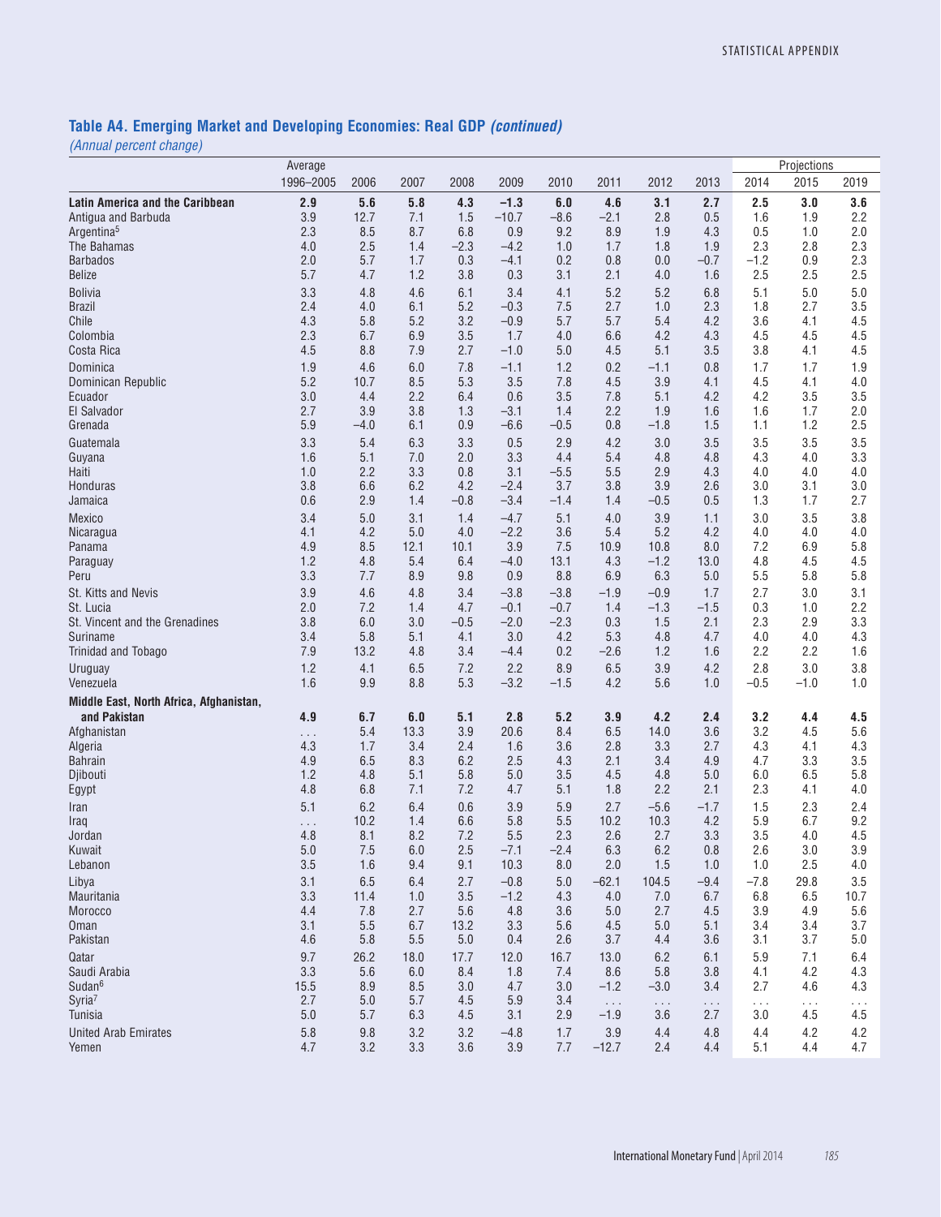## Table A4. Emerging Market and Developing Economies: Real GDP *(continued)*

*(Annual percent change)*

| | Average 1996–2005 | 2006 | 2007 | 2008 | 2009 | 2010 | 2011 | 2012 | 2013 | Projections 2014 | 2015 | 2019 |
|---|---|---|---|---|---|---|---|---|---|---|---|---|
| **Latin America and the Caribbean** | **2.9** | **5.6** | **5.8** | **4.3** | **–1.3** | **6.0** | **4.6** | **3.1** | **2.7** | **2.5** | **3.0** | **3.6** |
| Antigua and Barbuda | 3.9 | 12.7 | 7.1 | 1.5 | –10.7 | –8.6 | –2.1 | 2.8 | 0.5 | 1.6 | 1.9 | 2.2 |
| Argentina[5] | 2.3 | 8.5 | 8.7 | 6.8 | 0.9 | 9.2 | 8.9 | 1.9 | 4.3 | 0.5 | 1.0 | 2.0 |
| The Bahamas | 4.0 | 2.5 | 1.4 | –2.3 | –4.2 | 1.0 | 1.7 | 1.8 | 1.9 | 2.3 | 2.8 | 2.3 |
| Barbados | 2.0 | 5.7 | 1.7 | 0.3 | –4.1 | 0.2 | 0.8 | 0.0 | –0.7 | –1.2 | 0.9 | 2.3 |
| Belize | 5.7 | 4.7 | 1.2 | 3.8 | 0.3 | 3.1 | 2.1 | 4.0 | 1.6 | 2.5 | 2.5 | 2.5 |
| Bolivia | 3.3 | 4.8 | 4.6 | 6.1 | 3.4 | 4.1 | 5.2 | 5.2 | 6.8 | 5.1 | 5.0 | 5.0 |
| Brazil | 2.4 | 4.0 | 6.1 | 5.2 | –0.3 | 7.5 | 2.7 | 1.0 | 2.3 | 1.8 | 2.7 | 3.5 |
| Chile | 4.3 | 5.8 | 5.2 | 3.2 | –0.9 | 5.7 | 5.7 | 5.4 | 4.2 | 3.6 | 4.1 | 4.5 |
| Colombia | 2.3 | 6.7 | 6.9 | 3.5 | 1.7 | 4.0 | 6.6 | 4.2 | 4.3 | 4.5 | 4.5 | 4.5 |
| Costa Rica | 4.5 | 8.8 | 7.9 | 2.7 | –1.0 | 5.0 | 4.5 | 5.1 | 3.5 | 3.8 | 4.1 | 4.5 |
| Dominica | 1.9 | 4.6 | 6.0 | 7.8 | –1.1 | 1.2 | 0.2 | –1.1 | 0.8 | 1.7 | 1.7 | 1.9 |
| Dominican Republic | 5.2 | 10.7 | 8.5 | 5.3 | 3.5 | 7.8 | 4.5 | 3.9 | 4.1 | 4.5 | 4.1 | 4.0 |
| Ecuador | 3.0 | 4.4 | 2.2 | 6.4 | 0.6 | 3.5 | 7.8 | 5.1 | 4.2 | 4.2 | 3.5 | 3.5 |
| El Salvador | 2.7 | 3.9 | 3.8 | 1.3 | –3.1 | 1.4 | 2.2 | 1.9 | 1.6 | 1.6 | 1.7 | 2.0 |
| Grenada | 5.9 | –4.0 | 6.1 | 0.9 | –6.6 | –0.5 | 0.8 | –1.8 | 1.5 | 1.1 | 1.2 | 2.5 |
| Guatemala | 3.3 | 5.4 | 6.3 | 3.3 | 0.5 | 2.9 | 4.2 | 3.0 | 3.5 | 3.5 | 3.5 | 3.5 |
| Guyana | 1.6 | 5.1 | 7.0 | 2.0 | 3.3 | 4.4 | 5.4 | 4.8 | 4.8 | 4.3 | 4.0 | 3.3 |
| Haiti | 1.0 | 2.2 | 3.3 | 0.8 | 3.1 | –5.5 | 5.5 | 2.9 | 4.3 | 4.0 | 4.0 | 4.0 |
| Honduras | 3.8 | 6.6 | 6.2 | 4.2 | –2.4 | 3.7 | 3.8 | 3.9 | 2.6 | 3.0 | 3.1 | 3.0 |
| Jamaica | 0.6 | 2.9 | 1.4 | –0.8 | –3.4 | –1.4 | 1.4 | –0.5 | 0.5 | 1.3 | 1.7 | 2.7 |
| Mexico | 3.4 | 5.0 | 3.1 | 1.4 | –4.7 | 5.1 | 4.0 | 3.9 | 1.1 | 3.0 | 3.5 | 3.8 |
| Nicaragua | 4.1 | 4.2 | 5.0 | 4.0 | –2.2 | 3.6 | 5.4 | 5.2 | 4.2 | 4.0 | 4.0 | 4.0 |
| Panama | 4.9 | 8.5 | 12.1 | 10.1 | 3.9 | 7.5 | 10.9 | 10.8 | 8.0 | 7.2 | 6.9 | 5.8 |
| Paraguay | 1.2 | 4.8 | 5.4 | 6.4 | –4.0 | 13.1 | 4.3 | –1.2 | 13.0 | 4.8 | 4.5 | 4.5 |
| Peru | 3.3 | 7.7 | 8.9 | 9.8 | 0.9 | 8.8 | 6.9 | 6.3 | 5.0 | 5.5 | 5.8 | 5.8 |
| St. Kitts and Nevis | 3.9 | 4.6 | 4.8 | 3.4 | –3.8 | –3.8 | –1.9 | –0.9 | 1.7 | 2.7 | 3.0 | 3.1 |
| St. Lucia | 2.0 | 7.2 | 1.4 | 4.7 | –0.1 | –0.7 | 1.4 | –1.3 | –1.5 | 0.3 | 1.0 | 2.2 |
| St. Vincent and the Grenadines | 3.8 | 6.0 | 3.0 | –0.5 | –2.0 | –2.3 | 0.3 | 1.5 | 2.1 | 2.3 | 2.9 | 3.3 |
| Suriname | 3.4 | 5.8 | 5.1 | 4.1 | 3.0 | 4.2 | 5.3 | 4.8 | 4.7 | 4.0 | 4.0 | 4.3 |
| Trinidad and Tobago | 7.9 | 13.2 | 4.8 | 3.4 | –4.4 | 0.2 | –2.6 | 1.2 | 1.6 | 2.2 | 2.2 | 1.6 |
| Uruguay | 1.2 | 4.1 | 6.5 | 7.2 | 2.2 | 8.9 | 6.5 | 3.9 | 4.2 | 2.8 | 3.0 | 3.8 |
| Venezuela | 1.6 | 9.9 | 8.8 | 5.3 | –3.2 | –1.5 | 4.2 | 5.6 | 1.0 | –0.5 | –1.0 | 1.0 |
| **Middle East, North Africa, Afghanistan, and Pakistan** | **4.9** | **6.7** | **6.0** | **5.1** | **2.8** | **5.2** | **3.9** | **4.2** | **2.4** | **3.2** | **4.4** | **4.5** |
| Afghanistan | . . . | 5.4 | 13.3 | 3.9 | 20.6 | 8.4 | 6.5 | 14.0 | 3.6 | 3.2 | 4.5 | 5.6 |
| Algeria | 4.3 | 1.7 | 3.4 | 2.4 | 1.6 | 3.6 | 2.8 | 3.3 | 2.7 | 4.3 | 4.1 | 4.3 |
| Bahrain | 4.9 | 6.5 | 8.3 | 6.2 | 2.5 | 4.3 | 2.1 | 3.4 | 4.9 | 4.7 | 3.3 | 3.5 |
| Djibouti | 1.2 | 4.8 | 5.1 | 5.8 | 5.0 | 3.5 | 4.5 | 4.8 | 5.0 | 6.0 | 6.5 | 5.8 |
| Egypt | 4.8 | 6.8 | 7.1 | 7.2 | 4.7 | 5.1 | 1.8 | 2.2 | 2.1 | 2.3 | 4.1 | 4.0 |
| Iran | 5.1 | 6.2 | 6.4 | 0.6 | 3.9 | 5.9 | 2.7 | –5.6 | –1.7 | 1.5 | 2.3 | 2.4 |
| Iraq | . . . | 10.2 | 1.4 | 6.6 | 5.8 | 5.5 | 10.2 | 10.3 | 4.2 | 5.9 | 6.7 | 9.2 |
| Jordan | 4.8 | 8.1 | 8.2 | 7.2 | 5.5 | 2.3 | 2.6 | 2.7 | 3.3 | 3.5 | 4.0 | 4.5 |
| Kuwait | 5.0 | 7.5 | 6.0 | 2.5 | –7.1 | –2.4 | 6.3 | 6.2 | 0.8 | 2.6 | 3.0 | 3.9 |
| Lebanon | 3.5 | 1.6 | 9.4 | 9.1 | 10.3 | 8.0 | 2.0 | 1.5 | 1.0 | 1.0 | 2.5 | 4.0 |
| Libya | 3.1 | 6.5 | 6.4 | 2.7 | –0.8 | 5.0 | –62.1 | 104.5 | –9.4 | –7.8 | 29.8 | 3.5 |
| Mauritania | 3.3 | 11.4 | 1.0 | 3.5 | –1.2 | 4.3 | 4.0 | 7.0 | 6.7 | 6.8 | 6.5 | 10.7 |
| Morocco | 4.4 | 7.8 | 2.7 | 5.6 | 4.8 | 3.6 | 5.0 | 2.7 | 4.5 | 3.9 | 4.9 | 5.6 |
| Oman | 3.1 | 5.5 | 6.7 | 13.2 | 3.3 | 5.6 | 4.5 | 5.0 | 5.1 | 3.4 | 3.4 | 3.7 |
| Pakistan | 4.6 | 5.8 | 5.5 | 5.0 | 0.4 | 2.6 | 3.7 | 4.4 | 3.6 | 3.1 | 3.7 | 5.0 |
| Qatar | 9.7 | 26.2 | 18.0 | 17.7 | 12.0 | 16.7 | 13.0 | 6.2 | 6.1 | 5.9 | 7.1 | 6.4 |
| Saudi Arabia | 3.3 | 5.6 | 6.0 | 8.4 | 1.8 | 7.4 | 8.6 | 5.8 | 3.8 | 4.1 | 4.2 | 4.3 |
| Sudan[6] | 15.5 | 8.9 | 8.5 | 3.0 | 4.7 | 3.0 | –1.2 | –3.0 | 3.4 | 2.7 | 4.6 | 4.3 |
| Syria[7] | 2.7 | 5.0 | 5.7 | 4.5 | 5.9 | 3.4 | . . . | . . . | . . . | . . . | . . . | . . . |
| Tunisia | 5.0 | 5.7 | 6.3 | 4.5 | 3.1 | 2.9 | –1.9 | 3.6 | 2.7 | 3.0 | 4.5 | 4.5 |
| United Arab Emirates | 5.8 | 9.8 | 3.2 | 3.2 | –4.8 | 1.7 | 3.9 | 4.4 | 4.8 | 4.4 | 4.2 | 4.2 |
| Yemen | 4.7 | 3.2 | 3.3 | 3.6 | 3.9 | 7.7 | –12.7 | 2.4 | 4.4 | 5.1 | 4.4 | 4.7 |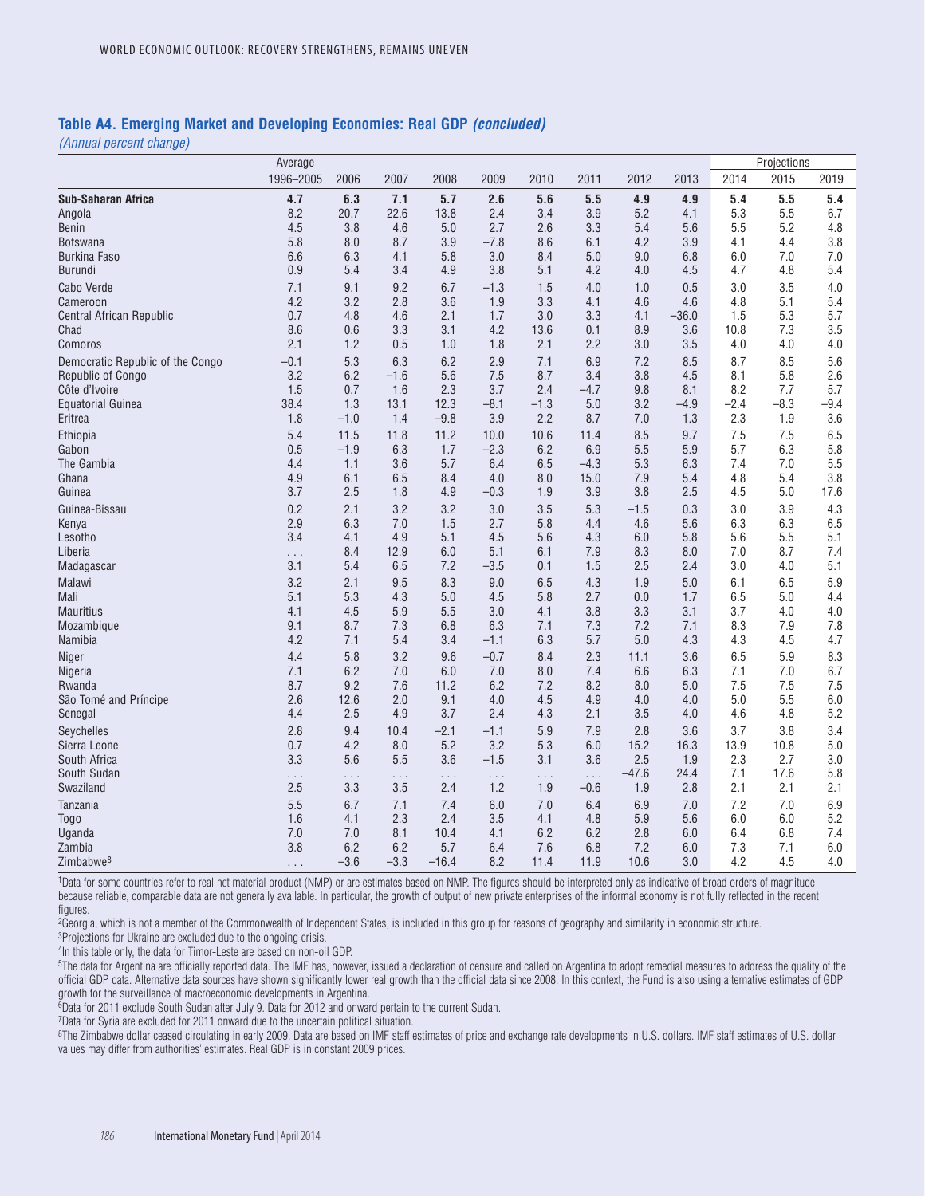## Table A4. Emerging Market and Developing Economies: Real GDP *(concluded)*

*(Annual percent change)*

| | Average | | | | | | | | | Projections | | |
|---|---|---|---|---|---|---|---|---|---|---|---|---|
| | 1996–2005 | 2006 | 2007 | 2008 | 2009 | 2010 | 2011 | 2012 | 2013 | 2014 | 2015 | 2019 |
| **Sub-Saharan Africa** | **4.7** | **6.3** | **7.1** | **5.7** | **2.6** | **5.6** | **5.5** | **4.9** | **4.9** | **5.4** | **5.5** | **5.4** |
| Angola | 8.2 | 20.7 | 22.6 | 13.8 | 2.4 | 3.4 | 3.9 | 5.2 | 4.1 | 5.3 | 5.5 | 6.7 |
| Benin | 4.5 | 3.8 | 4.6 | 5.0 | 2.7 | 2.6 | 3.3 | 5.4 | 5.6 | 5.5 | 5.2 | 4.8 |
| Botswana | 5.8 | 8.0 | 8.7 | 3.9 | –7.8 | 8.6 | 6.1 | 4.2 | 3.9 | 4.1 | 4.4 | 3.8 |
| Burkina Faso | 6.6 | 6.3 | 4.1 | 5.8 | 3.0 | 8.4 | 5.0 | 9.0 | 6.8 | 6.0 | 7.0 | 7.0 |
| Burundi | 0.9 | 5.4 | 3.4 | 4.9 | 3.8 | 5.1 | 4.2 | 4.0 | 4.5 | 4.7 | 4.8 | 5.4 |
| Cabo Verde | 7.1 | 9.1 | 9.2 | 6.7 | –1.3 | 1.5 | 4.0 | 1.0 | 0.5 | 3.0 | 3.5 | 4.0 |
| Cameroon | 4.2 | 3.2 | 2.8 | 3.6 | 1.9 | 3.3 | 4.1 | 4.6 | 4.6 | 4.8 | 5.1 | 5.4 |
| Central African Republic | 0.7 | 4.8 | 4.6 | 2.1 | 1.7 | 3.0 | 3.3 | 4.1 | –36.0 | 1.5 | 5.3 | 5.7 |
| Chad | 8.6 | 0.6 | 3.3 | 3.1 | 4.2 | 13.6 | 0.1 | 8.9 | 3.6 | 10.8 | 7.3 | 3.5 |
| Comoros | 2.1 | 1.2 | 0.5 | 1.0 | 1.8 | 2.1 | 2.2 | 3.0 | 3.5 | 4.0 | 4.0 | 4.0 |
| Democratic Republic of the Congo | –0.1 | 5.3 | 6.3 | 6.2 | 2.9 | 7.1 | 6.9 | 7.2 | 8.5 | 8.7 | 8.5 | 5.6 |
| Republic of Congo | 3.2 | 6.2 | –1.6 | 5.6 | 7.5 | 8.7 | 3.4 | 3.8 | 4.5 | 8.1 | 5.8 | 2.6 |
| Côte d'Ivoire | 1.5 | 0.7 | 1.6 | 2.3 | 3.7 | 2.4 | –4.7 | 9.8 | 8.1 | 8.2 | 7.7 | 5.7 |
| Equatorial Guinea | 38.4 | 1.3 | 13.1 | 12.3 | –8.1 | –1.3 | 5.0 | 3.2 | –4.9 | –2.4 | –8.3 | –9.4 |
| Eritrea | 1.8 | –1.0 | 1.4 | –9.8 | 3.9 | 2.2 | 8.7 | 7.0 | 1.3 | 2.3 | 1.9 | 3.6 |
| Ethiopia | 5.4 | 11.5 | 11.8 | 11.2 | 10.0 | 10.6 | 11.4 | 8.5 | 9.7 | 7.5 | 7.5 | 6.5 |
| Gabon | 0.5 | –1.9 | 6.3 | 1.7 | –2.3 | 6.2 | 6.9 | 5.5 | 5.9 | 5.7 | 6.3 | 5.8 |
| The Gambia | 4.4 | 1.1 | 3.6 | 5.7 | 6.4 | 6.5 | –4.3 | 5.3 | 6.3 | 7.4 | 7.0 | 5.5 |
| Ghana | 4.9 | 6.1 | 6.5 | 8.4 | 4.0 | 8.0 | 15.0 | 7.9 | 5.4 | 4.8 | 5.4 | 3.8 |
| Guinea | 3.7 | 2.5 | 1.8 | 4.9 | –0.3 | 1.9 | 3.9 | 3.8 | 2.5 | 4.5 | 5.0 | 17.6 |
| Guinea-Bissau | 0.2 | 2.1 | 3.2 | 3.2 | 3.0 | 3.5 | 5.3 | –1.5 | 0.3 | 3.0 | 3.9 | 4.3 |
| Kenya | 2.9 | 6.3 | 7.0 | 1.5 | 2.7 | 5.8 | 4.4 | 4.6 | 5.6 | 6.3 | 6.3 | 6.5 |
| Lesotho | 3.4 | 4.1 | 4.9 | 5.1 | 4.5 | 5.6 | 4.3 | 6.0 | 5.8 | 5.6 | 5.5 | 5.1 |
| Liberia | . . . | 8.4 | 12.9 | 6.0 | 5.1 | 6.1 | 7.9 | 8.3 | 8.0 | 7.0 | 8.7 | 7.4 |
| Madagascar | 3.1 | 5.4 | 6.5 | 7.2 | –3.5 | 0.1 | 1.5 | 2.5 | 2.4 | 3.0 | 4.0 | 5.1 |
| Malawi | 3.2 | 2.1 | 9.5 | 8.3 | 9.0 | 6.5 | 4.3 | 1.9 | 5.0 | 6.1 | 6.5 | 5.9 |
| Mali | 5.1 | 5.3 | 4.3 | 5.0 | 4.5 | 5.8 | 2.7 | 0.0 | 1.7 | 6.5 | 5.0 | 4.4 |
| Mauritius | 4.1 | 4.5 | 5.9 | 5.5 | 3.0 | 4.1 | 3.8 | 3.3 | 3.1 | 3.7 | 4.0 | 4.0 |
| Mozambique | 9.1 | 8.7 | 7.3 | 6.8 | 6.3 | 7.1 | 7.3 | 7.2 | 7.1 | 8.3 | 7.9 | 7.8 |
| Namibia | 4.2 | 7.1 | 5.4 | 3.4 | –1.1 | 6.3 | 5.7 | 5.0 | 4.3 | 4.3 | 4.5 | 4.7 |
| Niger | 4.4 | 5.8 | 3.2 | 9.6 | –0.7 | 8.4 | 2.3 | 11.1 | 3.6 | 6.5 | 5.9 | 8.3 |
| Nigeria | 7.1 | 6.2 | 7.0 | 6.0 | 7.0 | 8.0 | 7.4 | 6.6 | 6.3 | 7.1 | 7.0 | 6.7 |
| Rwanda | 8.7 | 9.2 | 7.6 | 11.2 | 6.2 | 7.2 | 8.2 | 8.0 | 5.0 | 7.5 | 7.5 | 7.5 |
| São Tomé and Príncipe | 2.6 | 12.6 | 2.0 | 9.1 | 4.0 | 4.5 | 4.9 | 4.0 | 4.0 | 5.0 | 5.5 | 6.0 |
| Senegal | 4.4 | 2.5 | 4.9 | 3.7 | 2.4 | 4.3 | 2.1 | 3.5 | 4.0 | 4.6 | 4.8 | 5.2 |
| Seychelles | 2.8 | 9.4 | 10.4 | –2.1 | –1.1 | 5.9 | 7.9 | 2.8 | 3.6 | 3.7 | 3.8 | 3.4 |
| Sierra Leone | 0.7 | 4.2 | 8.0 | 5.2 | 3.2 | 5.3 | 6.0 | 15.2 | 16.3 | 13.9 | 10.8 | 5.0 |
| South Africa | 3.3 | 5.6 | 5.5 | 3.6 | –1.5 | 3.1 | 3.6 | 2.5 | 1.9 | 2.3 | 2.7 | 3.0 |
| South Sudan | . . . | . . . | . . . | . . . | . . . | . . . | . . . | –47.6 | 24.4 | 7.1 | 17.6 | 5.8 |
| Swaziland | 2.5 | 3.3 | 3.5 | 2.4 | 1.2 | 1.9 | –0.6 | 1.9 | 2.8 | 2.1 | 2.1 | 2.1 |
| Tanzania | 5.5 | 6.7 | 7.1 | 7.4 | 6.0 | 7.0 | 6.4 | 6.9 | 7.0 | 7.2 | 7.0 | 6.9 |
| Togo | 1.6 | 4.1 | 2.3 | 2.4 | 3.5 | 4.1 | 4.8 | 5.9 | 5.6 | 6.0 | 6.0 | 5.2 |
| Uganda | 7.0 | 7.0 | 8.1 | 10.4 | 4.1 | 6.2 | 6.2 | 2.8 | 6.0 | 6.4 | 6.8 | 7.4 |
| Zambia | 3.8 | 6.2 | 6.2 | 5.7 | 6.4 | 7.6 | 6.8 | 7.2 | 6.0 | 7.3 | 7.1 | 6.0 |
| Zimbabwe[8] | . . . | –3.6 | –3.3 | –16.4 | 8.2 | 11.4 | 11.9 | 10.6 | 3.0 | 4.2 | 4.5 | 4.0 |

[1]Data for some countries refer to real net material product (NMP) or are estimates based on NMP. The figures should be interpreted only as indicative of broad orders of magnitude because reliable, comparable data are not generally available. In particular, the growth of output of new private enterprises of the informal economy is not fully reflected in the recent figures.

[2]Georgia, which is not a member of the Commonwealth of Independent States, is included in this group for reasons of geography and similarity in economic structure.

[3]Projections for Ukraine are excluded due to the ongoing crisis.

[4]In this table only, the data for Timor-Leste are based on non-oil GDP.

[5]The data for Argentina are officially reported data. The IMF has, however, issued a declaration of censure and called on Argentina to adopt remedial measures to address the quality of the official GDP data. Alternative data sources have shown significantly lower real growth than the official data since 2008. In this context, the Fund is also using alternative estimates of GDP growth for the surveillance of macroeconomic developments in Argentina.

[6]Data for 2011 exclude South Sudan after July 9. Data for 2012 and onward pertain to the current Sudan.

[7]Data for Syria are excluded for 2011 onward due to the uncertain political situation.

[8]The Zimbabwe dollar ceased circulating in early 2009. Data are based on IMF staff estimates of price and exchange rate developments in U.S. dollars. IMF staff estimates of U.S. dollar values may differ from authorities' estimates. Real GDP is in constant 2009 prices.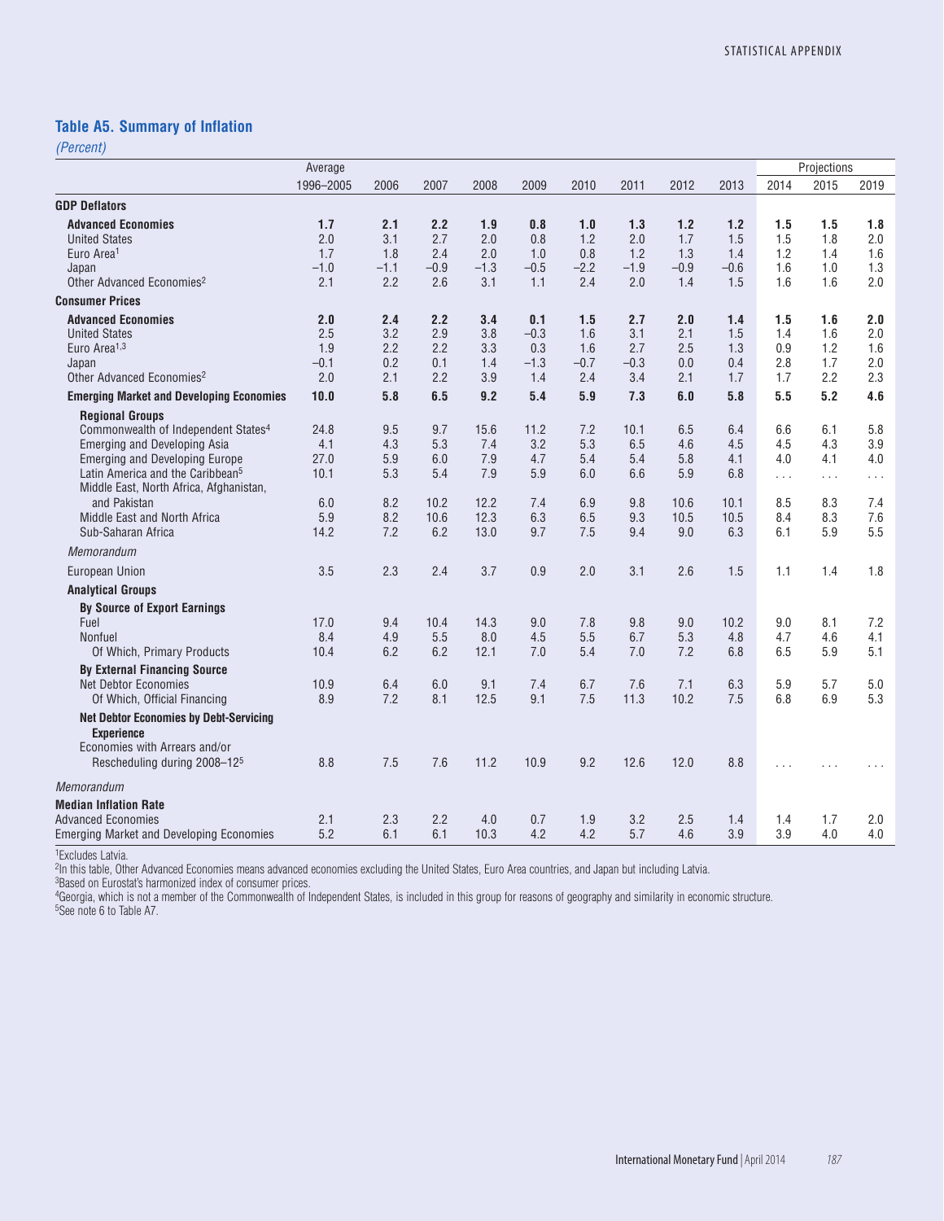## Table A5. Summary of Inflation

*(Percent)*

| | Average 1996–2005 | 2006 | 2007 | 2008 | 2009 | 2010 | 2011 | 2012 | 2013 | Projections 2014 | 2015 | 2019 |
|---|---|---|---|---|---|---|---|---|---|---|---|---|
| **GDP Deflators** | | | | | | | | | | | | |
| **Advanced Economies** | **1.7** | **2.1** | **2.2** | **1.9** | **0.8** | **1.0** | **1.3** | **1.2** | **1.2** | **1.5** | **1.5** | **1.8** |
| United States | 2.0 | 3.1 | 2.7 | 2.0 | 0.8 | 1.2 | 2.0 | 1.7 | 1.5 | 1.5 | 1.8 | 2.0 |
| Euro Area[1] | 1.7 | 1.8 | 2.4 | 2.0 | 1.0 | 0.8 | 1.2 | 1.3 | 1.4 | 1.2 | 1.4 | 1.6 |
| Japan | –1.0 | –1.1 | –0.9 | –1.3 | –0.5 | –2.2 | –1.9 | –0.9 | –0.6 | 1.6 | 1.0 | 1.3 |
| Other Advanced Economies[2] | 2.1 | 2.2 | 2.6 | 3.1 | 1.1 | 2.4 | 2.0 | 1.4 | 1.5 | 1.6 | 1.6 | 2.0 |
| **Consumer Prices** | | | | | | | | | | | | |
| **Advanced Economies** | **2.0** | **2.4** | **2.2** | **3.4** | **0.1** | **1.5** | **2.7** | **2.0** | **1.4** | **1.5** | **1.6** | **2.0** |
| United States | 2.5 | 3.2 | 2.9 | 3.8 | –0.3 | 1.6 | 3.1 | 2.1 | 1.5 | 1.4 | 1.6 | 2.0 |
| Euro Area[1,3] | 1.9 | 2.2 | 2.2 | 3.3 | 0.3 | 1.6 | 2.7 | 2.5 | 1.3 | 0.9 | 1.2 | 1.6 |
| Japan | –0.1 | 0.2 | 0.1 | 1.4 | –1.3 | –0.7 | –0.3 | 0.0 | 0.4 | 2.8 | 1.7 | 2.0 |
| Other Advanced Economies[2] | 2.0 | 2.1 | 2.2 | 3.9 | 1.4 | 2.4 | 3.4 | 2.1 | 1.7 | 1.7 | 2.2 | 2.3 |
| **Emerging Market and Developing Economies** | **10.0** | **5.8** | **6.5** | **9.2** | **5.4** | **5.9** | **7.3** | **6.0** | **5.8** | **5.5** | **5.2** | **4.6** |
| **Regional Groups** | | | | | | | | | | | | |
| Commonwealth of Independent States[4] | 24.8 | 9.5 | 9.7 | 15.6 | 11.2 | 7.2 | 10.1 | 6.5 | 6.4 | 6.6 | 6.1 | 5.8 |
| Emerging and Developing Asia | 4.1 | 4.3 | 5.3 | 7.4 | 3.2 | 5.3 | 6.5 | 4.6 | 4.5 | 4.5 | 4.3 | 3.9 |
| Emerging and Developing Europe | 27.0 | 5.9 | 6.0 | 7.9 | 4.7 | 5.4 | 5.4 | 5.8 | 4.1 | 4.0 | 4.1 | 4.0 |
| Latin America and the Caribbean[5] | 10.1 | 5.3 | 5.4 | 7.9 | 5.9 | 6.0 | 6.6 | 5.9 | 6.8 | . . . | . . . | . . . |
| Middle East, North Africa, Afghanistan, and Pakistan | 6.0 | 8.2 | 10.2 | 12.2 | 7.4 | 6.9 | 9.8 | 10.6 | 10.1 | 8.5 | 8.3 | 7.4 |
| Middle East and North Africa | 5.9 | 8.2 | 10.6 | 12.3 | 6.3 | 6.5 | 9.3 | 10.5 | 10.5 | 8.4 | 8.3 | 7.6 |
| Sub-Saharan Africa | 14.2 | 7.2 | 6.2 | 13.0 | 9.7 | 7.5 | 9.4 | 9.0 | 6.3 | 6.1 | 5.9 | 5.5 |
| *Memorandum* | | | | | | | | | | | | |
| European Union | 3.5 | 2.3 | 2.4 | 3.7 | 0.9 | 2.0 | 3.1 | 2.6 | 1.5 | 1.1 | 1.4 | 1.8 |
| **Analytical Groups** | | | | | | | | | | | | |
| **By Source of Export Earnings** | | | | | | | | | | | | |
| Fuel | 17.0 | 9.4 | 10.4 | 14.3 | 9.0 | 7.8 | 9.8 | 9.0 | 10.2 | 9.0 | 8.1 | 7.2 |
| Nonfuel | 8.4 | 4.9 | 5.5 | 8.0 | 4.5 | 5.5 | 6.7 | 5.3 | 4.8 | 4.7 | 4.6 | 4.1 |
| Of Which, Primary Products | 10.4 | 6.2 | 6.2 | 12.1 | 7.0 | 5.4 | 7.0 | 7.2 | 6.8 | 6.5 | 5.9 | 5.1 |
| **By External Financing Source** | | | | | | | | | | | | |
| Net Debtor Economies | 10.9 | 6.4 | 6.0 | 9.1 | 7.4 | 6.7 | 7.6 | 7.1 | 6.3 | 5.9 | 5.7 | 5.0 |
| Of Which, Official Financing | 8.9 | 7.2 | 8.1 | 12.5 | 9.1 | 7.5 | 11.3 | 10.2 | 7.5 | 6.8 | 6.9 | 5.3 |
| **Net Debtor Economies by Debt-Servicing Experience** | | | | | | | | | | | | |
| Economies with Arrears and/or Rescheduling during 2008–12[5] | 8.8 | 7.5 | 7.6 | 11.2 | 10.9 | 9.2 | 12.6 | 12.0 | 8.8 | . . . | . . . | . . . |
| *Memorandum* | | | | | | | | | | | | |
| **Median Inflation Rate** | | | | | | | | | | | | |
| Advanced Economies | 2.1 | 2.3 | 2.2 | 4.0 | 0.7 | 1.9 | 3.2 | 2.5 | 1.4 | 1.4 | 1.7 | 2.0 |
| Emerging Market and Developing Economies | 5.2 | 6.1 | 6.1 | 10.3 | 4.2 | 4.2 | 5.7 | 4.6 | 3.9 | 3.9 | 4.0 | 4.0 |

[1]Excludes Latvia.
[2]In this table, Other Advanced Economies means advanced economies excluding the United States, Euro Area countries, and Japan but including Latvia.
[3]Based on Eurostat's harmonized index of consumer prices.
[4]Georgia, which is not a member of the Commonwealth of Independent States, is included in this group for reasons of geography and similarity in economic structure.
[5]See note 6 to Table A7.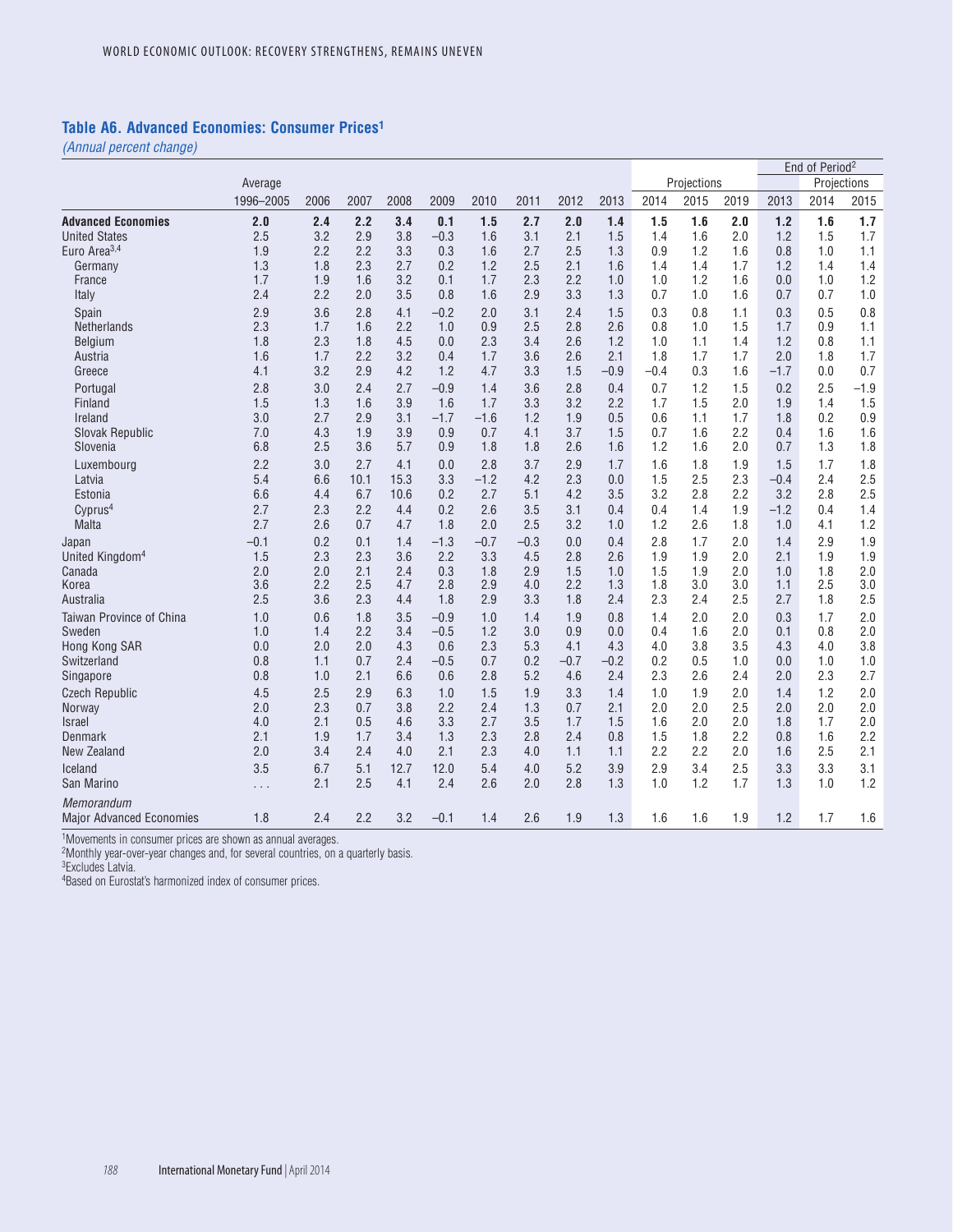## Table A6. Advanced Economies: Consumer Prices[1]

*(Annual percent change)*

| | Average | | | | | | | | | Projections | | | End of Period[2] | Projections | |
|---|---|---|---|---|---|---|---|---|---|---|---|---|---|---|---|
| | 1996–2005 | 2006 | 2007 | 2008 | 2009 | 2010 | 2011 | 2012 | 2013 | 2014 | 2015 | 2019 | 2013 | 2014 | 2015 |
| **Advanced Economies** | **2.0** | **2.4** | **2.2** | **3.4** | **0.1** | **1.5** | **2.7** | **2.0** | **1.4** | **1.5** | **1.6** | **2.0** | **1.2** | **1.6** | **1.7** |
| United States | 2.5 | 3.2 | 2.9 | 3.8 | –0.3 | 1.6 | 3.1 | 2.1 | 1.5 | 1.4 | 1.6 | 2.0 | 1.2 | 1.5 | 1.7 |
| Euro Area[3,4] | 1.9 | 2.2 | 2.2 | 3.3 | 0.3 | 1.6 | 2.7 | 2.5 | 1.3 | 0.9 | 1.2 | 1.6 | 0.8 | 1.0 | 1.1 |
| Germany | 1.3 | 1.8 | 2.3 | 2.7 | 0.2 | 1.2 | 2.5 | 2.1 | 1.6 | 1.4 | 1.4 | 1.7 | 1.2 | 1.4 | 1.4 |
| France | 1.7 | 1.9 | 1.6 | 3.2 | 0.1 | 1.7 | 2.3 | 2.2 | 1.0 | 1.0 | 1.2 | 1.6 | 0.0 | 1.0 | 1.2 |
| Italy | 2.4 | 2.2 | 2.0 | 3.5 | 0.8 | 1.6 | 2.9 | 3.3 | 1.3 | 0.7 | 1.0 | 1.6 | 0.7 | 0.7 | 1.0 |
| Spain | 2.9 | 3.6 | 2.8 | 4.1 | –0.2 | 2.0 | 3.1 | 2.4 | 1.5 | 0.3 | 0.8 | 1.1 | 0.3 | 0.5 | 0.8 |
| Netherlands | 2.3 | 1.7 | 1.6 | 2.2 | 1.0 | 0.9 | 2.5 | 2.8 | 2.6 | 0.8 | 1.0 | 1.5 | 1.7 | 0.9 | 1.1 |
| Belgium | 1.8 | 2.3 | 1.8 | 4.5 | 0.0 | 2.3 | 3.4 | 2.6 | 1.2 | 1.0 | 1.1 | 1.4 | 1.2 | 0.8 | 1.1 |
| Austria | 1.6 | 1.7 | 2.2 | 3.2 | 0.4 | 1.7 | 3.6 | 2.6 | 2.1 | 1.8 | 1.7 | 1.7 | 2.0 | 1.8 | 1.7 |
| Greece | 4.1 | 3.2 | 2.9 | 4.2 | 1.2 | 4.7 | 3.3 | 1.5 | –0.9 | –0.4 | 0.3 | 1.6 | –1.7 | 0.0 | 0.7 |
| Portugal | 2.8 | 3.0 | 2.4 | 2.7 | –0.9 | 1.4 | 3.6 | 2.8 | 0.4 | 0.7 | 1.2 | 1.5 | 0.2 | 2.5 | –1.9 |
| Finland | 1.5 | 1.3 | 1.6 | 3.9 | 1.6 | 1.7 | 3.3 | 3.2 | 2.2 | 1.7 | 1.5 | 2.0 | 1.9 | 1.4 | 1.5 |
| Ireland | 3.0 | 2.7 | 2.9 | 3.1 | –1.7 | –1.6 | 1.2 | 1.9 | 0.5 | 0.6 | 1.1 | 1.7 | 1.8 | 0.2 | 0.9 |
| Slovak Republic | 7.0 | 4.3 | 1.9 | 3.9 | 0.9 | 0.7 | 4.1 | 3.7 | 1.5 | 0.7 | 1.6 | 2.2 | 0.4 | 1.6 | 1.6 |
| Slovenia | 6.8 | 2.5 | 3.6 | 5.7 | 0.9 | 1.8 | 1.8 | 2.6 | 1.6 | 1.2 | 1.6 | 2.0 | 0.7 | 1.3 | 1.8 |
| Luxembourg | 2.2 | 3.0 | 2.7 | 4.1 | 0.0 | 2.8 | 3.7 | 2.9 | 1.7 | 1.6 | 1.8 | 1.9 | 1.5 | 1.7 | 1.8 |
| Latvia | 5.4 | 6.6 | 10.1 | 15.3 | 3.3 | –1.2 | 4.2 | 2.3 | 0.0 | 1.5 | 2.5 | 2.3 | –0.4 | 2.4 | 2.5 |
| Estonia | 6.6 | 4.4 | 6.7 | 10.6 | 0.2 | 2.7 | 5.1 | 4.2 | 3.5 | 3.2 | 2.8 | 2.2 | 3.2 | 2.8 | 2.5 |
| Cyprus[4] | 2.7 | 2.3 | 2.2 | 4.4 | 0.2 | 2.6 | 3.5 | 3.1 | 0.4 | 0.4 | 1.4 | 1.9 | –1.2 | 0.4 | 1.4 |
| Malta | 2.7 | 2.6 | 0.7 | 4.7 | 1.8 | 2.0 | 2.5 | 3.2 | 1.0 | 1.2 | 2.6 | 1.8 | 1.0 | 4.1 | 1.2 |
| Japan | –0.1 | 0.2 | 0.1 | 1.4 | –1.3 | –0.7 | –0.3 | 0.0 | 0.4 | 2.8 | 1.7 | 2.0 | 1.4 | 2.9 | 1.9 |
| United Kingdom[4] | 1.5 | 2.3 | 2.3 | 3.6 | 2.2 | 3.3 | 4.5 | 2.8 | 2.6 | 1.9 | 1.9 | 2.0 | 2.1 | 1.9 | 1.9 |
| Canada | 2.0 | 2.0 | 2.1 | 2.4 | 0.3 | 1.8 | 2.9 | 1.5 | 1.0 | 1.5 | 1.9 | 2.0 | 1.0 | 1.8 | 2.0 |
| Korea | 3.6 | 2.2 | 2.5 | 4.7 | 2.8 | 2.9 | 4.0 | 2.2 | 1.3 | 1.8 | 3.0 | 3.0 | 1.1 | 2.5 | 3.0 |
| Australia | 2.5 | 3.6 | 2.3 | 4.4 | 1.8 | 2.9 | 3.3 | 1.8 | 2.4 | 2.3 | 2.4 | 2.5 | 2.7 | 1.8 | 2.5 |
| Taiwan Province of China | 1.0 | 0.6 | 1.8 | 3.5 | –0.9 | 1.0 | 1.4 | 1.9 | 0.8 | 1.4 | 2.0 | 2.0 | 0.3 | 1.7 | 2.0 |
| Sweden | 1.0 | 1.4 | 2.2 | 3.4 | –0.5 | 1.2 | 3.0 | 0.9 | 0.0 | 0.4 | 1.6 | 2.0 | 0.1 | 0.8 | 2.0 |
| Hong Kong SAR | 0.0 | 2.0 | 2.0 | 4.3 | 0.6 | 2.3 | 5.3 | 4.1 | 4.3 | 4.0 | 3.8 | 3.5 | 4.3 | 4.0 | 3.8 |
| Switzerland | 0.8 | 1.1 | 0.7 | 2.4 | –0.5 | 0.7 | 0.2 | –0.7 | –0.2 | 0.2 | 0.5 | 1.0 | 0.0 | 1.0 | 1.0 |
| Singapore | 0.8 | 1.0 | 2.1 | 6.6 | 0.6 | 2.8 | 5.2 | 4.6 | 2.4 | 2.3 | 2.6 | 2.4 | 2.0 | 2.3 | 2.7 |
| Czech Republic | 4.5 | 2.5 | 2.9 | 6.3 | 1.0 | 1.5 | 1.9 | 3.3 | 1.4 | 1.0 | 1.9 | 2.0 | 1.4 | 1.2 | 2.0 |
| Norway | 2.0 | 2.3 | 0.7 | 3.8 | 2.2 | 2.4 | 1.3 | 0.7 | 2.1 | 2.0 | 2.0 | 2.5 | 2.0 | 2.0 | 2.0 |
| Israel | 4.0 | 2.1 | 0.5 | 4.6 | 3.3 | 2.7 | 3.5 | 1.7 | 1.5 | 1.6 | 2.0 | 2.0 | 1.8 | 1.7 | 2.0 |
| Denmark | 2.1 | 1.9 | 1.7 | 3.4 | 1.3 | 2.3 | 2.8 | 2.4 | 0.8 | 1.5 | 1.8 | 2.2 | 0.8 | 1.6 | 2.2 |
| New Zealand | 2.0 | 3.4 | 2.4 | 4.0 | 2.1 | 2.3 | 4.0 | 1.1 | 1.1 | 2.2 | 2.2 | 2.0 | 1.6 | 2.5 | 2.1 |
| Iceland | 3.5 | 6.7 | 5.1 | 12.7 | 12.0 | 5.4 | 4.0 | 5.2 | 3.9 | 2.9 | 3.4 | 2.5 | 3.3 | 3.3 | 3.1 |
| San Marino | . . . | 2.1 | 2.5 | 4.1 | 2.4 | 2.6 | 2.0 | 2.8 | 1.3 | 1.0 | 1.2 | 1.7 | 1.3 | 1.0 | 1.2 |
| *Memorandum* | | | | | | | | | | | | | | | |
| Major Advanced Economies | 1.8 | 2.4 | 2.2 | 3.2 | –0.1 | 1.4 | 2.6 | 1.9 | 1.3 | 1.6 | 1.6 | 1.9 | 1.2 | 1.7 | 1.6 |

[1]Movements in consumer prices are shown as annual averages.
[2]Monthly year-over-year changes and, for several countries, on a quarterly basis.
[3]Excludes Latvia.
[4]Based on Eurostat's harmonized index of consumer prices.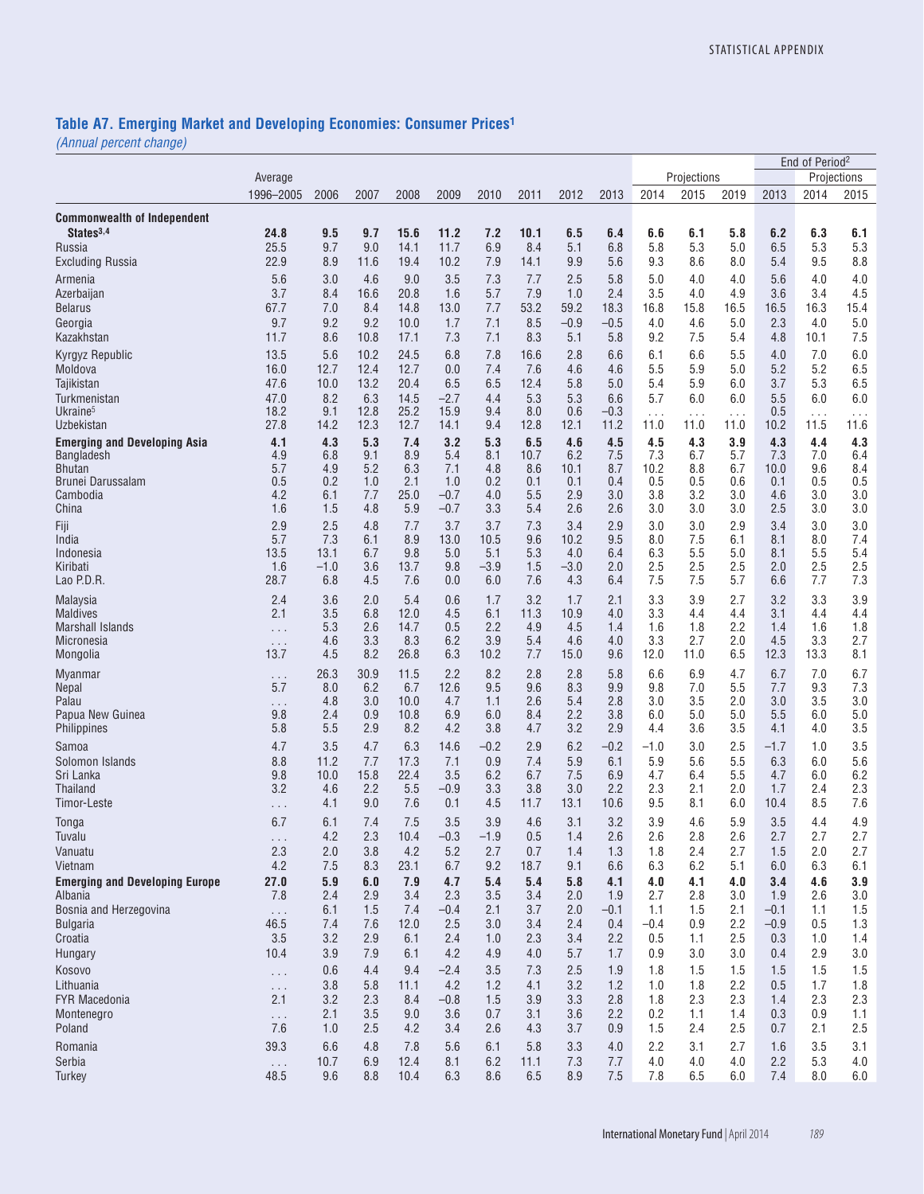## Table A7. Emerging Market and Developing Economies: Consumer Prices[1]

*(Annual percent change)*

| | Average | | | | | | | | | Projections | | | End of Period[2] | Projections | |
|---|---|---|---|---|---|---|---|---|---|---|---|---|---|---|---|
| | 1996–2005 | 2006 | 2007 | 2008 | 2009 | 2010 | 2011 | 2012 | 2013 | 2014 | 2015 | 2019 | 2013 | 2014 | 2015 |
| **Commonwealth of Independent States[3,4]** | **24.8** | **9.5** | **9.7** | **15.6** | **11.2** | **7.2** | **10.1** | **6.5** | **6.4** | **6.6** | **6.1** | **5.8** | **6.2** | **6.3** | **6.1** |
| Russia | 25.5 | 9.7 | 9.0 | 14.1 | 11.7 | 6.9 | 8.4 | 5.1 | 6.8 | 5.8 | 5.3 | 5.0 | 6.5 | 5.3 | 5.3 |
| Excluding Russia | 22.9 | 8.9 | 11.6 | 19.4 | 10.2 | 7.9 | 14.1 | 9.9 | 5.6 | 9.3 | 8.6 | 8.0 | 5.4 | 9.5 | 8.8 |
| Armenia | 5.6 | 3.0 | 4.6 | 9.0 | 3.5 | 7.3 | 7.7 | 2.5 | 5.8 | 5.0 | 4.0 | 4.0 | 5.6 | 4.0 | 4.0 |
| Azerbaijan | 3.7 | 8.4 | 16.6 | 20.8 | 1.6 | 5.7 | 7.9 | 1.0 | 2.4 | 3.5 | 4.0 | 4.9 | 3.6 | 3.4 | 4.5 |
| Belarus | 67.7 | 7.0 | 8.4 | 14.8 | 13.0 | 7.7 | 53.2 | 59.2 | 18.3 | 16.8 | 15.8 | 16.5 | 16.5 | 16.3 | 15.4 |
| Georgia | 9.7 | 9.2 | 9.2 | 10.0 | 1.7 | 7.1 | 8.5 | –0.9 | –0.5 | 4.0 | 4.6 | 5.0 | 2.3 | 4.0 | 5.0 |
| Kazakhstan | 11.7 | 8.6 | 10.8 | 17.1 | 7.3 | 7.1 | 8.3 | 5.1 | 5.8 | 9.2 | 7.5 | 5.4 | 4.8 | 10.1 | 7.5 |
| Kyrgyz Republic | 13.5 | 5.6 | 10.2 | 24.5 | 6.8 | 7.8 | 16.6 | 2.8 | 6.6 | 6.1 | 6.6 | 5.5 | 4.0 | 7.0 | 6.0 |
| Moldova | 16.0 | 12.7 | 12.4 | 12.7 | 0.0 | 7.4 | 7.6 | 4.6 | 4.6 | 5.5 | 5.9 | 5.0 | 5.2 | 5.2 | 6.5 |
| Tajikistan | 47.6 | 10.0 | 13.2 | 20.4 | 6.5 | 6.5 | 12.4 | 5.8 | 5.0 | 5.4 | 5.9 | 6.0 | 3.7 | 5.3 | 6.5 |
| Turkmenistan | 47.0 | 8.2 | 6.3 | 14.5 | –2.7 | 4.4 | 5.3 | 5.3 | 6.6 | 5.7 | 6.0 | 6.0 | 5.5 | 6.0 | 6.0 |
| Ukraine[5] | 18.2 | 9.1 | 12.8 | 25.2 | 15.9 | 9.4 | 8.0 | 0.6 | –0.3 | . . . | . . . | . . . | 0.5 | . . . | . . . |
| Uzbekistan | 27.8 | 14.2 | 12.3 | 12.7 | 14.1 | 9.4 | 12.8 | 12.1 | 11.2 | 11.0 | 11.0 | 11.0 | 10.2 | 11.5 | 11.6 |
| **Emerging and Developing Asia** | **4.1** | **4.3** | **5.3** | **7.4** | **3.2** | **5.3** | **6.5** | **4.6** | **4.5** | **4.5** | **4.3** | **3.9** | **4.3** | **4.4** | **4.3** |
| Bangladesh | 4.9 | 6.8 | 9.1 | 8.9 | 5.4 | 8.1 | 10.7 | 6.2 | 7.5 | 7.3 | 6.7 | 5.7 | 7.3 | 7.0 | 6.4 |
| Bhutan | 5.7 | 4.9 | 5.2 | 6.3 | 7.1 | 4.8 | 8.6 | 10.1 | 8.7 | 10.2 | 8.8 | 6.7 | 10.0 | 9.6 | 8.4 |
| Brunei Darussalam | 0.5 | 0.2 | 1.0 | 2.1 | 1.0 | 0.2 | 0.1 | 0.1 | 0.4 | 0.5 | 0.5 | 0.6 | 0.1 | 0.5 | 0.5 |
| Cambodia | 4.2 | 6.1 | 7.7 | 25.0 | –0.7 | 4.0 | 5.5 | 2.9 | 3.0 | 3.8 | 3.2 | 3.0 | 4.6 | 3.0 | 3.0 |
| China | 1.6 | 1.5 | 4.8 | 5.9 | –0.7 | 3.3 | 5.4 | 2.6 | 2.6 | 3.0 | 3.0 | 3.0 | 2.5 | 3.0 | 3.0 |
| Fiji | 2.9 | 2.5 | 4.8 | 7.7 | 3.7 | 3.7 | 7.3 | 3.4 | 2.9 | 3.0 | 3.0 | 2.9 | 3.4 | 3.0 | 3.0 |
| India | 5.7 | 7.3 | 6.1 | 8.9 | 13.0 | 10.5 | 9.6 | 10.2 | 9.5 | 8.0 | 7.5 | 6.1 | 8.1 | 8.0 | 7.4 |
| Indonesia | 13.5 | 13.1 | 6.7 | 9.8 | 5.0 | 5.1 | 5.3 | 4.0 | 6.4 | 6.3 | 5.5 | 5.0 | 8.1 | 5.5 | 5.4 |
| Kiribati | 1.6 | –1.0 | 3.6 | 13.7 | 9.8 | –3.9 | 1.5 | –3.0 | 2.0 | 2.5 | 2.5 | 2.5 | 2.0 | 2.5 | 2.5 |
| Lao P.D.R. | 28.7 | 6.8 | 4.5 | 7.6 | 0.0 | 6.0 | 7.6 | 4.3 | 6.4 | 7.5 | 7.5 | 5.7 | 6.6 | 7.7 | 7.3 |
| Malaysia | 2.4 | 3.6 | 2.0 | 5.4 | 0.6 | 1.7 | 3.2 | 1.7 | 2.1 | 3.3 | 3.9 | 2.7 | 3.2 | 3.3 | 3.9 |
| Maldives | 2.1 | 3.5 | 6.8 | 12.0 | 4.5 | 6.1 | 11.3 | 10.9 | 4.0 | 3.3 | 4.4 | 4.4 | 3.1 | 4.4 | 4.4 |
| Marshall Islands | . . . | 5.3 | 2.6 | 14.7 | 0.5 | 2.2 | 4.9 | 4.5 | 1.4 | 1.6 | 1.8 | 2.2 | 1.4 | 1.6 | 1.8 |
| Micronesia | . . . | 4.6 | 3.3 | 8.3 | 6.2 | 3.9 | 5.4 | 4.6 | 4.0 | 3.3 | 2.7 | 2.0 | 4.5 | 3.3 | 2.7 |
| Mongolia | 13.7 | 4.5 | 8.2 | 26.8 | 6.3 | 10.2 | 7.7 | 15.0 | 9.6 | 12.0 | 11.0 | 6.5 | 12.3 | 13.3 | 8.1 |
| Myanmar | . . . | 26.3 | 30.9 | 11.5 | 2.2 | 8.2 | 2.8 | 2.8 | 5.8 | 6.6 | 6.9 | 4.7 | 6.7 | 7.0 | 6.7 |
| Nepal | 5.7 | 8.0 | 6.2 | 6.7 | 12.6 | 9.5 | 9.6 | 8.3 | 9.9 | 9.8 | 7.0 | 5.5 | 7.7 | 9.3 | 7.3 |
| Palau | . . . | 4.8 | 3.0 | 10.0 | 4.7 | 1.1 | 2.6 | 5.4 | 2.8 | 3.0 | 3.5 | 2.0 | 3.0 | 3.5 | 3.0 |
| Papua New Guinea | 9.8 | 2.4 | 0.9 | 10.8 | 6.9 | 6.0 | 8.4 | 2.2 | 3.8 | 6.0 | 5.0 | 5.0 | 5.5 | 6.0 | 5.0 |
| Philippines | 5.8 | 5.5 | 2.9 | 8.2 | 4.2 | 3.8 | 4.7 | 3.2 | 2.9 | 4.4 | 3.6 | 3.5 | 4.1 | 4.0 | 3.5 |
| Samoa | 4.7 | 3.5 | 4.7 | 6.3 | 14.6 | –0.2 | 2.9 | 6.2 | –0.2 | –1.0 | 3.0 | 2.5 | –1.7 | 1.0 | 3.5 |
| Solomon Islands | 8.8 | 11.2 | 7.7 | 17.3 | 7.1 | 0.9 | 7.4 | 5.9 | 6.1 | 5.9 | 5.6 | 5.5 | 6.3 | 6.0 | 5.6 |
| Sri Lanka | 9.8 | 10.0 | 15.8 | 22.4 | 3.5 | 6.2 | 6.7 | 7.5 | 6.9 | 4.7 | 6.4 | 5.5 | 4.7 | 6.0 | 6.2 |
| Thailand | 3.2 | 4.6 | 2.2 | 5.5 | –0.9 | 3.3 | 3.8 | 3.0 | 2.2 | 2.3 | 2.1 | 2.0 | 1.7 | 2.4 | 2.3 |
| Timor-Leste | . . . | 4.1 | 9.0 | 7.6 | 0.1 | 4.5 | 11.7 | 13.1 | 10.6 | 9.5 | 8.1 | 6.0 | 10.4 | 8.5 | 7.6 |
| Tonga | 6.7 | 6.1 | 7.4 | 7.5 | 3.5 | 3.9 | 4.6 | 3.1 | 3.2 | 3.9 | 4.6 | 5.9 | 3.5 | 4.4 | 4.9 |
| Tuvalu | . . . | 4.2 | 2.3 | 10.4 | –0.3 | –1.9 | 0.5 | 1.4 | 2.6 | 2.6 | 2.8 | 2.6 | 2.7 | 2.7 | 2.7 |
| Vanuatu | 2.3 | 2.0 | 3.8 | 4.2 | 5.2 | 2.7 | 0.7 | 1.4 | 1.3 | 1.8 | 2.4 | 2.7 | 1.5 | 2.0 | 2.7 |
| Vietnam | 4.2 | 7.5 | 8.3 | 23.1 | 6.7 | 9.2 | 18.7 | 9.1 | 6.6 | 6.3 | 6.2 | 5.1 | 6.0 | 6.3 | 6.1 |
| **Emerging and Developing Europe** | **27.0** | **5.9** | **6.0** | **7.9** | **4.7** | **5.4** | **5.4** | **5.8** | **4.1** | **4.0** | **4.1** | **4.0** | **3.4** | **4.6** | **3.9** |
| Albania | 7.8 | 2.4 | 2.9 | 3.4 | 2.3 | 3.5 | 3.4 | 2.0 | 1.9 | 2.7 | 2.8 | 3.0 | 1.9 | 2.6 | 3.0 |
| Bosnia and Herzegovina | . . . | 6.1 | 1.5 | 7.4 | –0.4 | 2.1 | 3.7 | 2.0 | –0.1 | 1.1 | 1.5 | 2.1 | –0.1 | 1.1 | 1.5 |
| Bulgaria | 46.5 | 7.4 | 7.6 | 12.0 | 2.5 | 3.0 | 3.4 | 2.4 | 0.4 | –0.4 | 0.9 | 2.2 | –0.9 | 0.5 | 1.3 |
| Croatia | 3.5 | 3.2 | 2.9 | 6.1 | 2.4 | 1.0 | 2.3 | 3.4 | 2.2 | 0.5 | 1.1 | 2.5 | 0.3 | 1.0 | 1.4 |
| Hungary | 10.4 | 3.9 | 7.9 | 6.1 | 4.2 | 4.9 | 4.0 | 5.7 | 1.7 | 0.9 | 3.0 | 3.0 | 0.4 | 2.9 | 3.0 |
| Kosovo | . . . | 0.6 | 4.4 | 9.4 | –2.4 | 3.5 | 7.3 | 2.5 | 1.9 | 1.8 | 1.5 | 1.5 | 1.5 | 1.5 | 1.5 |
| Lithuania | . . . | 3.8 | 5.8 | 11.1 | 4.2 | 1.2 | 4.1 | 3.2 | 1.2 | 1.0 | 1.8 | 2.2 | 0.5 | 1.7 | 1.8 |
| FYR Macedonia | 2.1 | 3.2 | 2.3 | 8.4 | –0.8 | 1.5 | 3.9 | 3.3 | 2.8 | 1.8 | 2.3 | 2.3 | 1.4 | 2.3 | 2.3 |
| Montenegro | . . . | 2.1 | 3.5 | 9.0 | 3.6 | 0.7 | 3.1 | 3.6 | 2.2 | 0.2 | 1.1 | 1.4 | 0.3 | 0.9 | 1.1 |
| Poland | 7.6 | 1.0 | 2.5 | 4.2 | 3.4 | 2.6 | 4.3 | 3.7 | 0.9 | 1.5 | 2.4 | 2.5 | 0.7 | 2.1 | 2.5 |
| Romania | 39.3 | 6.6 | 4.8 | 7.8 | 5.6 | 6.1 | 5.8 | 3.3 | 4.0 | 2.2 | 3.1 | 2.7 | 1.6 | 3.5 | 3.1 |
| Serbia | . . . | 10.7 | 6.9 | 12.4 | 8.1 | 6.2 | 11.1 | 7.3 | 7.7 | 4.0 | 4.0 | 4.0 | 2.2 | 5.3 | 4.0 |
| Turkey | 48.5 | 9.6 | 8.8 | 10.4 | 6.3 | 8.6 | 6.5 | 8.9 | 7.5 | 7.8 | 6.5 | 6.0 | 7.4 | 8.0 | 6.0 |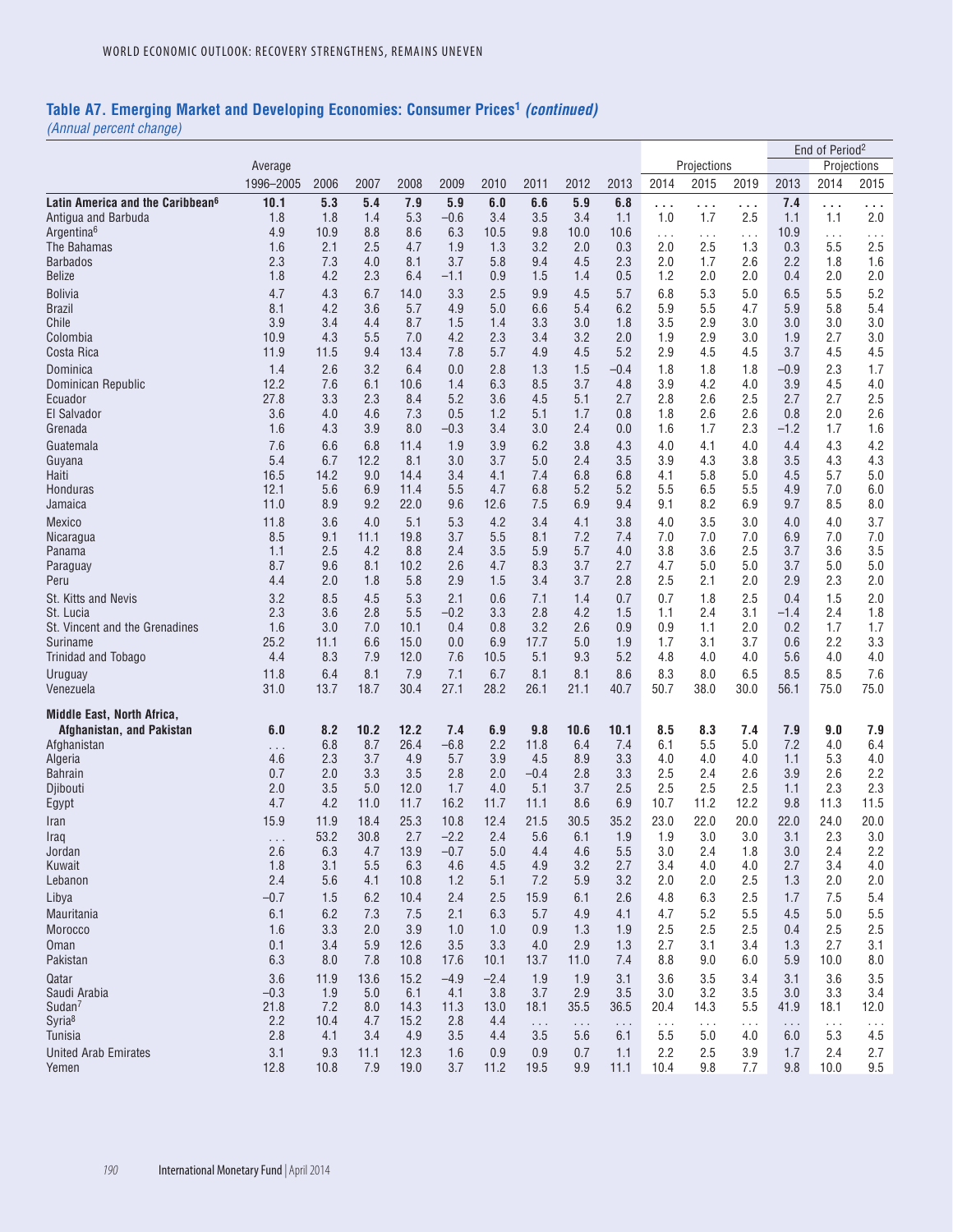## Table A7. Emerging Market and Developing Economies: Consumer Prices[1] *(continued)*

*(Annual percent change)*

| | Average | | | | | | | | | Projections | | | End of Period[2] | Projections | |
|---|---|---|---|---|---|---|---|---|---|---|---|---|---|---|---|
| | 1996–2005 | 2006 | 2007 | 2008 | 2009 | 2010 | 2011 | 2012 | 2013 | 2014 | 2015 | 2019 | 2013 | 2014 | 2015 |
| **Latin America and the Caribbean[6]** | **10.1** | **5.3** | **5.4** | **7.9** | **5.9** | **6.0** | **6.6** | **5.9** | **6.8** | **. . .** | **. . .** | **. . .** | **7.4** | **. . .** | **. . .** |
| Antigua and Barbuda | 1.8 | 1.8 | 1.4 | 5.3 | –0.6 | 3.4 | 3.5 | 3.4 | 1.1 | 1.0 | 1.7 | 2.5 | 1.1 | 1.1 | 2.0 |
| Argentina[6] | 4.9 | 10.9 | 8.8 | 8.6 | 6.3 | 10.5 | 9.8 | 10.0 | 10.6 | . . . | . . . | . . . | 10.9 | . . . | . . . |
| The Bahamas | 1.6 | 2.1 | 2.5 | 4.7 | 1.9 | 1.3 | 3.2 | 2.0 | 0.3 | 2.0 | 2.5 | 1.3 | 0.3 | 5.5 | 2.5 |
| Barbados | 2.3 | 7.3 | 4.0 | 8.1 | 3.7 | 5.8 | 9.4 | 4.5 | 2.3 | 2.0 | 1.7 | 2.6 | 2.2 | 1.8 | 1.6 |
| Belize | 1.8 | 4.2 | 2.3 | 6.4 | –1.1 | 0.9 | 1.5 | 1.4 | 0.5 | 1.2 | 2.0 | 2.0 | 0.4 | 2.0 | 2.0 |
| Bolivia | 4.7 | 4.3 | 6.7 | 14.0 | 3.3 | 2.5 | 9.9 | 4.5 | 5.7 | 6.8 | 5.3 | 5.0 | 6.5 | 5.5 | 5.2 |
| Brazil | 8.1 | 4.2 | 3.6 | 5.7 | 4.9 | 5.0 | 6.6 | 5.4 | 6.2 | 5.9 | 5.5 | 4.7 | 5.9 | 5.8 | 5.4 |
| Chile | 3.9 | 3.4 | 4.4 | 8.7 | 1.5 | 1.4 | 3.3 | 3.0 | 1.8 | 3.5 | 2.9 | 3.0 | 3.0 | 3.0 | 3.0 |
| Colombia | 10.9 | 4.3 | 5.5 | 7.0 | 4.2 | 2.3 | 3.4 | 3.2 | 2.0 | 1.9 | 2.9 | 3.0 | 1.9 | 2.7 | 3.0 |
| Costa Rica | 11.9 | 11.5 | 9.4 | 13.4 | 7.8 | 5.7 | 4.9 | 4.5 | 5.2 | 2.9 | 4.5 | 4.5 | 3.7 | 4.5 | 4.5 |
| Dominica | 1.4 | 2.6 | 3.2 | 6.4 | 0.0 | 2.8 | 1.3 | 1.5 | –0.4 | 1.8 | 1.8 | 1.8 | –0.9 | 2.3 | 1.7 |
| Dominican Republic | 12.2 | 7.6 | 6.1 | 10.6 | 1.4 | 6.3 | 8.5 | 3.7 | 4.8 | 3.9 | 4.2 | 4.0 | 3.9 | 4.5 | 4.0 |
| Ecuador | 27.8 | 3.3 | 2.3 | 8.4 | 5.2 | 3.6 | 4.5 | 5.1 | 2.7 | 2.8 | 2.6 | 2.5 | 2.7 | 2.7 | 2.5 |
| El Salvador | 3.6 | 4.0 | 4.6 | 7.3 | 0.5 | 1.2 | 5.1 | 1.7 | 0.8 | 1.8 | 2.6 | 2.6 | 0.8 | 2.0 | 2.6 |
| Grenada | 1.6 | 4.3 | 3.9 | 8.0 | –0.3 | 3.4 | 3.0 | 2.4 | 0.0 | 1.6 | 1.7 | 2.3 | –1.2 | 1.7 | 1.6 |
| Guatemala | 7.6 | 6.6 | 6.8 | 11.4 | 1.9 | 3.9 | 6.2 | 3.8 | 4.3 | 4.0 | 4.1 | 4.0 | 4.4 | 4.3 | 4.2 |
| Guyana | 5.4 | 6.7 | 12.2 | 8.1 | 3.0 | 3.7 | 5.0 | 2.4 | 3.5 | 3.9 | 4.3 | 3.8 | 3.5 | 4.3 | 4.3 |
| Haiti | 16.5 | 14.2 | 9.0 | 14.4 | 3.4 | 4.1 | 7.4 | 6.8 | 6.8 | 4.1 | 5.8 | 5.0 | 4.5 | 5.7 | 5.0 |
| Honduras | 12.1 | 5.6 | 6.9 | 11.4 | 5.5 | 4.7 | 6.8 | 5.2 | 5.2 | 5.5 | 6.5 | 5.5 | 4.9 | 7.0 | 6.0 |
| Jamaica | 11.0 | 8.9 | 9.2 | 22.0 | 9.6 | 12.6 | 7.5 | 6.9 | 9.4 | 9.1 | 8.2 | 6.9 | 9.7 | 8.5 | 8.0 |
| Mexico | 11.8 | 3.6 | 4.0 | 5.1 | 5.3 | 4.2 | 3.4 | 4.1 | 3.8 | 4.0 | 3.5 | 3.0 | 4.0 | 4.0 | 3.7 |
| Nicaragua | 8.5 | 9.1 | 11.1 | 19.8 | 3.7 | 5.5 | 8.1 | 7.2 | 7.4 | 7.0 | 7.0 | 7.0 | 6.9 | 7.0 | 7.0 |
| Panama | 1.1 | 2.5 | 4.2 | 8.8 | 2.4 | 3.5 | 5.9 | 5.7 | 4.0 | 3.8 | 3.6 | 2.5 | 3.7 | 3.6 | 3.5 |
| Paraguay | 8.7 | 9.6 | 8.1 | 10.2 | 2.6 | 4.7 | 8.3 | 3.7 | 2.7 | 4.7 | 5.0 | 5.0 | 3.7 | 5.0 | 5.0 |
| Peru | 4.4 | 2.0 | 1.8 | 5.8 | 2.9 | 1.5 | 3.4 | 3.7 | 2.8 | 2.5 | 2.1 | 2.0 | 2.9 | 2.3 | 2.0 |
| St. Kitts and Nevis | 3.2 | 8.5 | 4.5 | 5.3 | 2.1 | 0.6 | 7.1 | 1.4 | 0.7 | 0.7 | 1.8 | 2.5 | 0.4 | 1.5 | 2.0 |
| St. Lucia | 2.3 | 3.6 | 2.8 | 5.5 | –0.2 | 3.3 | 2.8 | 4.2 | 1.5 | 1.1 | 2.4 | 3.1 | –1.4 | 2.4 | 1.8 |
| St. Vincent and the Grenadines | 1.6 | 3.0 | 7.0 | 10.1 | 0.4 | 0.8 | 3.2 | 2.6 | 0.9 | 0.9 | 1.1 | 2.0 | 0.2 | 1.7 | 1.7 |
| Suriname | 25.2 | 11.1 | 6.6 | 15.0 | 0.0 | 6.9 | 17.7 | 5.0 | 1.9 | 1.7 | 3.1 | 3.7 | 0.6 | 2.2 | 3.3 |
| Trinidad and Tobago | 4.4 | 8.3 | 7.9 | 12.0 | 7.6 | 10.5 | 5.1 | 9.3 | 5.2 | 4.8 | 4.0 | 4.0 | 5.6 | 4.0 | 4.0 |
| Uruguay | 11.8 | 6.4 | 8.1 | 7.9 | 7.1 | 6.7 | 8.1 | 8.1 | 8.6 | 8.3 | 8.0 | 6.5 | 8.5 | 8.5 | 7.6 |
| Venezuela | 31.0 | 13.7 | 18.7 | 30.4 | 27.1 | 28.2 | 26.1 | 21.1 | 40.7 | 50.7 | 38.0 | 30.0 | 56.1 | 75.0 | 75.0 |
| **Middle East, North Africa, Afghanistan, and Pakistan** | **6.0** | **8.2** | **10.2** | **12.2** | **7.4** | **6.9** | **9.8** | **10.6** | **10.1** | **8.5** | **8.3** | **7.4** | **7.9** | **9.0** | **7.9** |
| Afghanistan | . . . | 6.8 | 8.7 | 26.4 | –6.8 | 2.2 | 11.8 | 6.4 | 7.4 | 6.1 | 5.5 | 5.0 | 7.2 | 4.0 | 6.4 |
| Algeria | 4.6 | 2.3 | 3.7 | 4.9 | 5.7 | 3.9 | 4.5 | 8.9 | 3.3 | 4.0 | 4.0 | 4.0 | 1.1 | 5.3 | 4.0 |
| Bahrain | 0.7 | 2.0 | 3.3 | 3.5 | 2.8 | 2.0 | –0.4 | 2.8 | 3.3 | 2.5 | 2.4 | 2.6 | 3.9 | 2.6 | 2.2 |
| Djibouti | 2.0 | 3.5 | 5.0 | 12.0 | 1.7 | 4.0 | 5.1 | 3.7 | 2.5 | 2.5 | 2.5 | 2.5 | 1.1 | 2.3 | 2.3 |
| Egypt | 4.7 | 4.2 | 11.0 | 11.7 | 16.2 | 11.7 | 11.1 | 8.6 | 6.9 | 10.7 | 11.2 | 12.2 | 9.8 | 11.3 | 11.5 |
| Iran | 15.9 | 11.9 | 18.4 | 25.3 | 10.8 | 12.4 | 21.5 | 30.5 | 35.2 | 23.0 | 22.0 | 20.0 | 22.0 | 24.0 | 20.0 |
| Iraq | . . . | 53.2 | 30.8 | 2.7 | –2.2 | 2.4 | 5.6 | 6.1 | 1.9 | 1.9 | 3.0 | 3.0 | 3.1 | 2.3 | 3.0 |
| Jordan | 2.6 | 6.3 | 4.7 | 13.9 | –0.7 | 5.0 | 4.4 | 4.6 | 5.5 | 3.0 | 2.4 | 1.8 | 3.0 | 2.4 | 2.2 |
| Kuwait | 1.8 | 3.1 | 5.5 | 6.3 | 4.6 | 4.5 | 4.9 | 3.2 | 2.7 | 3.4 | 4.0 | 4.0 | 2.7 | 3.4 | 4.0 |
| Lebanon | 2.4 | 5.6 | 4.1 | 10.8 | 1.2 | 5.1 | 7.2 | 5.9 | 3.2 | 2.0 | 2.0 | 2.5 | 1.3 | 2.0 | 2.0 |
| Libya | –0.7 | 1.5 | 6.2 | 10.4 | 2.4 | 2.5 | 15.9 | 6.1 | 2.6 | 4.8 | 6.3 | 2.5 | 1.7 | 7.5 | 5.4 |
| Mauritania | 6.1 | 6.2 | 7.3 | 7.5 | 2.1 | 6.3 | 5.7 | 4.9 | 4.1 | 4.7 | 5.2 | 5.5 | 4.5 | 5.0 | 5.5 |
| Morocco | 1.6 | 3.3 | 2.0 | 3.9 | 1.0 | 1.0 | 0.9 | 1.3 | 1.9 | 2.5 | 2.5 | 2.5 | 0.4 | 2.5 | 2.5 |
| Oman | 0.1 | 3.4 | 5.9 | 12.6 | 3.5 | 3.3 | 4.0 | 2.9 | 1.3 | 2.7 | 3.1 | 3.4 | 1.3 | 2.7 | 3.1 |
| Pakistan | 6.3 | 8.0 | 7.8 | 10.8 | 17.6 | 10.1 | 13.7 | 11.0 | 7.4 | 8.8 | 9.0 | 6.0 | 5.9 | 10.0 | 8.0 |
| Qatar | 3.6 | 11.9 | 13.6 | 15.2 | –4.9 | –2.4 | 1.9 | 1.9 | 3.1 | 3.6 | 3.5 | 3.4 | 3.1 | 3.6 | 3.5 |
| Saudi Arabia | –0.3 | 1.9 | 5.0 | 6.1 | 4.1 | 3.8 | 3.7 | 2.9 | 3.5 | 3.0 | 3.2 | 3.5 | 3.0 | 3.3 | 3.4 |
| Sudan[7] | 21.8 | 7.2 | 8.0 | 14.3 | 11.3 | 13.0 | 18.1 | 35.5 | 36.5 | 20.4 | 14.3 | 5.5 | 41.9 | 18.1 | 12.0 |
| Syria[8] | 2.2 | 10.4 | 4.7 | 15.2 | 2.8 | 4.4 | . . . | . . . | . . . | . . . | . . . | . . . | . . . | . . . | . . . |
| Tunisia | 2.8 | 4.1 | 3.4 | 4.9 | 3.5 | 4.4 | 3.5 | 5.6 | 6.1 | 5.5 | 5.0 | 4.0 | 6.0 | 5.3 | 4.5 |
| United Arab Emirates | 3.1 | 9.3 | 11.1 | 12.3 | 1.6 | 0.9 | 0.9 | 0.7 | 1.1 | 2.2 | 2.5 | 3.9 | 1.7 | 2.4 | 2.7 |
| Yemen | 12.8 | 10.8 | 7.9 | 19.0 | 3.7 | 11.2 | 19.5 | 9.9 | 11.1 | 10.4 | 9.8 | 7.7 | 9.8 | 10.0 | 9.5 |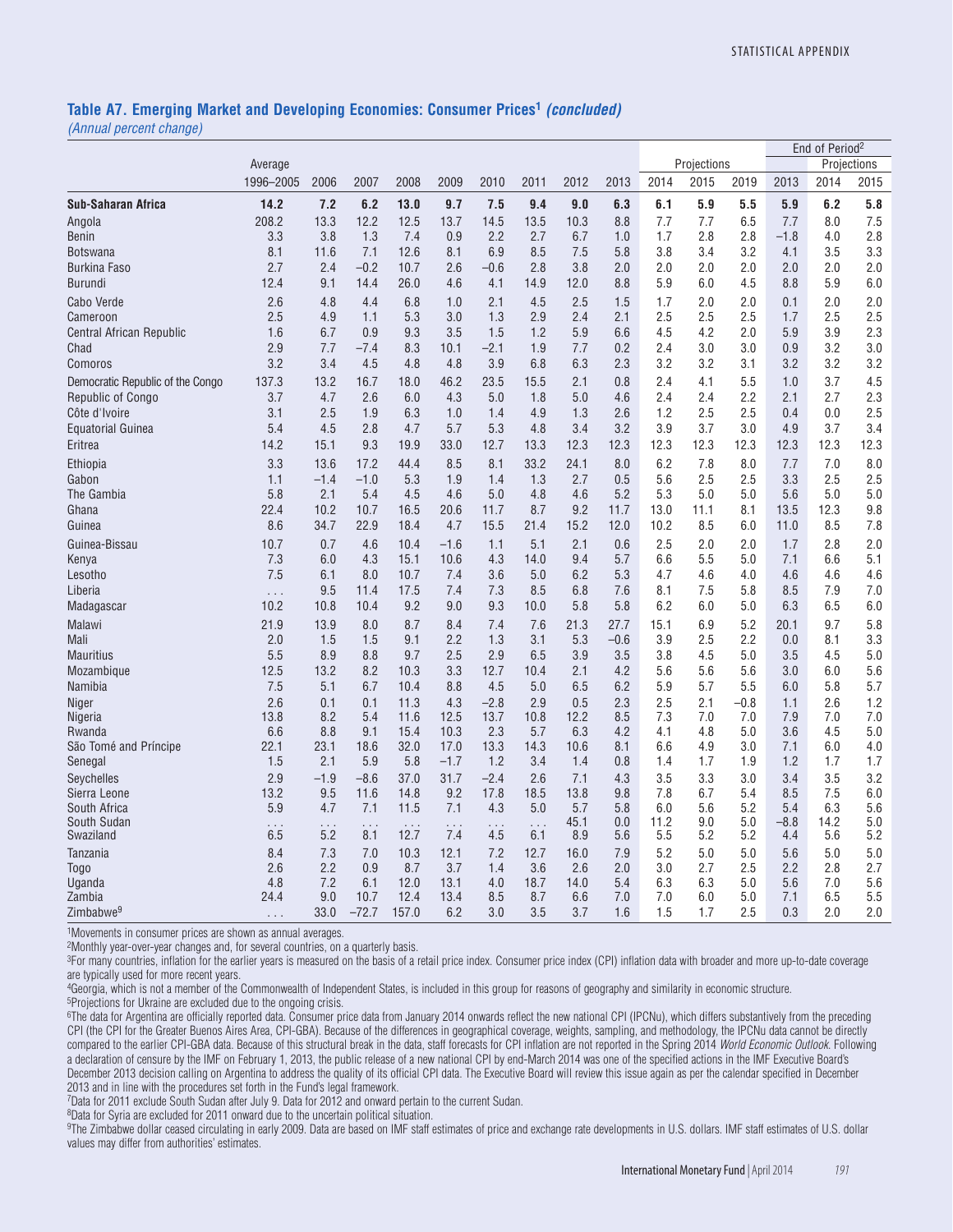### Table A7. Emerging Market and Developing Economies: Consumer Prices[1] *(concluded)*

*(Annual percent change)*

| | Average | | | | | | | | | Projections | | | End of Period[2] | Projections | |
|---|---|---|---|---|---|---|---|---|---|---|---|---|---|---|---|
| | 1996–2005 | 2006 | 2007 | 2008 | 2009 | 2010 | 2011 | 2012 | 2013 | 2014 | 2015 | 2019 | 2013 | 2014 | 2015 |
| **Sub-Saharan Africa** | **14.2** | **7.2** | **6.2** | **13.0** | **9.7** | **7.5** | **9.4** | **9.0** | **6.3** | **6.1** | **5.9** | **5.5** | **5.9** | **6.2** | **5.8** |
| Angola | 208.2 | 13.3 | 12.2 | 12.5 | 13.7 | 14.5 | 13.5 | 10.3 | 8.8 | 7.7 | 7.7 | 6.5 | 7.7 | 8.0 | 7.5 |
| Benin | 3.3 | 3.8 | 1.3 | 7.4 | 0.9 | 2.2 | 2.7 | 6.7 | 1.0 | 1.7 | 2.8 | 2.8 | –1.8 | 4.0 | 2.8 |
| Botswana | 8.1 | 11.6 | 7.1 | 12.6 | 8.1 | 6.9 | 8.5 | 7.5 | 5.8 | 3.8 | 3.4 | 3.2 | 4.1 | 3.5 | 3.3 |
| Burkina Faso | 2.7 | 2.4 | –0.2 | 10.7 | 2.6 | –0.6 | 2.8 | 3.8 | 2.0 | 2.0 | 2.0 | 2.0 | 2.0 | 2.0 | 2.0 |
| Burundi | 12.4 | 9.1 | 14.4 | 26.0 | 4.6 | 4.1 | 14.9 | 12.0 | 8.8 | 5.9 | 6.0 | 4.5 | 8.8 | 5.9 | 6.0 |
| Cabo Verde | 2.6 | 4.8 | 4.4 | 6.8 | 1.0 | 2.1 | 4.5 | 2.5 | 1.5 | 1.7 | 2.0 | 2.0 | 0.1 | 2.0 | 2.0 |
| Cameroon | 2.5 | 4.9 | 1.1 | 5.3 | 3.0 | 1.3 | 2.9 | 2.4 | 2.1 | 2.5 | 2.5 | 2.5 | 1.7 | 2.5 | 2.5 |
| Central African Republic | 1.6 | 6.7 | 0.9 | 9.3 | 3.5 | 1.5 | 1.2 | 5.9 | 6.6 | 4.5 | 4.2 | 2.0 | 5.9 | 3.9 | 2.3 |
| Chad | 2.9 | 7.7 | –7.4 | 8.3 | 10.1 | –2.1 | 1.9 | 7.7 | 0.2 | 2.4 | 3.0 | 3.0 | 0.9 | 3.2 | 3.0 |
| Comoros | 3.2 | 3.4 | 4.5 | 4.8 | 4.8 | 3.9 | 6.8 | 6.3 | 2.3 | 3.2 | 3.2 | 3.1 | 3.2 | 3.2 | 3.2 |
| Democratic Republic of the Congo | 137.3 | 13.2 | 16.7 | 18.0 | 46.2 | 23.5 | 15.5 | 2.1 | 0.8 | 2.4 | 4.1 | 5.5 | 1.0 | 3.7 | 4.5 |
| Republic of Congo | 3.7 | 4.7 | 2.6 | 6.0 | 4.3 | 5.0 | 1.8 | 5.0 | 4.6 | 2.4 | 2.4 | 2.2 | 2.1 | 2.7 | 2.3 |
| Côte d'Ivoire | 3.1 | 2.5 | 1.9 | 6.3 | 1.0 | 1.4 | 4.9 | 1.3 | 2.6 | 1.2 | 2.5 | 2.5 | 0.4 | 0.0 | 2.5 |
| Equatorial Guinea | 5.4 | 4.5 | 2.8 | 4.7 | 5.7 | 5.3 | 4.8 | 3.4 | 3.2 | 3.9 | 3.7 | 3.0 | 4.9 | 3.7 | 3.4 |
| Eritrea | 14.2 | 15.1 | 9.3 | 19.9 | 33.0 | 12.7 | 13.3 | 12.3 | 12.3 | 12.3 | 12.3 | 12.3 | 12.3 | 12.3 | 12.3 |
| Ethiopia | 3.3 | 13.6 | 17.2 | 44.4 | 8.5 | 8.1 | 33.2 | 24.1 | 8.0 | 6.2 | 7.8 | 8.0 | 7.7 | 7.0 | 8.0 |
| Gabon | 1.1 | –1.4 | –1.0 | 5.3 | 1.9 | 1.4 | 1.3 | 2.7 | 0.5 | 5.6 | 2.5 | 2.5 | 3.3 | 2.5 | 2.5 |
| The Gambia | 5.8 | 2.1 | 5.4 | 4.5 | 4.6 | 5.0 | 4.8 | 4.6 | 5.2 | 5.3 | 5.0 | 5.0 | 5.6 | 5.0 | 5.0 |
| Ghana | 22.4 | 10.2 | 10.7 | 16.5 | 20.6 | 11.7 | 8.7 | 9.2 | 11.7 | 13.0 | 11.1 | 8.1 | 13.5 | 12.3 | 9.8 |
| Guinea | 8.6 | 34.7 | 22.9 | 18.4 | 4.7 | 15.5 | 21.4 | 15.2 | 12.0 | 10.2 | 8.5 | 6.0 | 11.0 | 8.5 | 7.8 |
| Guinea-Bissau | 10.7 | 0.7 | 4.6 | 10.4 | –1.6 | 1.1 | 5.1 | 2.1 | 0.6 | 2.5 | 2.0 | 2.0 | 1.7 | 2.8 | 2.0 |
| Kenya | 7.3 | 6.0 | 4.3 | 15.1 | 10.6 | 4.3 | 14.0 | 9.4 | 5.7 | 6.6 | 5.5 | 5.0 | 7.1 | 6.6 | 5.1 |
| Lesotho | 7.5 | 6.1 | 8.0 | 10.7 | 7.4 | 3.6 | 5.0 | 6.2 | 5.3 | 4.7 | 4.6 | 4.0 | 4.6 | 4.6 | 4.6 |
| Liberia | . . . | 9.5 | 11.4 | 17.5 | 7.4 | 7.3 | 8.5 | 6.8 | 7.6 | 8.1 | 7.5 | 5.8 | 8.5 | 7.9 | 7.0 |
| Madagascar | 10.2 | 10.8 | 10.4 | 9.2 | 9.0 | 9.3 | 10.0 | 5.8 | 5.8 | 6.2 | 6.0 | 5.0 | 6.3 | 6.5 | 6.0 |
| Malawi | 21.9 | 13.9 | 8.0 | 8.7 | 8.4 | 7.4 | 7.6 | 21.3 | 27.7 | 15.1 | 6.9 | 5.2 | 20.1 | 9.7 | 5.8 |
| Mali | 2.0 | 1.5 | 1.5 | 9.1 | 2.2 | 1.3 | 3.1 | 5.3 | –0.6 | 3.9 | 2.5 | 2.2 | 0.0 | 8.1 | 3.3 |
| Mauritius | 5.5 | 8.9 | 8.8 | 9.7 | 2.5 | 2.9 | 6.5 | 3.9 | 3.5 | 3.8 | 4.5 | 5.0 | 3.5 | 4.5 | 5.0 |
| Mozambique | 12.5 | 13.2 | 8.2 | 10.3 | 3.3 | 12.7 | 10.4 | 2.1 | 4.2 | 5.6 | 5.6 | 5.6 | 3.0 | 6.0 | 5.6 |
| Namibia | 7.5 | 5.1 | 6.7 | 10.4 | 8.8 | 4.5 | 5.0 | 6.5 | 6.2 | 5.9 | 5.7 | 5.5 | 6.0 | 5.8 | 5.7 |
| Niger | 2.6 | 0.1 | 0.1 | 11.3 | 4.3 | –2.8 | 2.9 | 0.5 | 2.3 | 2.5 | 2.1 | –0.8 | 1.1 | 2.6 | 1.2 |
| Nigeria | 13.8 | 8.2 | 5.4 | 11.6 | 12.5 | 13.7 | 10.8 | 12.2 | 8.5 | 7.3 | 7.0 | 7.0 | 7.9 | 7.0 | 7.0 |
| Rwanda | 6.6 | 8.8 | 9.1 | 15.4 | 10.3 | 2.3 | 5.7 | 6.3 | 4.2 | 4.1 | 4.8 | 5.0 | 3.6 | 4.5 | 5.0 |
| São Tomé and Príncipe | 22.1 | 23.1 | 18.6 | 32.0 | 17.0 | 13.3 | 14.3 | 10.6 | 8.1 | 6.6 | 4.9 | 3.0 | 7.1 | 6.0 | 4.0 |
| Senegal | 1.5 | 2.1 | 5.9 | 5.8 | –1.7 | 1.2 | 3.4 | 1.4 | 0.8 | 1.4 | 1.7 | 1.9 | 1.2 | 1.7 | 1.7 |
| Seychelles | 2.9 | –1.9 | –8.6 | 37.0 | 31.7 | –2.4 | 2.6 | 7.1 | 4.3 | 3.5 | 3.3 | 3.0 | 3.4 | 3.5 | 3.2 |
| Sierra Leone | 13.2 | 9.5 | 11.6 | 14.8 | 9.2 | 17.8 | 18.5 | 13.8 | 9.8 | 7.8 | 6.7 | 5.4 | 8.5 | 7.5 | 6.0 |
| South Africa | 5.9 | 4.7 | 7.1 | 11.5 | 7.1 | 4.3 | 5.0 | 5.7 | 5.8 | 6.0 | 5.6 | 5.2 | 5.4 | 6.3 | 5.6 |
| South Sudan | . . . | . . . | . . . | . . . | . . . | . . . | . . . | 45.1 | 0.0 | 11.2 | 9.0 | 5.0 | –8.8 | 14.2 | 5.0 |
| Swaziland | 6.5 | 5.2 | 8.1 | 12.7 | 7.4 | 4.5 | 6.1 | 8.9 | 5.6 | 5.5 | 5.2 | 5.2 | 4.4 | 5.6 | 5.2 |
| Tanzania | 8.4 | 7.3 | 7.0 | 10.3 | 12.1 | 7.2 | 12.7 | 16.0 | 7.9 | 5.2 | 5.0 | 5.0 | 5.6 | 5.0 | 5.0 |
| Togo | 2.6 | 2.2 | 0.9 | 8.7 | 3.7 | 1.4 | 3.6 | 2.6 | 2.0 | 3.0 | 2.7 | 2.5 | 2.2 | 2.8 | 2.7 |
| Uganda | 4.8 | 7.2 | 6.1 | 12.0 | 13.1 | 4.0 | 18.7 | 14.0 | 5.4 | 6.3 | 6.3 | 5.0 | 5.6 | 7.0 | 5.6 |
| Zambia | 24.4 | 9.0 | 10.7 | 12.4 | 13.4 | 8.5 | 8.7 | 6.6 | 7.0 | 7.0 | 6.0 | 5.0 | 7.1 | 6.5 | 5.5 |
| Zimbabwe[9] | . . . | 33.0 | –72.7 | 157.0 | 6.2 | 3.0 | 3.5 | 3.7 | 1.6 | 1.5 | 1.7 | 2.5 | 0.3 | 2.0 | 2.0 |

[1]Movements in consumer prices are shown as annual averages.

[2]Monthly year-over-year changes and, for several countries, on a quarterly basis.

[3]For many countries, inflation for the earlier years is measured on the basis of a retail price index. Consumer price index (CPI) inflation data with broader and more up-to-date coverage are typically used for more recent years.

[4]Georgia, which is not a member of the Commonwealth of Independent States, is included in this group for reasons of geography and similarity in economic structure.

[5]Projections for Ukraine are excluded due to the ongoing crisis.

[6]The data for Argentina are officially reported data. Consumer price data from January 2014 onwards reflect the new national CPI (IPCNu), which differs substantively from the preceding CPI (the CPI for the Greater Buenos Aires Area, CPI-GBA). Because of the differences in geographical coverage, weights, sampling, and methodology, the IPCNu data cannot be directly compared to the earlier CPI-GBA data. Because of this structural break in the data, staff forecasts for CPI inflation are not reported in the Spring 2014 *World Economic Outlook*. Following a declaration of censure by the IMF on February 1, 2013, the public release of a new national CPI by end-March 2014 was one of the specified actions in the IMF Executive Board's December 2013 decision calling on Argentina to address the quality of its official CPI data. The Executive Board will review this issue again as per the calendar specified in December 2013 and in line with the procedures set forth in the Fund's legal framework.

[7]Data for 2011 exclude South Sudan after July 9. Data for 2012 and onward pertain to the current Sudan.

[8]Data for Syria are excluded for 2011 onward due to the uncertain political situation.

[9]The Zimbabwe dollar ceased circulating in early 2009. Data are based on IMF staff estimates of price and exchange rate developments in U.S. dollars. IMF staff estimates of U.S. dollar values may differ from authorities' estimates.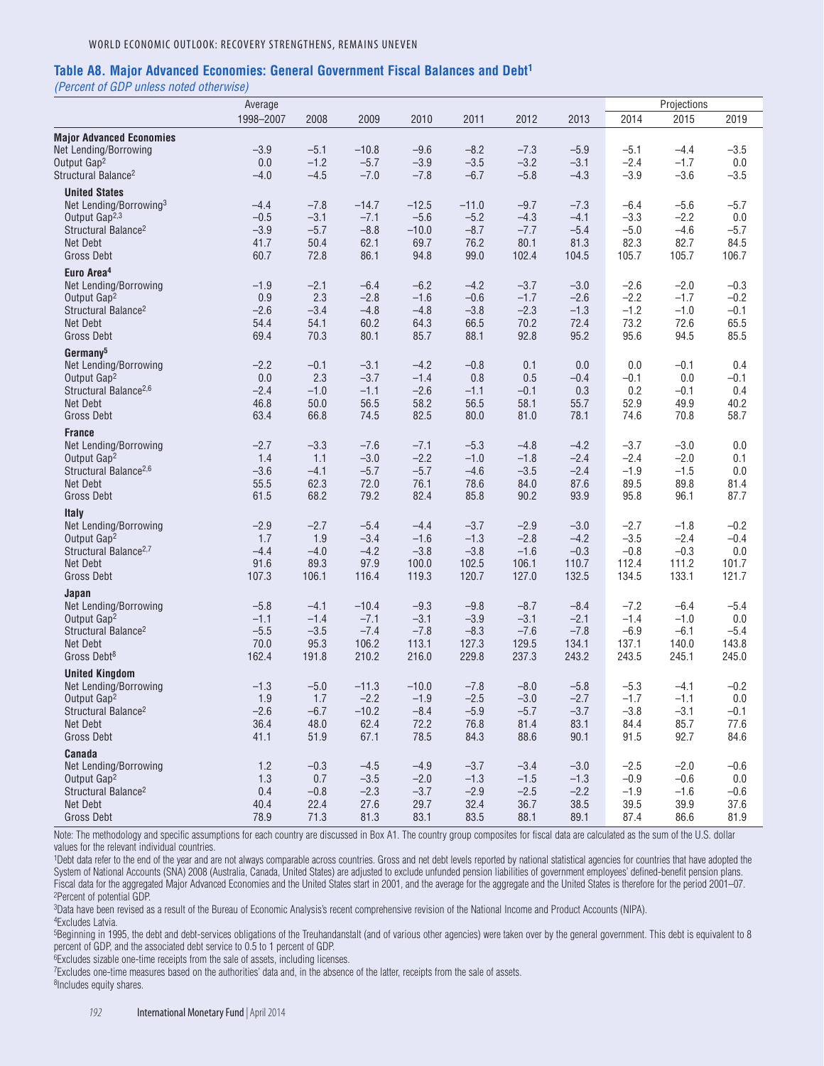### Table A8. Major Advanced Economies: General Government Fiscal Balances and Debt[1]

*(Percent of GDP unless noted otherwise)*

| | Average | | | | | | | Projections | | |
|---|---|---|---|---|---|---|---|---|---|---|
| | 1998–2007 | 2008 | 2009 | 2010 | 2011 | 2012 | 2013 | 2014 | 2015 | 2019 |
| **Major Advanced Economies** | | | | | | | | | | |
| Net Lending/Borrowing | –3.9 | –5.1 | –10.8 | –9.6 | –8.2 | –7.3 | –5.9 | –5.1 | –4.4 | –3.5 |
| Output Gap[2] | 0.0 | –1.2 | –5.7 | –3.9 | –3.5 | –3.2 | –3.1 | –2.4 | –1.7 | 0.0 |
| Structural Balance[2] | –4.0 | –4.5 | –7.0 | –7.8 | –6.7 | –5.8 | –4.3 | –3.9 | –3.6 | –3.5 |
| **United States** | | | | | | | | | | |
| Net Lending/Borrowing[3] | –4.4 | –7.8 | –14.7 | –12.5 | –11.0 | –9.7 | –7.3 | –6.4 | –5.6 | –5.7 |
| Output Gap[2,3] | –0.5 | –3.1 | –7.1 | –5.6 | –5.2 | –4.3 | –4.1 | –3.3 | –2.2 | 0.0 |
| Structural Balance[2] | –3.9 | –5.7 | –8.8 | –10.0 | –8.7 | –7.7 | –5.4 | –5.0 | –4.6 | –5.7 |
| Net Debt | 41.7 | 50.4 | 62.1 | 69.7 | 76.2 | 80.1 | 81.3 | 82.3 | 82.7 | 84.5 |
| Gross Debt | 60.7 | 72.8 | 86.1 | 94.8 | 99.0 | 102.4 | 104.5 | 105.7 | 105.7 | 106.7 |
| **Euro Area[4]** | | | | | | | | | | |
| Net Lending/Borrowing | –1.9 | –2.1 | –6.4 | –6.2 | –4.2 | –3.7 | –3.0 | –2.6 | –2.0 | –0.3 |
| Output Gap[2] | 0.9 | 2.3 | –2.8 | –1.6 | –0.6 | –1.7 | –2.6 | –2.2 | –1.7 | –0.2 |
| Structural Balance[2] | –2.6 | –3.4 | –4.8 | –4.8 | –3.8 | –2.3 | –1.3 | –1.2 | –1.0 | –0.1 |
| Net Debt | 54.4 | 54.1 | 60.2 | 64.3 | 66.5 | 70.2 | 72.4 | 73.2 | 72.6 | 65.5 |
| Gross Debt | 69.4 | 70.3 | 80.1 | 85.7 | 88.1 | 92.8 | 95.2 | 95.6 | 94.5 | 85.5 |
| **Germany[5]** | | | | | | | | | | |
| Net Lending/Borrowing | –2.2 | –0.1 | –3.1 | –4.2 | –0.8 | 0.1 | 0.0 | 0.0 | –0.1 | 0.4 |
| Output Gap[2] | 0.0 | 2.3 | –3.7 | –1.4 | 0.8 | 0.5 | –0.4 | –0.1 | 0.0 | –0.1 |
| Structural Balance[2,6] | –2.4 | –1.0 | –1.1 | –2.6 | –1.1 | –0.1 | 0.3 | 0.2 | –0.1 | 0.4 |
| Net Debt | 46.8 | 50.0 | 56.5 | 58.2 | 56.5 | 58.1 | 55.7 | 52.9 | 49.9 | 40.2 |
| Gross Debt | 63.4 | 66.8 | 74.5 | 82.5 | 80.0 | 81.0 | 78.1 | 74.6 | 70.8 | 58.7 |
| **France** | | | | | | | | | | |
| Net Lending/Borrowing | –2.7 | –3.3 | –7.6 | –7.1 | –5.3 | –4.8 | –4.2 | –3.7 | –3.0 | 0.0 |
| Output Gap[2] | 1.4 | 1.1 | –3.0 | –2.2 | –1.0 | –1.8 | –2.4 | –2.4 | –2.0 | 0.1 |
| Structural Balance[2,6] | –3.6 | –4.1 | –5.7 | –5.7 | –4.6 | –3.5 | –2.4 | –1.9 | –1.5 | 0.0 |
| Net Debt | 55.5 | 62.3 | 72.0 | 76.1 | 78.6 | 84.0 | 87.6 | 89.5 | 89.8 | 81.4 |
| Gross Debt | 61.5 | 68.2 | 79.2 | 82.4 | 85.8 | 90.2 | 93.9 | 95.8 | 96.1 | 87.7 |
| **Italy** | | | | | | | | | | |
| Net Lending/Borrowing | –2.9 | –2.7 | –5.4 | –4.4 | –3.7 | –2.9 | –3.0 | –2.7 | –1.8 | –0.2 |
| Output Gap[2] | 1.7 | 1.9 | –3.4 | –1.6 | –1.3 | –2.8 | –4.2 | –3.5 | –2.4 | –0.4 |
| Structural Balance[2,7] | –4.4 | –4.0 | –4.2 | –3.8 | –3.8 | –1.6 | –0.3 | –0.8 | –0.3 | 0.0 |
| Net Debt | 91.6 | 89.3 | 97.9 | 100.0 | 102.5 | 106.1 | 110.7 | 112.4 | 111.2 | 101.7 |
| Gross Debt | 107.3 | 106.1 | 116.4 | 119.3 | 120.7 | 127.0 | 132.5 | 134.5 | 133.1 | 121.7 |
| **Japan** | | | | | | | | | | |
| Net Lending/Borrowing | –5.8 | –4.1 | –10.4 | –9.3 | –9.8 | –8.7 | –8.4 | –7.2 | –6.4 | –5.4 |
| Output Gap[2] | –1.1 | –1.4 | –7.1 | –3.1 | –3.9 | –3.1 | –2.1 | –1.4 | –1.0 | 0.0 |
| Structural Balance[2] | –5.5 | –3.5 | –7.4 | –7.8 | –8.3 | –7.6 | –7.8 | –6.9 | –6.1 | –5.4 |
| Net Debt | 70.0 | 95.3 | 106.2 | 113.1 | 127.3 | 129.5 | 134.1 | 137.1 | 140.0 | 143.8 |
| Gross Debt[8] | 162.4 | 191.8 | 210.2 | 216.0 | 229.8 | 237.3 | 243.2 | 243.5 | 245.1 | 245.0 |
| **United Kingdom** | | | | | | | | | | |
| Net Lending/Borrowing | –1.3 | –5.0 | –11.3 | –10.0 | –7.8 | –8.0 | –5.8 | –5.3 | –4.1 | –0.2 |
| Output Gap[2] | 1.9 | 1.7 | –2.2 | –1.9 | –2.5 | –3.0 | –2.7 | –1.7 | –1.1 | 0.0 |
| Structural Balance[2] | –2.6 | –6.7 | –10.2 | –8.4 | –5.9 | –5.7 | –3.7 | –3.8 | –3.1 | –0.1 |
| Net Debt | 36.4 | 48.0 | 62.4 | 72.2 | 76.8 | 81.4 | 83.1 | 84.4 | 85.7 | 77.6 |
| Gross Debt | 41.1 | 51.9 | 67.1 | 78.5 | 84.3 | 88.6 | 90.1 | 91.5 | 92.7 | 84.6 |
| **Canada** | | | | | | | | | | |
| Net Lending/Borrowing | 1.2 | –0.3 | –4.5 | –4.9 | –3.7 | –3.4 | –3.0 | –2.5 | –2.0 | –0.6 |
| Output Gap[2] | 1.3 | 0.7 | –3.5 | –2.0 | –1.3 | –1.5 | –1.3 | –0.9 | –0.6 | 0.0 |
| Structural Balance[2] | 0.4 | –0.8 | –2.3 | –3.7 | –2.9 | –2.5 | –2.2 | –1.9 | –1.6 | –0.6 |
| Net Debt | 40.4 | 22.4 | 27.6 | 29.7 | 32.4 | 36.7 | 38.5 | 39.5 | 39.9 | 37.6 |
| Gross Debt | 78.9 | 71.3 | 81.3 | 83.1 | 83.5 | 88.1 | 89.1 | 87.4 | 86.6 | 81.9 |

Note: The methodology and specific assumptions for each country are discussed in Box A1. The country group composites for fiscal data are calculated as the sum of the U.S. dollar values for the relevant individual countries.

[1]Debt data refer to the end of the year and are not always comparable across countries. Gross and net debt levels reported by national statistical agencies for countries that have adopted the System of National Accounts (SNA) 2008 (Australia, Canada, United States) are adjusted to exclude unfunded pension liabilities of government employees' defined-benefit pension plans. Fiscal data for the aggregated Major Advanced Economies and the United States start in 2001, and the average for the aggregate and the United States is therefore for the period 2001–07.

[2]Percent of potential GDP.

[3]Data have been revised as a result of the Bureau of Economic Analysis's recent comprehensive revision of the National Income and Product Accounts (NIPA).

[4]Excludes Latvia.

[5]Beginning in 1995, the debt and debt-services obligations of the Treuhandanstalt (and of various other agencies) were taken over by the general government. This debt is equivalent to 8 percent of GDP, and the associated debt service to 0.5 to 1 percent of GDP.

[6]Excludes sizable one-time receipts from the sale of assets, including licenses.

[7]Excludes one-time measures based on the authorities' data and, in the absence of the latter, receipts from the sale of assets.

[8]Includes equity shares.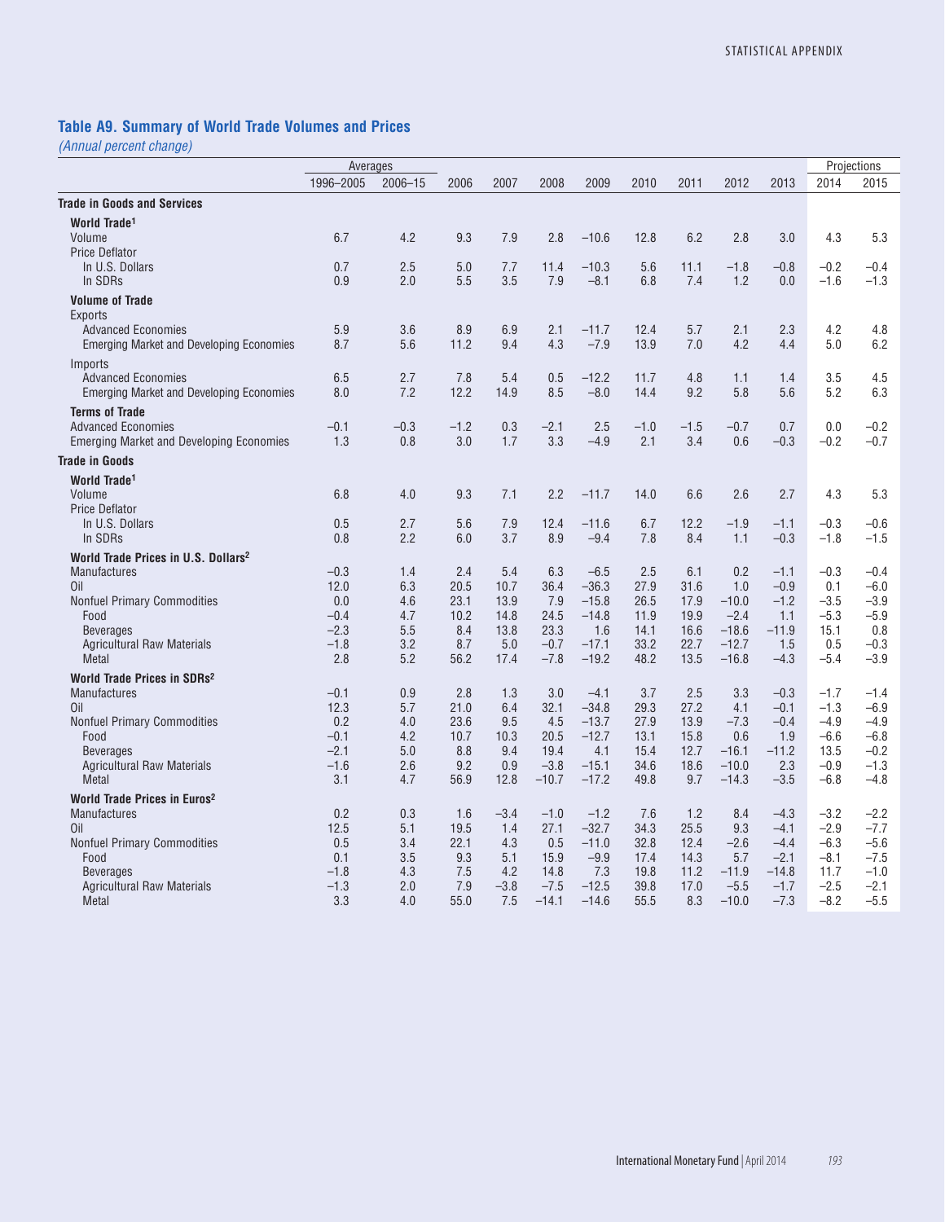## Table A9. Summary of World Trade Volumes and Prices

*(Annual percent change)*

| | Averages | | | | | | | | | | Projections | |
|---|---|---|---|---|---|---|---|---|---|---|---|---|
| | 1996–2005 | 2006–15 | 2006 | 2007 | 2008 | 2009 | 2010 | 2011 | 2012 | 2013 | 2014 | 2015 |
| **Trade in Goods and Services** | | | | | | | | | | | | |
| **World Trade[1]** | | | | | | | | | | | | |
| Volume | 6.7 | 4.2 | 9.3 | 7.9 | 2.8 | −10.6 | 12.8 | 6.2 | 2.8 | 3.0 | 4.3 | 5.3 |
| Price Deflator | | | | | | | | | | | | |
| In U.S. Dollars | 0.7 | 2.5 | 5.0 | 7.7 | 11.4 | −10.3 | 5.6 | 11.1 | −1.8 | −0.8 | −0.2 | −0.4 |
| In SDRs | 0.9 | 2.0 | 5.5 | 3.5 | 7.9 | −8.1 | 6.8 | 7.4 | 1.2 | 0.0 | −1.6 | −1.3 |
| **Volume of Trade** | | | | | | | | | | | | |
| Exports | | | | | | | | | | | | |
| Advanced Economies | 5.9 | 3.6 | 8.9 | 6.9 | 2.1 | −11.7 | 12.4 | 5.7 | 2.1 | 2.3 | 4.2 | 4.8 |
| Emerging Market and Developing Economies | 8.7 | 5.6 | 11.2 | 9.4 | 4.3 | −7.9 | 13.9 | 7.0 | 4.2 | 4.4 | 5.0 | 6.2 |
| Imports | | | | | | | | | | | | |
| Advanced Economies | 6.5 | 2.7 | 7.8 | 5.4 | 0.5 | −12.2 | 11.7 | 4.8 | 1.1 | 1.4 | 3.5 | 4.5 |
| Emerging Market and Developing Economies | 8.0 | 7.2 | 12.2 | 14.9 | 8.5 | −8.0 | 14.4 | 9.2 | 5.8 | 5.6 | 5.2 | 6.3 |
| **Terms of Trade** | | | | | | | | | | | | |
| Advanced Economies | −0.1 | −0.3 | −1.2 | 0.3 | −2.1 | 2.5 | −1.0 | −1.5 | −0.7 | 0.7 | 0.0 | −0.2 |
| Emerging Market and Developing Economies | 1.3 | 0.8 | 3.0 | 1.7 | 3.3 | −4.9 | 2.1 | 3.4 | 0.6 | −0.3 | −0.2 | −0.7 |
| **Trade in Goods** | | | | | | | | | | | | |
| **World Trade[1]** | | | | | | | | | | | | |
| Volume | 6.8 | 4.0 | 9.3 | 7.1 | 2.2 | −11.7 | 14.0 | 6.6 | 2.6 | 2.7 | 4.3 | 5.3 |
| Price Deflator | | | | | | | | | | | | |
| In U.S. Dollars | 0.5 | 2.7 | 5.6 | 7.9 | 12.4 | −11.6 | 6.7 | 12.2 | −1.9 | −1.1 | −0.3 | −0.6 |
| In SDRs | 0.8 | 2.2 | 6.0 | 3.7 | 8.9 | −9.4 | 7.8 | 8.4 | 1.1 | −0.3 | −1.8 | −1.5 |
| **World Trade Prices in U.S. Dollars[2]** | | | | | | | | | | | | |
| Manufactures | −0.3 | 1.4 | 2.4 | 5.4 | 6.3 | −6.5 | 2.5 | 6.1 | 0.2 | −1.1 | −0.3 | −0.4 |
| Oil | 12.0 | 6.3 | 20.5 | 10.7 | 36.4 | −36.3 | 27.9 | 31.6 | 1.0 | −0.9 | 0.1 | −6.0 |
| Nonfuel Primary Commodities | 0.0 | 4.6 | 23.1 | 13.9 | 7.9 | −15.8 | 26.5 | 17.9 | −10.0 | −1.2 | −3.5 | −3.9 |
| Food | −0.4 | 4.7 | 10.2 | 14.8 | 24.5 | −14.8 | 11.9 | 19.9 | −2.4 | 1.1 | −5.3 | −5.9 |
| Beverages | −2.3 | 5.5 | 8.4 | 13.8 | 23.3 | 1.6 | 14.1 | 16.6 | −18.6 | −11.9 | 15.1 | 0.8 |
| Agricultural Raw Materials | −1.8 | 3.2 | 8.7 | 5.0 | −0.7 | −17.1 | 33.2 | 22.7 | −12.7 | 1.5 | 0.5 | −0.3 |
| Metal | 2.8 | 5.2 | 56.2 | 17.4 | −7.8 | −19.2 | 48.2 | 13.5 | −16.8 | −4.3 | −5.4 | −3.9 |
| **World Trade Prices in SDRs[2]** | | | | | | | | | | | | |
| Manufactures | −0.1 | 0.9 | 2.8 | 1.3 | 3.0 | −4.1 | 3.7 | 2.5 | 3.3 | −0.3 | −1.7 | −1.4 |
| Oil | 12.3 | 5.7 | 21.0 | 6.4 | 32.1 | −34.8 | 29.3 | 27.2 | 4.1 | −0.1 | −1.3 | −6.9 |
| Nonfuel Primary Commodities | 0.2 | 4.0 | 23.6 | 9.5 | 4.5 | −13.7 | 27.9 | 13.9 | −7.3 | −0.4 | −4.9 | −4.9 |
| Food | −0.1 | 4.2 | 10.7 | 10.3 | 20.5 | −12.7 | 13.1 | 15.8 | 0.6 | 1.9 | −6.6 | −6.8 |
| Beverages | −2.1 | 5.0 | 8.8 | 9.4 | 19.4 | 4.1 | 15.4 | 12.7 | −16.1 | −11.2 | 13.5 | −0.2 |
| Agricultural Raw Materials | −1.6 | 2.6 | 9.2 | 0.9 | −3.8 | −15.1 | 34.6 | 18.6 | −10.0 | 2.3 | −0.9 | −1.3 |
| Metal | 3.1 | 4.7 | 56.9 | 12.8 | −10.7 | −17.2 | 49.8 | 9.7 | −14.3 | −3.5 | −6.8 | −4.8 |
| **World Trade Prices in Euros[2]** | | | | | | | | | | | | |
| Manufactures | 0.2 | 0.3 | 1.6 | −3.4 | −1.0 | −1.2 | 7.6 | 1.2 | 8.4 | −4.3 | −3.2 | −2.2 |
| Oil | 12.5 | 5.1 | 19.5 | 1.4 | 27.1 | −32.7 | 34.3 | 25.5 | 9.3 | −4.1 | −2.9 | −7.7 |
| Nonfuel Primary Commodities | 0.5 | 3.4 | 22.1 | 4.3 | 0.5 | −11.0 | 32.8 | 12.4 | −2.6 | −4.4 | −6.3 | −5.6 |
| Food | 0.1 | 3.5 | 9.3 | 5.1 | 15.9 | −9.9 | 17.4 | 14.3 | 5.7 | −2.1 | −8.1 | −7.5 |
| Beverages | −1.8 | 4.3 | 7.5 | 4.2 | 14.8 | 7.3 | 19.8 | 11.2 | −11.9 | −14.8 | 11.7 | −1.0 |
| Agricultural Raw Materials | −1.3 | 2.0 | 7.9 | −3.8 | −7.5 | −12.5 | 39.8 | 17.0 | −5.5 | −1.7 | −2.5 | −2.1 |
| Metal | 3.3 | 4.0 | 55.0 | 7.5 | −14.1 | −14.6 | 55.5 | 8.3 | −10.0 | −7.3 | −8.2 | −5.5 |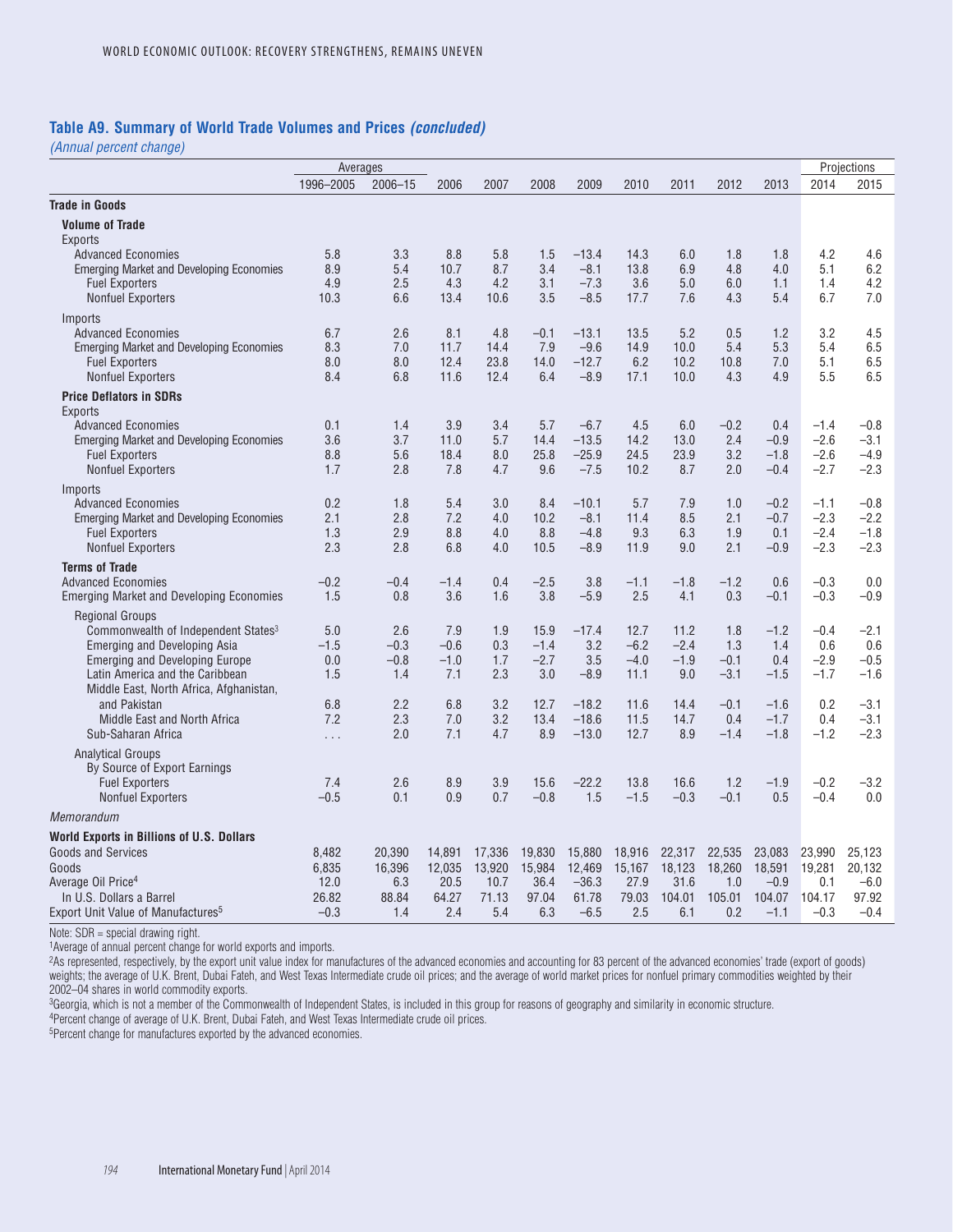## Table A9. Summary of World Trade Volumes and Prices *(concluded)*

*(Annual percent change)*

| | Averages | | | | | | | | | | Projections | |
|---|---|---|---|---|---|---|---|---|---|---|---|---|
| | 1996–2005 | 2006–15 | 2006 | 2007 | 2008 | 2009 | 2010 | 2011 | 2012 | 2013 | 2014 | 2015 |
| **Trade in Goods** | | | | | | | | | | | | |
| **Volume of Trade** | | | | | | | | | | | | |
| Exports | | | | | | | | | | | | |
| Advanced Economies | 5.8 | 3.3 | 8.8 | 5.8 | 1.5 | –13.4 | 14.3 | 6.0 | 1.8 | 1.8 | 4.2 | 4.6 |
| Emerging Market and Developing Economies | 8.9 | 5.4 | 10.7 | 8.7 | 3.4 | –8.1 | 13.8 | 6.9 | 4.8 | 4.0 | 5.1 | 6.2 |
| Fuel Exporters | 4.9 | 2.5 | 4.3 | 4.2 | 3.1 | –7.3 | 3.6 | 5.0 | 6.0 | 1.1 | 1.4 | 4.2 |
| Nonfuel Exporters | 10.3 | 6.6 | 13.4 | 10.6 | 3.5 | –8.5 | 17.7 | 7.6 | 4.3 | 5.4 | 6.7 | 7.0 |
| Imports | | | | | | | | | | | | |
| Advanced Economies | 6.7 | 2.6 | 8.1 | 4.8 | –0.1 | –13.1 | 13.5 | 5.2 | 0.5 | 1.2 | 3.2 | 4.5 |
| Emerging Market and Developing Economies | 8.3 | 7.0 | 11.7 | 14.4 | 7.9 | –9.6 | 14.9 | 10.0 | 5.4 | 5.3 | 5.4 | 6.5 |
| Fuel Exporters | 8.0 | 8.0 | 12.4 | 23.8 | 14.0 | –12.7 | 6.2 | 10.2 | 10.8 | 7.0 | 5.1 | 6.5 |
| Nonfuel Exporters | 8.4 | 6.8 | 11.6 | 12.4 | 6.4 | –8.9 | 17.1 | 10.0 | 4.3 | 4.9 | 5.5 | 6.5 |
| **Price Deflators in SDRs** | | | | | | | | | | | | |
| Exports | | | | | | | | | | | | |
| Advanced Economies | 0.1 | 1.4 | 3.9 | 3.4 | 5.7 | –6.7 | 4.5 | 6.0 | –0.2 | 0.4 | –1.4 | –0.8 |
| Emerging Market and Developing Economies | 3.6 | 3.7 | 11.0 | 5.7 | 14.4 | –13.5 | 14.2 | 13.0 | 2.4 | –0.9 | –2.6 | –3.1 |
| Fuel Exporters | 8.8 | 5.6 | 18.4 | 8.0 | 25.8 | –25.9 | 24.5 | 23.9 | 3.2 | –1.8 | –2.6 | –4.9 |
| Nonfuel Exporters | 1.7 | 2.8 | 7.8 | 4.7 | 9.6 | –7.5 | 10.2 | 8.7 | 2.0 | –0.4 | –2.7 | –2.3 |
| Imports | | | | | | | | | | | | |
| Advanced Economies | 0.2 | 1.8 | 5.4 | 3.0 | 8.4 | –10.1 | 5.7 | 7.9 | 1.0 | –0.2 | –1.1 | –0.8 |
| Emerging Market and Developing Economies | 2.1 | 2.8 | 7.2 | 4.0 | 10.2 | –8.1 | 11.4 | 8.5 | 2.1 | –0.7 | –2.3 | –2.2 |
| Fuel Exporters | 1.3 | 2.9 | 8.8 | 4.0 | 8.8 | –4.8 | 9.3 | 6.3 | 1.9 | 0.1 | –2.4 | –1.8 |
| Nonfuel Exporters | 2.3 | 2.8 | 6.8 | 4.0 | 10.5 | –8.9 | 11.9 | 9.0 | 2.1 | –0.9 | –2.3 | –2.3 |
| **Terms of Trade** | | | | | | | | | | | | |
| Advanced Economies | –0.2 | –0.4 | –1.4 | 0.4 | –2.5 | 3.8 | –1.1 | –1.8 | –1.2 | 0.6 | –0.3 | 0.0 |
| Emerging Market and Developing Economies | 1.5 | 0.8 | 3.6 | 1.6 | 3.8 | –5.9 | 2.5 | 4.1 | 0.3 | –0.1 | –0.3 | –0.9 |
| Regional Groups | | | | | | | | | | | | |
| Commonwealth of Independent States[3] | 5.0 | 2.6 | 7.9 | 1.9 | 15.9 | –17.4 | 12.7 | 11.2 | 1.8 | –1.2 | –0.4 | –2.1 |
| Emerging and Developing Asia | –1.5 | –0.3 | –0.6 | 0.3 | –1.4 | 3.2 | –6.2 | –2.4 | 1.3 | 1.4 | 0.6 | 0.6 |
| Emerging and Developing Europe | 0.0 | –0.8 | –1.0 | 1.7 | –2.7 | 3.5 | –4.0 | –1.9 | –0.1 | 0.4 | –2.9 | –0.5 |
| Latin America and the Caribbean | 1.5 | 1.4 | 7.1 | 2.3 | 3.0 | –8.9 | 11.1 | 9.0 | –3.1 | –1.5 | –1.7 | –1.6 |
| Middle East, North Africa, Afghanistan, and Pakistan | 6.8 | 2.2 | 6.8 | 3.2 | 12.7 | –18.2 | 11.6 | 14.4 | –0.1 | –1.6 | 0.2 | –3.1 |
| Middle East and North Africa | 7.2 | 2.3 | 7.0 | 3.2 | 13.4 | –18.6 | 11.5 | 14.7 | 0.4 | –1.7 | 0.4 | –3.1 |
| Sub-Saharan Africa | . . . | 2.0 | 7.1 | 4.7 | 8.9 | –13.0 | 12.7 | 8.9 | –1.4 | –1.8 | –1.2 | –2.3 |
| Analytical Groups | | | | | | | | | | | | |
| By Source of Export Earnings | | | | | | | | | | | | |
| Fuel Exporters | 7.4 | 2.6 | 8.9 | 3.9 | 15.6 | –22.2 | 13.8 | 16.6 | 1.2 | –1.9 | –0.2 | –3.2 |
| Nonfuel Exporters | –0.5 | 0.1 | 0.9 | 0.7 | –0.8 | 1.5 | –1.5 | –0.3 | –0.1 | 0.5 | –0.4 | 0.0 |
| *Memorandum* | | | | | | | | | | | | |
| **World Exports in Billions of U.S. Dollars** | | | | | | | | | | | | |
| Goods and Services | 8,482 | 20,390 | 14,891 | 17,336 | 19,830 | 15,880 | 18,916 | 22,317 | 22,535 | 23,083 | 23,990 | 25,123 |
| Goods | 6,835 | 16,396 | 12,035 | 13,920 | 15,984 | 12,469 | 15,167 | 18,123 | 18,260 | 18,591 | 19,281 | 20,132 |
| Average Oil Price[4] | 12.0 | 6.3 | 20.5 | 10.7 | 36.4 | –36.3 | 27.9 | 31.6 | 1.0 | –0.9 | 0.1 | –6.0 |
| In U.S. Dollars a Barrel | 26.82 | 88.84 | 64.27 | 71.13 | 97.04 | 61.78 | 79.03 | 104.01 | 105.01 | 104.07 | 104.17 | 97.92 |
| Export Unit Value of Manufactures[5] | –0.3 | 1.4 | 2.4 | 5.4 | 6.3 | –6.5 | 2.5 | 6.1 | 0.2 | –1.1 | –0.3 | –0.4 |

Note: SDR = special drawing right.

[1]Average of annual percent change for world exports and imports.

[2]As represented, respectively, by the export unit value index for manufactures of the advanced economies and accounting for 83 percent of the advanced economies' trade (export of goods) weights; the average of U.K. Brent, Dubai Fateh, and West Texas Intermediate crude oil prices; and the average of world market prices for nonfuel primary commodities weighted by their 2002–04 shares in world commodity exports.

[3]Georgia, which is not a member of the Commonwealth of Independent States, is included in this group for reasons of geography and similarity in economic structure.

[4]Percent change of average of U.K. Brent, Dubai Fateh, and West Texas Intermediate crude oil prices.

[5]Percent change for manufactures exported by the advanced economies.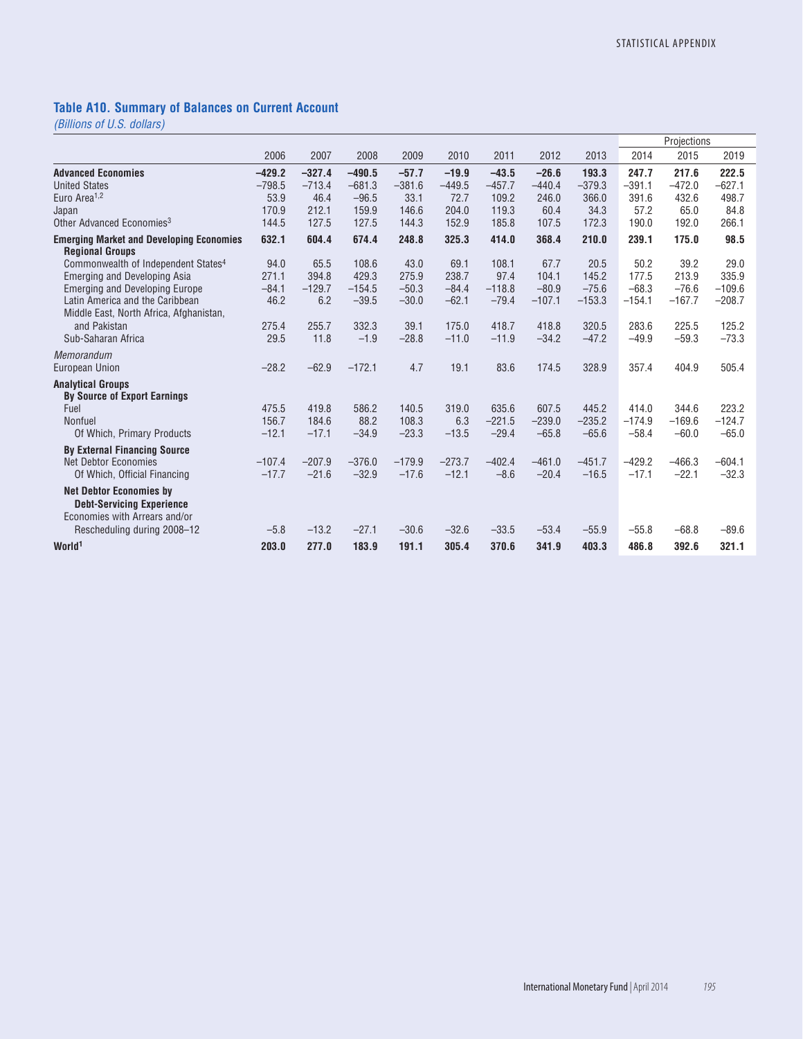### Table A10. Summary of Balances on Current Account

*(Billions of U.S. dollars)*

| | 2006 | 2007 | 2008 | 2009 | 2010 | 2011 | 2012 | 2013 | Projections 2014 | 2015 | 2019 |
|---|---|---|---|---|---|---|---|---|---|---|---|
| **Advanced Economies** | **–429.2** | **–327.4** | **–490.5** | **–57.7** | **–19.9** | **–43.5** | **–26.6** | **193.3** | **247.7** | **217.6** | **222.5** |
| United States | –798.5 | –713.4 | –681.3 | –381.6 | –449.5 | –457.7 | –440.4 | –379.3 | –391.1 | –472.0 | –627.1 |
| Euro Area[1,2] | 53.9 | 46.4 | –96.5 | 33.1 | 72.7 | 109.2 | 246.0 | 366.0 | 391.6 | 432.6 | 498.7 |
| Japan | 170.9 | 212.1 | 159.9 | 146.6 | 204.0 | 119.3 | 60.4 | 34.3 | 57.2 | 65.0 | 84.8 |
| Other Advanced Economies[3] | 144.5 | 127.5 | 127.5 | 144.3 | 152.9 | 185.8 | 107.5 | 172.3 | 190.0 | 192.0 | 266.1 |
| **Emerging Market and Developing Economies** | **632.1** | **604.4** | **674.4** | **248.8** | **325.3** | **414.0** | **368.4** | **210.0** | **239.1** | **175.0** | **98.5** |
| **Regional Groups** | | | | | | | | | | | |
| Commonwealth of Independent States[4] | 94.0 | 65.5 | 108.6 | 43.0 | 69.1 | 108.1 | 67.7 | 20.5 | 50.2 | 39.2 | 29.0 |
| Emerging and Developing Asia | 271.1 | 394.8 | 429.3 | 275.9 | 238.7 | 97.4 | 104.1 | 145.2 | 177.5 | 213.9 | 335.9 |
| Emerging and Developing Europe | –84.1 | –129.7 | –154.5 | –50.3 | –84.4 | –118.8 | –80.9 | –75.6 | –68.3 | –76.6 | –109.6 |
| Latin America and the Caribbean | 46.2 | 6.2 | –39.5 | –30.0 | –62.1 | –79.4 | –107.1 | –153.3 | –154.1 | –167.7 | –208.7 |
| Middle East, North Africa, Afghanistan, and Pakistan | 275.4 | 255.7 | 332.3 | 39.1 | 175.0 | 418.7 | 418.8 | 320.5 | 283.6 | 225.5 | 125.2 |
| Sub-Saharan Africa | 29.5 | 11.8 | –1.9 | –28.8 | –11.0 | –11.9 | –34.2 | –47.2 | –49.9 | –59.3 | –73.3 |
| *Memorandum* | | | | | | | | | | | |
| European Union | –28.2 | –62.9 | –172.1 | 4.7 | 19.1 | 83.6 | 174.5 | 328.9 | 357.4 | 404.9 | 505.4 |
| **Analytical Groups** | | | | | | | | | | | |
| **By Source of Export Earnings** | | | | | | | | | | | |
| Fuel | 475.5 | 419.8 | 586.2 | 140.5 | 319.0 | 635.6 | 607.5 | 445.2 | 414.0 | 344.6 | 223.2 |
| Nonfuel | 156.7 | 184.6 | 88.2 | 108.3 | 6.3 | –221.5 | –239.0 | –235.2 | –174.9 | –169.6 | –124.7 |
| Of Which, Primary Products | –12.1 | –17.1 | –34.9 | –23.3 | –13.5 | –29.4 | –65.8 | –65.6 | –58.4 | –60.0 | –65.0 |
| **By External Financing Source** | | | | | | | | | | | |
| Net Debtor Economies | –107.4 | –207.9 | –376.0 | –179.9 | –273.7 | –402.4 | –461.0 | –451.7 | –429.2 | –466.3 | –604.1 |
| Of Which, Official Financing | –17.7 | –21.6 | –32.9 | –17.6 | –12.1 | –8.6 | –20.4 | –16.5 | –17.1 | –22.1 | –32.3 |
| **Net Debtor Economies by Debt-Servicing Experience** | | | | | | | | | | | |
| Economies with Arrears and/or Rescheduling during 2008–12 | –5.8 | –13.2 | –27.1 | –30.6 | –32.6 | –33.5 | –53.4 | –55.9 | –55.8 | –68.8 | –89.6 |
| **World[1]** | **203.0** | **277.0** | **183.9** | **191.1** | **305.4** | **370.6** | **341.9** | **403.3** | **486.8** | **392.6** | **321.1** |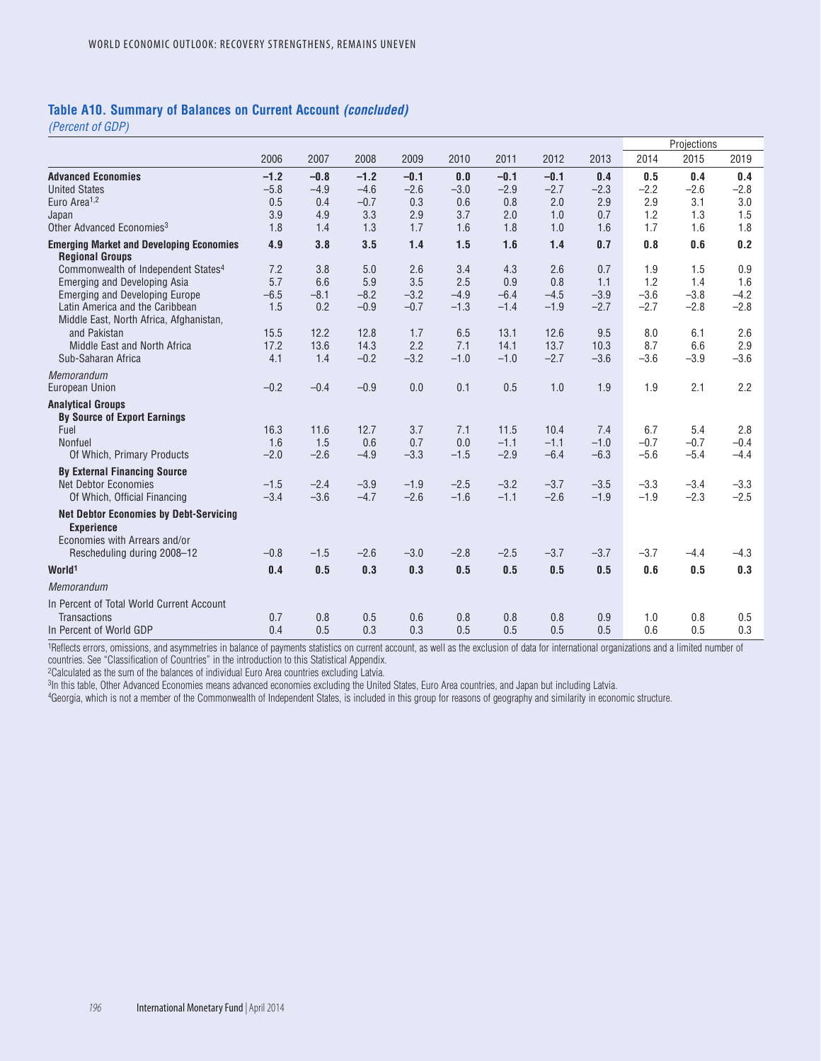## Table A10. Summary of Balances on Current Account *(concluded)*

*(Percent of GDP)*

| | 2006 | 2007 | 2008 | 2009 | 2010 | 2011 | 2012 | 2013 | Projections 2014 | 2015 | 2019 |
|---|---|---|---|---|---|---|---|---|---|---|---|
| **Advanced Economies** | **–1.2** | **–0.8** | **–1.2** | **–0.1** | **0.0** | **–0.1** | **–0.1** | **0.4** | **0.5** | **0.4** | **0.4** |
| United States | –5.8 | –4.9 | –4.6 | –2.6 | –3.0 | –2.9 | –2.7 | –2.3 | –2.2 | –2.6 | –2.8 |
| Euro Area[1,2] | 0.5 | 0.4 | –0.7 | 0.3 | 0.6 | 0.8 | 2.0 | 2.9 | 2.9 | 3.1 | 3.0 |
| Japan | 3.9 | 4.9 | 3.3 | 2.9 | 3.7 | 2.0 | 1.0 | 0.7 | 1.2 | 1.3 | 1.5 |
| Other Advanced Economies[3] | 1.8 | 1.4 | 1.3 | 1.7 | 1.6 | 1.8 | 1.0 | 1.6 | 1.7 | 1.6 | 1.8 |
| **Emerging Market and Developing Economies** | **4.9** | **3.8** | **3.5** | **1.4** | **1.5** | **1.6** | **1.4** | **0.7** | **0.8** | **0.6** | **0.2** |
| **Regional Groups** | | | | | | | | | | | |
| Commonwealth of Independent States[4] | 7.2 | 3.8 | 5.0 | 2.6 | 3.4 | 4.3 | 2.6 | 0.7 | 1.9 | 1.5 | 0.9 |
| Emerging and Developing Asia | 5.7 | 6.6 | 5.9 | 3.5 | 2.5 | 0.9 | 0.8 | 1.1 | 1.2 | 1.4 | 1.6 |
| Emerging and Developing Europe | –6.5 | –8.1 | –8.2 | –3.2 | –4.9 | –6.4 | –4.5 | –3.9 | –3.6 | –3.8 | –4.2 |
| Latin America and the Caribbean | 1.5 | 0.2 | –0.9 | –0.7 | –1.3 | –1.4 | –1.9 | –2.7 | –2.7 | –2.8 | –2.8 |
| Middle East, North Africa, Afghanistan, and Pakistan | 15.5 | 12.2 | 12.8 | 1.7 | 6.5 | 13.1 | 12.6 | 9.5 | 8.0 | 6.1 | 2.6 |
| Middle East and North Africa | 17.2 | 13.6 | 14.3 | 2.2 | 7.1 | 14.1 | 13.7 | 10.3 | 8.7 | 6.6 | 2.9 |
| Sub-Saharan Africa | 4.1 | 1.4 | –0.2 | –3.2 | –1.0 | –1.0 | –2.7 | –3.6 | –3.6 | –3.9 | –3.6 |
| *Memorandum* | | | | | | | | | | | |
| European Union | –0.2 | –0.4 | –0.9 | 0.0 | 0.1 | 0.5 | 1.0 | 1.9 | 1.9 | 2.1 | 2.2 |
| **Analytical Groups** | | | | | | | | | | | |
| **By Source of Export Earnings** | | | | | | | | | | | |
| Fuel | 16.3 | 11.6 | 12.7 | 3.7 | 7.1 | 11.5 | 10.4 | 7.4 | 6.7 | 5.4 | 2.8 |
| Nonfuel | 1.6 | 1.5 | 0.6 | 0.7 | 0.0 | –1.1 | –1.1 | –1.0 | –0.7 | –0.7 | –0.4 |
| Of Which, Primary Products | –2.0 | –2.6 | –4.9 | –3.3 | –1.5 | –2.9 | –6.4 | –6.3 | –5.6 | –5.4 | –4.4 |
| **By External Financing Source** | | | | | | | | | | | |
| Net Debtor Economies | –1.5 | –2.4 | –3.9 | –1.9 | –2.5 | –3.2 | –3.7 | –3.5 | –3.3 | –3.4 | –3.3 |
| Of Which, Official Financing | –3.4 | –3.6 | –4.7 | –2.6 | –1.6 | –1.1 | –2.6 | –1.9 | –1.9 | –2.3 | –2.5 |
| **Net Debtor Economies by Debt-Servicing Experience** | | | | | | | | | | | |
| Economies with Arrears and/or Rescheduling during 2008–12 | –0.8 | –1.5 | –2.6 | –3.0 | –2.8 | –2.5 | –3.7 | –3.7 | –3.7 | –4.4 | –4.3 |
| **World[1]** | **0.4** | **0.5** | **0.3** | **0.3** | **0.5** | **0.5** | **0.5** | **0.5** | **0.6** | **0.5** | **0.3** |
| *Memorandum* | | | | | | | | | | | |
| In Percent of Total World Current Account Transactions | 0.7 | 0.8 | 0.5 | 0.6 | 0.8 | 0.8 | 0.8 | 0.9 | 1.0 | 0.8 | 0.5 |
| In Percent of World GDP | 0.4 | 0.5 | 0.3 | 0.3 | 0.5 | 0.5 | 0.5 | 0.5 | 0.6 | 0.5 | 0.3 |

[1]Reflects errors, omissions, and asymmetries in balance of payments statistics on current account, as well as the exclusion of data for international organizations and a limited number of countries. See "Classification of Countries" in the introduction to this Statistical Appendix.
[2]Calculated as the sum of the balances of individual Euro Area countries excluding Latvia.
[3]In this table, Other Advanced Economies means advanced economies excluding the United States, Euro Area countries, and Japan but including Latvia.
[4]Georgia, which is not a member of the Commonwealth of Independent States, is included in this group for reasons of geography and similarity in economic structure.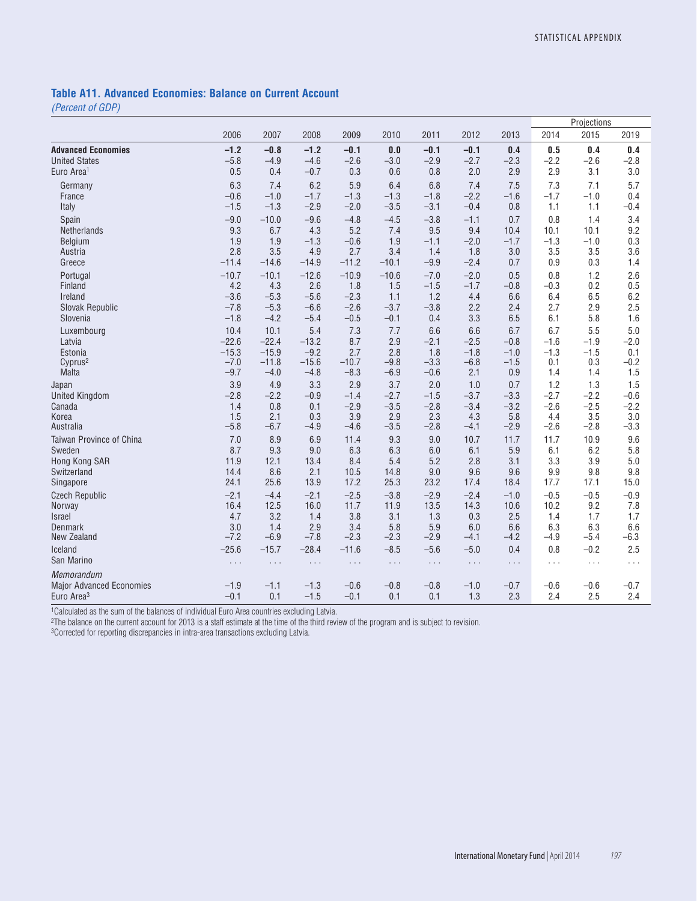## Table A11. Advanced Economies: Balance on Current Account

*(Percent of GDP)*

| | 2006 | 2007 | 2008 | 2009 | 2010 | 2011 | 2012 | 2013 | Projections 2014 | 2015 | 2019 |
|---|---|---|---|---|---|---|---|---|---|---|---|
| **Advanced Economies** | **–1.2** | **–0.8** | **–1.2** | **–0.1** | **0.0** | **–0.1** | **–0.1** | **0.4** | **0.5** | **0.4** | **0.4** |
| United States | –5.8 | –4.9 | –4.6 | –2.6 | –3.0 | –2.9 | –2.7 | –2.3 | –2.2 | –2.6 | –2.8 |
| Euro Area[1] | 0.5 | 0.4 | –0.7 | 0.3 | 0.6 | 0.8 | 2.0 | 2.9 | 2.9 | 3.1 | 3.0 |
| Germany | 6.3 | 7.4 | 6.2 | 5.9 | 6.4 | 6.8 | 7.4 | 7.5 | 7.3 | 7.1 | 5.7 |
| France | –0.6 | –1.0 | –1.7 | –1.3 | –1.3 | –1.8 | –2.2 | –1.6 | –1.7 | –1.0 | 0.4 |
| Italy | –1.5 | –1.3 | –2.9 | –2.0 | –3.5 | –3.1 | –0.4 | 0.8 | 1.1 | 1.1 | –0.4 |
| Spain | –9.0 | –10.0 | –9.6 | –4.8 | –4.5 | –3.8 | –1.1 | 0.7 | 0.8 | 1.4 | 3.4 |
| Netherlands | 9.3 | 6.7 | 4.3 | 5.2 | 7.4 | 9.5 | 9.4 | 10.4 | 10.1 | 10.1 | 9.2 |
| Belgium | 1.9 | 1.9 | –1.3 | –0.6 | 1.9 | –1.1 | –2.0 | –1.7 | –1.3 | –1.0 | 0.3 |
| Austria | 2.8 | 3.5 | 4.9 | 2.7 | 3.4 | 1.4 | 1.8 | 3.0 | 3.5 | 3.5 | 3.6 |
| Greece | –11.4 | –14.6 | –14.9 | –11.2 | –10.1 | –9.9 | –2.4 | 0.7 | 0.9 | 0.3 | 1.4 |
| Portugal | –10.7 | –10.1 | –12.6 | –10.9 | –10.6 | –7.0 | –2.0 | 0.5 | 0.8 | 1.2 | 2.6 |
| Finland | 4.2 | 4.3 | 2.6 | 1.8 | 1.5 | –1.5 | –1.7 | –0.8 | –0.3 | 0.2 | 0.5 |
| Ireland | –3.6 | –5.3 | –5.6 | –2.3 | 1.1 | 1.2 | 4.4 | 6.6 | 6.4 | 6.5 | 6.2 |
| Slovak Republic | –7.8 | –5.3 | –6.6 | –2.6 | –3.7 | –3.8 | 2.2 | 2.4 | 2.7 | 2.9 | 2.5 |
| Slovenia | –1.8 | –4.2 | –5.4 | –0.5 | –0.1 | 0.4 | 3.3 | 6.5 | 6.1 | 5.8 | 1.6 |
| Luxembourg | 10.4 | 10.1 | 5.4 | 7.3 | 7.7 | 6.6 | 6.6 | 6.7 | 6.7 | 5.5 | 5.0 |
| Latvia | –22.6 | –22.4 | –13.2 | 8.7 | 2.9 | –2.1 | –2.5 | –0.8 | –1.6 | –1.9 | –2.0 |
| Estonia | –15.3 | –15.9 | –9.2 | 2.7 | 2.8 | 1.8 | –1.8 | –1.0 | –1.3 | –1.5 | 0.1 |
| Cyprus[2] | –7.0 | –11.8 | –15.6 | –10.7 | –9.8 | –3.3 | –6.8 | –1.5 | 0.1 | 0.3 | –0.2 |
| Malta | –9.7 | –4.0 | –4.8 | –8.3 | –6.9 | –0.6 | 2.1 | 0.9 | 1.4 | 1.4 | 1.5 |
| Japan | 3.9 | 4.9 | 3.3 | 2.9 | 3.7 | 2.0 | 1.0 | 0.7 | 1.2 | 1.3 | 1.5 |
| United Kingdom | –2.8 | –2.2 | –0.9 | –1.4 | –2.7 | –1.5 | –3.7 | –3.3 | –2.7 | –2.2 | –0.6 |
| Canada | 1.4 | 0.8 | 0.1 | –2.9 | –3.5 | –2.8 | –3.4 | –3.2 | –2.6 | –2.5 | –2.2 |
| Korea | 1.5 | 2.1 | 0.3 | 3.9 | 2.9 | 2.3 | 4.3 | 5.8 | 4.4 | 3.5 | 3.0 |
| Australia | –5.8 | –6.7 | –4.9 | –4.6 | –3.5 | –2.8 | –4.1 | –2.9 | –2.6 | –2.8 | –3.3 |
| Taiwan Province of China | 7.0 | 8.9 | 6.9 | 11.4 | 9.3 | 9.0 | 10.7 | 11.7 | 11.7 | 10.9 | 9.6 |
| Sweden | 8.7 | 9.3 | 9.0 | 6.3 | 6.3 | 6.0 | 6.1 | 5.9 | 6.1 | 6.2 | 5.8 |
| Hong Kong SAR | 11.9 | 12.1 | 13.4 | 8.4 | 5.4 | 5.2 | 2.8 | 3.1 | 3.3 | 3.9 | 5.0 |
| Switzerland | 14.4 | 8.6 | 2.1 | 10.5 | 14.8 | 9.0 | 9.6 | 9.6 | 9.9 | 9.8 | 9.8 |
| Singapore | 24.1 | 25.6 | 13.9 | 17.2 | 25.3 | 23.2 | 17.4 | 18.4 | 17.7 | 17.1 | 15.0 |
| Czech Republic | –2.1 | –4.4 | –2.1 | –2.5 | –3.8 | –2.9 | –2.4 | –1.0 | –0.5 | –0.5 | –0.9 |
| Norway | 16.4 | 12.5 | 16.0 | 11.7 | 11.9 | 13.5 | 14.3 | 10.6 | 10.2 | 9.2 | 7.8 |
| Israel | 4.7 | 3.2 | 1.4 | 3.8 | 3.1 | 1.3 | 0.3 | 2.5 | 1.4 | 1.7 | 1.7 |
| Denmark | 3.0 | 1.4 | 2.9 | 3.4 | 5.8 | 5.9 | 6.0 | 6.6 | 6.3 | 6.3 | 6.6 |
| New Zealand | –7.2 | –6.9 | –7.8 | –2.3 | –2.3 | –2.9 | –4.1 | –4.2 | –4.9 | –5.4 | –6.3 |
| Iceland | –25.6 | –15.7 | –28.4 | –11.6 | –8.5 | –5.6 | –5.0 | 0.4 | 0.8 | –0.2 | 2.5 |
| San Marino | . . . | . . . | . . . | . . . | . . . | . . . | . . . | . . . | . . . | . . . | . . . |
| *Memorandum* | | | | | | | | | | | |
| Major Advanced Economies | –1.9 | –1.1 | –1.3 | –0.6 | –0.8 | –0.8 | –1.0 | –0.7 | –0.6 | –0.6 | –0.7 |
| Euro Area[3] | –0.1 | 0.1 | –1.5 | –0.1 | 0.1 | 0.1 | 1.3 | 2.3 | 2.4 | 2.5 | 2.4 |

[1]Calculated as the sum of the balances of individual Euro Area countries excluding Latvia.
[2]The balance on the current account for 2013 is a staff estimate at the time of the third review of the program and is subject to revision.
[3]Corrected for reporting discrepancies in intra-area transactions excluding Latvia.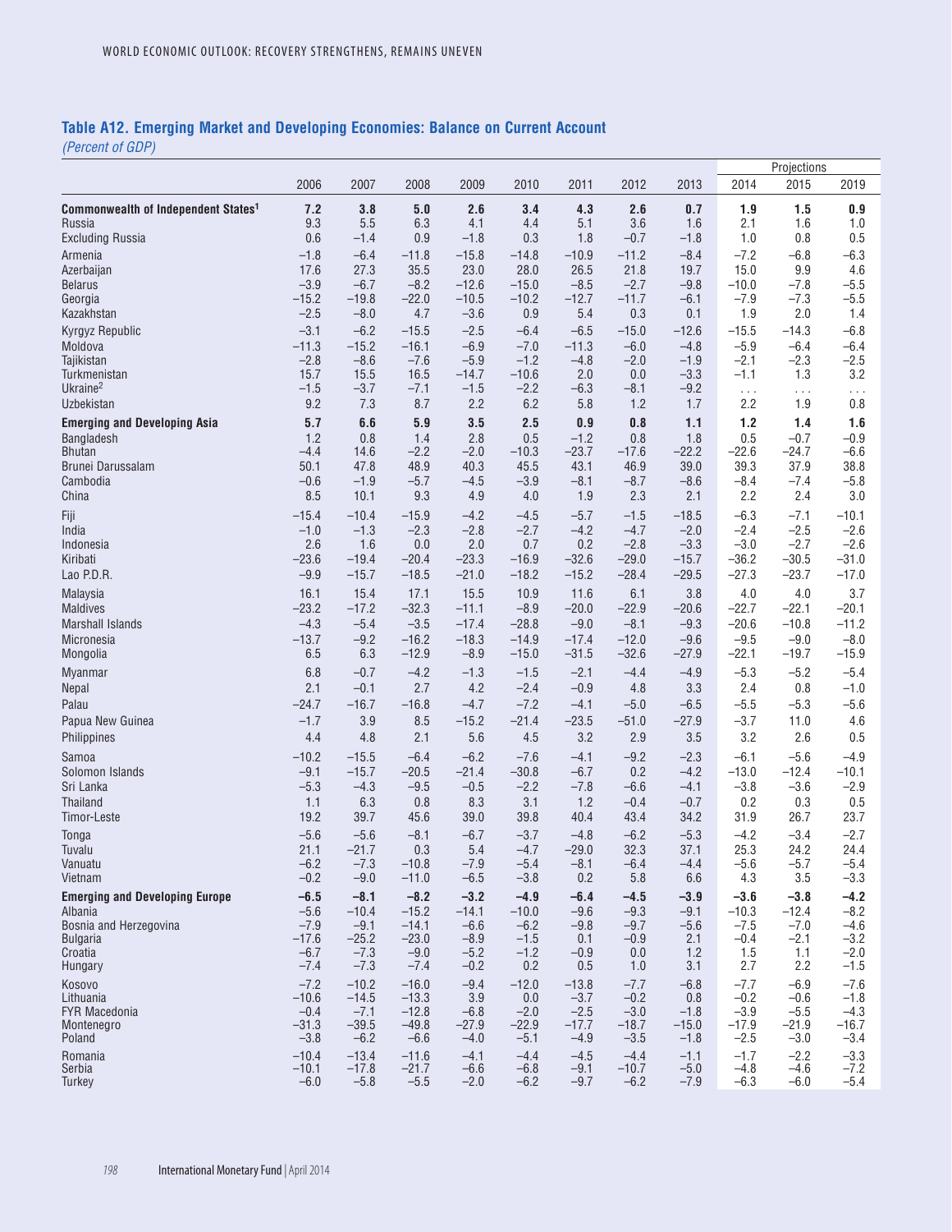## Table A12. Emerging Market and Developing Economies: Balance on Current Account

*(Percent of GDP)*

| | 2006 | 2007 | 2008 | 2009 | 2010 | 2011 | 2012 | 2013 | Projections 2014 | 2015 | 2019 |
|---|---|---|---|---|---|---|---|---|---|---|---|
| **Commonwealth of Independent States[1]** | **7.2** | **3.8** | **5.0** | **2.6** | **3.4** | **4.3** | **2.6** | **0.7** | **1.9** | **1.5** | **0.9** |
| Russia | 9.3 | 5.5 | 6.3 | 4.1 | 4.4 | 5.1 | 3.6 | 1.6 | 2.1 | 1.6 | 1.0 |
| Excluding Russia | 0.6 | –1.4 | 0.9 | –1.8 | 0.3 | 1.8 | –0.7 | –1.8 | 1.0 | 0.8 | 0.5 |
| Armenia | –1.8 | –6.4 | –11.8 | –15.8 | –14.8 | –10.9 | –11.2 | –8.4 | –7.2 | –6.8 | –6.3 |
| Azerbaijan | 17.6 | 27.3 | 35.5 | 23.0 | 28.0 | 26.5 | 21.8 | 19.7 | 15.0 | 9.9 | 4.6 |
| Belarus | –3.9 | –6.7 | –8.2 | –12.6 | –15.0 | –8.5 | –2.7 | –9.8 | –10.0 | –7.8 | –5.5 |
| Georgia | –15.2 | –19.8 | –22.0 | –10.5 | –10.2 | –12.7 | –11.7 | –6.1 | –7.9 | –7.3 | –5.5 |
| Kazakhstan | –2.5 | –8.0 | 4.7 | –3.6 | 0.9 | 5.4 | 0.3 | 0.1 | 1.9 | 2.0 | 1.4 |
| Kyrgyz Republic | –3.1 | –6.2 | –15.5 | –2.5 | –6.4 | –6.5 | –15.0 | –12.6 | –15.5 | –14.3 | –6.8 |
| Moldova | –11.3 | –15.2 | –16.1 | –6.9 | –7.0 | –11.3 | –6.0 | –4.8 | –5.9 | –6.4 | –6.4 |
| Tajikistan | –2.8 | –8.6 | –7.6 | –5.9 | –1.2 | –4.8 | –2.0 | –1.9 | –2.1 | –2.3 | –2.5 |
| Turkmenistan | 15.7 | 15.5 | 16.5 | –14.7 | –10.6 | 2.0 | 0.0 | –3.3 | –1.1 | 1.3 | 3.2 |
| Ukraine[2] | –1.5 | –3.7 | –7.1 | –1.5 | –2.2 | –6.3 | –8.1 | –9.2 | . . . | . . . | . . . |
| Uzbekistan | 9.2 | 7.3 | 8.7 | 2.2 | 6.2 | 5.8 | 1.2 | 1.7 | 2.2 | 1.9 | 0.8 |
| **Emerging and Developing Asia** | **5.7** | **6.6** | **5.9** | **3.5** | **2.5** | **0.9** | **0.8** | **1.1** | **1.2** | **1.4** | **1.6** |
| Bangladesh | 1.2 | 0.8 | 1.4 | 2.8 | 0.5 | –1.2 | 0.8 | 1.8 | 0.5 | –0.7 | –0.9 |
| Bhutan | –4.4 | 14.6 | –2.2 | –2.0 | –10.3 | –23.7 | –17.6 | –22.2 | –22.6 | –24.7 | –6.6 |
| Brunei Darussalam | 50.1 | 47.8 | 48.9 | 40.3 | 45.5 | 43.1 | 46.9 | 39.0 | 39.3 | 37.9 | 38.8 |
| Cambodia | –0.6 | –1.9 | –5.7 | –4.5 | –3.9 | –8.1 | –8.7 | –8.6 | –8.4 | –7.4 | –5.8 |
| China | 8.5 | 10.1 | 9.3 | 4.9 | 4.0 | 1.9 | 2.3 | 2.1 | 2.2 | 2.4 | 3.0 |
| Fiji | –15.4 | –10.4 | –15.9 | –4.2 | –4.5 | –5.7 | –1.5 | –18.5 | –6.3 | –7.1 | –10.1 |
| India | –1.0 | –1.3 | –2.3 | –2.8 | –2.7 | –4.2 | –4.7 | –2.0 | –2.4 | –2.5 | –2.6 |
| Indonesia | 2.6 | 1.6 | 0.0 | 2.0 | 0.7 | 0.2 | –2.8 | –3.3 | –3.0 | –2.7 | –2.6 |
| Kiribati | –23.6 | –19.4 | –20.4 | –23.3 | –16.9 | –32.6 | –29.0 | –15.7 | –36.2 | –30.5 | –31.0 |
| Lao P.D.R. | –9.9 | –15.7 | –18.5 | –21.0 | –18.2 | –15.2 | –28.4 | –29.5 | –27.3 | –23.7 | –17.0 |
| Malaysia | 16.1 | 15.4 | 17.1 | 15.5 | 10.9 | 11.6 | 6.1 | 3.8 | 4.0 | 4.0 | 3.7 |
| Maldives | –23.2 | –17.2 | –32.3 | –11.1 | –8.9 | –20.0 | –22.9 | –20.6 | –22.7 | –22.1 | –20.1 |
| Marshall Islands | –4.3 | –5.4 | –3.5 | –17.4 | –28.8 | –9.0 | –8.1 | –9.3 | –20.6 | –10.8 | –11.2 |
| Micronesia | –13.7 | –9.2 | –16.2 | –18.3 | –14.9 | –17.4 | –12.0 | –9.6 | –9.5 | –9.0 | –8.0 |
| Mongolia | 6.5 | 6.3 | –12.9 | –8.9 | –15.0 | –31.5 | –32.6 | –27.9 | –22.1 | –19.7 | –15.9 |
| Myanmar | 6.8 | –0.7 | –4.2 | –1.3 | –1.5 | –2.1 | –4.4 | –4.9 | –5.3 | –5.2 | –5.4 |
| Nepal | 2.1 | –0.1 | 2.7 | 4.2 | –2.4 | –0.9 | 4.8 | 3.3 | 2.4 | 0.8 | –1.0 |
| Palau | –24.7 | –16.7 | –16.8 | –4.7 | –7.2 | –4.1 | –5.0 | –6.5 | –5.5 | –5.3 | –5.6 |
| Papua New Guinea | –1.7 | 3.9 | 8.5 | –15.2 | –21.4 | –23.5 | –51.0 | –27.9 | –3.7 | 11.0 | 4.6 |
| Philippines | 4.4 | 4.8 | 2.1 | 5.6 | 4.5 | 3.2 | 2.9 | 3.5 | 3.2 | 2.6 | 0.5 |
| Samoa | –10.2 | –15.5 | –6.4 | –6.2 | –7.6 | –4.1 | –9.2 | –2.3 | –6.1 | –5.6 | –4.9 |
| Solomon Islands | –9.1 | –15.7 | –20.5 | –21.4 | –30.8 | –6.7 | 0.2 | –4.2 | –13.0 | –12.4 | –10.1 |
| Sri Lanka | –5.3 | –4.3 | –9.5 | –0.5 | –2.2 | –7.8 | –6.6 | –4.1 | –3.8 | –3.6 | –2.9 |
| Thailand | 1.1 | 6.3 | 0.8 | 8.3 | 3.1 | 1.2 | –0.4 | –0.7 | 0.2 | 0.3 | 0.5 |
| Timor-Leste | 19.2 | 39.7 | 45.6 | 39.0 | 39.8 | 40.4 | 43.4 | 34.2 | 31.9 | 26.7 | 23.7 |
| Tonga | –5.6 | –5.6 | –8.1 | –6.7 | –3.7 | –4.8 | –6.2 | –5.3 | –4.2 | –3.4 | –2.7 |
| Tuvalu | 21.1 | –21.7 | 0.3 | 5.4 | –4.7 | –29.0 | 32.3 | 37.1 | 25.3 | 24.2 | 24.4 |
| Vanuatu | –6.2 | –7.3 | –10.8 | –7.9 | –5.4 | –8.1 | –6.4 | –4.4 | –5.6 | –5.7 | –5.4 |
| Vietnam | –0.2 | –9.0 | –11.0 | –6.5 | –3.8 | 0.2 | 5.8 | 6.6 | 4.3 | 3.5 | –3.3 |
| **Emerging and Developing Europe** | **–6.5** | **–8.1** | **–8.2** | **–3.2** | **–4.9** | **–6.4** | **–4.5** | **–3.9** | **–3.6** | **–3.8** | **–4.2** |
| Albania | –5.6 | –10.4 | –15.2 | –14.1 | –10.0 | –9.6 | –9.3 | –9.1 | –10.3 | –12.4 | –8.2 |
| Bosnia and Herzegovina | –7.9 | –9.1 | –14.1 | –6.6 | –6.2 | –9.8 | –9.7 | –5.6 | –7.5 | –7.0 | –4.6 |
| Bulgaria | –17.6 | –25.2 | –23.0 | –8.9 | –1.5 | 0.1 | –0.9 | 2.1 | –0.4 | –2.1 | –3.2 |
| Croatia | –6.7 | –7.3 | –9.0 | –5.2 | –1.2 | –0.9 | 0.0 | 1.2 | 1.5 | 1.1 | –2.0 |
| Hungary | –7.4 | –7.3 | –7.4 | –0.2 | 0.2 | 0.5 | 1.0 | 3.1 | 2.7 | 2.2 | –1.5 |
| Kosovo | –7.2 | –10.2 | –16.0 | –9.4 | –12.0 | –13.8 | –7.7 | –6.8 | –7.7 | –6.9 | –7.6 |
| Lithuania | –10.6 | –14.5 | –13.3 | 3.9 | 0.0 | –3.7 | –0.2 | 0.8 | –0.2 | –0.6 | –1.8 |
| FYR Macedonia | –0.4 | –7.1 | –12.8 | –6.8 | –2.0 | –2.5 | –3.0 | –1.8 | –3.9 | –5.5 | –4.3 |
| Montenegro | –31.3 | –39.5 | –49.8 | –27.9 | –22.9 | –17.7 | –18.7 | –15.0 | –17.9 | –21.9 | –16.7 |
| Poland | –3.8 | –6.2 | –6.6 | –4.0 | –5.1 | –4.9 | –3.5 | –1.8 | –2.5 | –3.0 | –3.4 |
| Romania | –10.4 | –13.4 | –11.6 | –4.1 | –4.4 | –4.5 | –4.4 | –1.1 | –1.7 | –2.2 | –3.3 |
| Serbia | –10.1 | –17.8 | –21.7 | –6.6 | –6.8 | –9.1 | –10.7 | –5.0 | –4.8 | –4.6 | –7.2 |
| Turkey | –6.0 | –5.8 | –5.5 | –2.0 | –6.2 | –9.7 | –6.2 | –7.9 | –6.3 | –6.0 | –5.4 |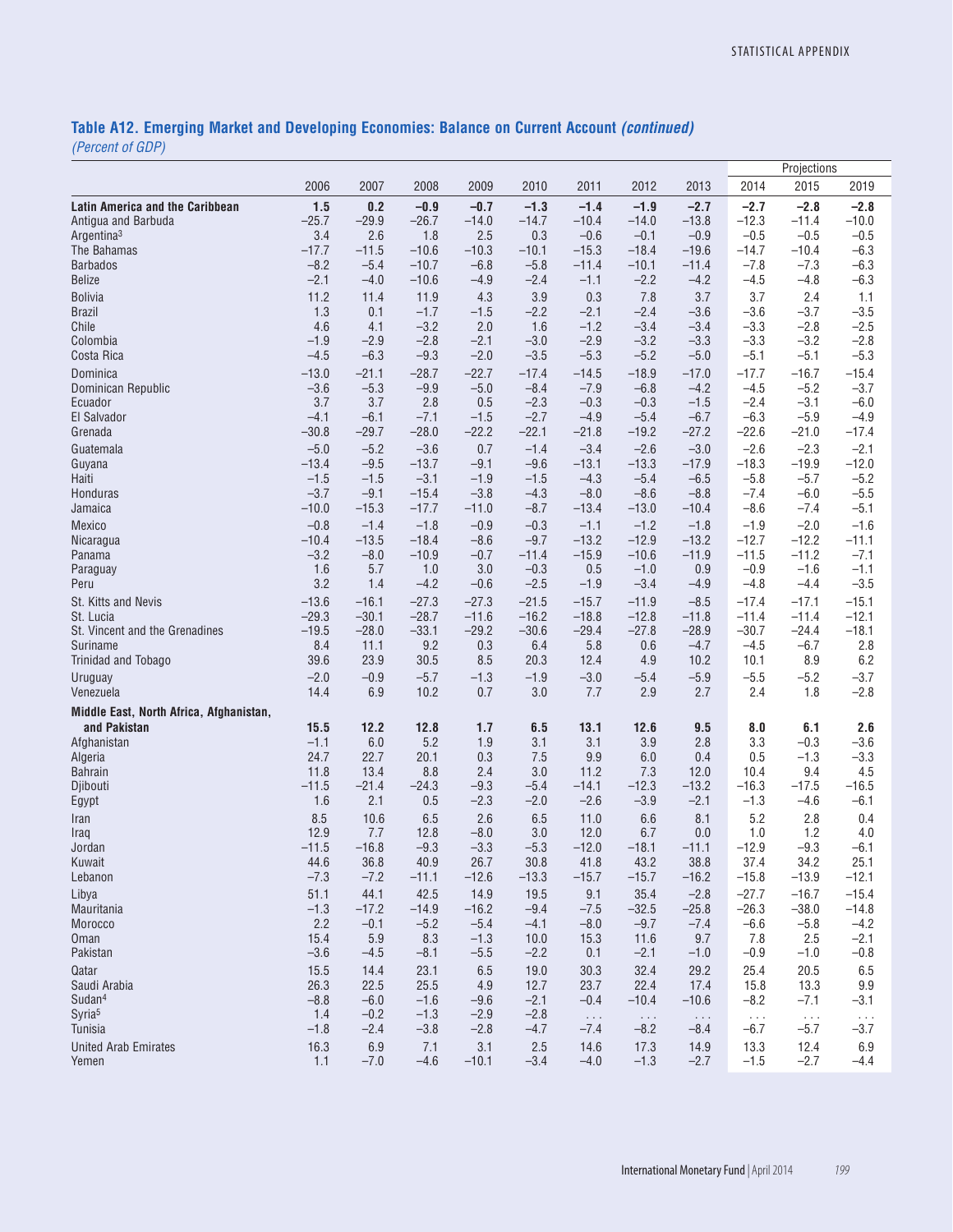## Table A12. Emerging Market and Developing Economies: Balance on Current Account *(continued)*

*(Percent of GDP)*

| | 2006 | 2007 | 2008 | 2009 | 2010 | 2011 | 2012 | 2013 | Projections 2014 | 2015 | 2019 |
|---|---|---|---|---|---|---|---|---|---|---|---|
| **Latin America and the Caribbean** | **1.5** | **0.2** | **–0.9** | **–0.7** | **–1.3** | **–1.4** | **–1.9** | **–2.7** | **–2.7** | **–2.8** | **–2.8** |
| Antigua and Barbuda | –25.7 | –29.9 | –26.7 | –14.0 | –14.7 | –10.4 | –14.0 | –13.8 | –12.3 | –11.4 | –10.0 |
| Argentina[3] | 3.4 | 2.6 | 1.8 | 2.5 | 0.3 | –0.6 | –0.1 | –0.9 | –0.5 | –0.5 | –0.5 |
| The Bahamas | –17.7 | –11.5 | –10.6 | –10.3 | –10.1 | –15.3 | –18.4 | –19.6 | –14.7 | –10.4 | –6.3 |
| Barbados | –8.2 | –5.4 | –10.7 | –6.8 | –5.8 | –11.4 | –10.1 | –11.4 | –7.8 | –7.3 | –6.3 |
| Belize | –2.1 | –4.0 | –10.6 | –4.9 | –2.4 | –1.1 | –2.2 | –4.2 | –4.5 | –4.8 | –6.3 |
| Bolivia | 11.2 | 11.4 | 11.9 | 4.3 | 3.9 | 0.3 | 7.8 | 3.7 | 3.7 | 2.4 | 1.1 |
| Brazil | 1.3 | 0.1 | –1.7 | –1.5 | –2.2 | –2.1 | –2.4 | –3.6 | –3.6 | –3.7 | –3.5 |
| Chile | 4.6 | 4.1 | –3.2 | 2.0 | 1.6 | –1.2 | –3.4 | –3.4 | –3.3 | –2.8 | –2.5 |
| Colombia | –1.9 | –2.9 | –2.8 | –2.1 | –3.0 | –2.9 | –3.2 | –3.3 | –3.3 | –3.2 | –2.8 |
| Costa Rica | –4.5 | –6.3 | –9.3 | –2.0 | –3.5 | –5.3 | –5.2 | –5.0 | –5.1 | –5.1 | –5.3 |
| Dominica | –13.0 | –21.1 | –28.7 | –22.7 | –17.4 | –14.5 | –18.9 | –17.0 | –17.7 | –16.7 | –15.4 |
| Dominican Republic | –3.6 | –5.3 | –9.9 | –5.0 | –8.4 | –7.9 | –6.8 | –4.2 | –4.5 | –5.2 | –3.7 |
| Ecuador | 3.7 | 3.7 | 2.8 | 0.5 | –2.3 | –0.3 | –0.3 | –1.5 | –2.4 | –3.1 | –6.0 |
| El Salvador | –4.1 | –6.1 | –7.1 | –1.5 | –2.7 | –4.9 | –5.4 | –6.7 | –6.3 | –5.9 | –4.9 |
| Grenada | –30.8 | –29.7 | –28.0 | –22.2 | –22.1 | –21.8 | –19.2 | –27.2 | –22.6 | –21.0 | –17.4 |
| Guatemala | –5.0 | –5.2 | –3.6 | 0.7 | –1.4 | –3.4 | –2.6 | –3.0 | –2.6 | –2.3 | –2.1 |
| Guyana | –13.4 | –9.5 | –13.7 | –9.1 | –9.6 | –13.1 | –13.3 | –17.9 | –18.3 | –19.9 | –12.0 |
| Haiti | –1.5 | –1.5 | –3.1 | –1.9 | –1.5 | –4.3 | –5.4 | –6.5 | –5.8 | –5.7 | –5.2 |
| Honduras | –3.7 | –9.1 | –15.4 | –3.8 | –4.3 | –8.0 | –8.6 | –8.8 | –7.4 | –6.0 | –5.5 |
| Jamaica | –10.0 | –15.3 | –17.7 | –11.0 | –8.7 | –13.4 | –13.0 | –10.4 | –8.6 | –7.4 | –5.1 |
| Mexico | –0.8 | –1.4 | –1.8 | –0.9 | –0.3 | –1.1 | –1.2 | –1.8 | –1.9 | –2.0 | –1.6 |
| Nicaragua | –10.4 | –13.5 | –18.4 | –8.6 | –9.7 | –13.2 | –12.9 | –13.2 | –12.7 | –12.2 | –11.1 |
| Panama | –3.2 | –8.0 | –10.9 | –0.7 | –11.4 | –15.9 | –10.6 | –11.9 | –11.5 | –11.2 | –7.1 |
| Paraguay | 1.6 | 5.7 | 1.0 | 3.0 | –0.3 | 0.5 | –1.0 | 0.9 | –0.9 | –1.6 | –1.1 |
| Peru | 3.2 | 1.4 | –4.2 | –0.6 | –2.5 | –1.9 | –3.4 | –4.9 | –4.8 | –4.4 | –3.5 |
| St. Kitts and Nevis | –13.6 | –16.1 | –27.3 | –27.3 | –21.5 | –15.7 | –11.9 | –8.5 | –17.4 | –17.1 | –15.1 |
| St. Lucia | –29.3 | –30.1 | –28.7 | –11.6 | –16.2 | –18.8 | –12.8 | –11.8 | –11.4 | –11.4 | –12.1 |
| St. Vincent and the Grenadines | –19.5 | –28.0 | –33.1 | –29.2 | –30.6 | –29.4 | –27.8 | –28.9 | –30.7 | –24.4 | –18.1 |
| Suriname | 8.4 | 11.1 | 9.2 | 0.3 | 6.4 | 5.8 | 0.6 | –4.7 | –4.5 | –6.7 | 2.8 |
| Trinidad and Tobago | 39.6 | 23.9 | 30.5 | 8.5 | 20.3 | 12.4 | 4.9 | 10.2 | 10.1 | 8.9 | 6.2 |
| Uruguay | –2.0 | –0.9 | –5.7 | –1.3 | –1.9 | –3.0 | –5.4 | –5.9 | –5.5 | –5.2 | –3.7 |
| Venezuela | 14.4 | 6.9 | 10.2 | 0.7 | 3.0 | 7.7 | 2.9 | 2.7 | 2.4 | 1.8 | –2.8 |
| **Middle East, North Africa, Afghanistan, and Pakistan** | **15.5** | **12.2** | **12.8** | **1.7** | **6.5** | **13.1** | **12.6** | **9.5** | **8.0** | **6.1** | **2.6** |
| Afghanistan | –1.1 | 6.0 | 5.2 | 1.9 | 3.1 | 3.1 | 3.9 | 2.8 | 3.3 | –0.3 | –3.6 |
| Algeria | 24.7 | 22.7 | 20.1 | 0.3 | 7.5 | 9.9 | 6.0 | 0.4 | 0.5 | –1.3 | –3.3 |
| Bahrain | 11.8 | 13.4 | 8.8 | 2.4 | 3.0 | 11.2 | 7.3 | 12.0 | 10.4 | 9.4 | 4.5 |
| Djibouti | –11.5 | –21.4 | –24.3 | –9.3 | –5.4 | –14.1 | –12.3 | –13.2 | –16.3 | –17.5 | –16.5 |
| Egypt | 1.6 | 2.1 | 0.5 | –2.3 | –2.0 | –2.6 | –3.9 | –2.1 | –1.3 | –4.6 | –6.1 |
| Iran | 8.5 | 10.6 | 6.5 | 2.6 | 6.5 | 11.0 | 6.6 | 8.1 | 5.2 | 2.8 | 0.4 |
| Iraq | 12.9 | 7.7 | 12.8 | –8.0 | 3.0 | 12.0 | 6.7 | 0.0 | 1.0 | 1.2 | 4.0 |
| Jordan | –11.5 | –16.8 | –9.3 | –3.3 | –5.3 | –12.0 | –18.1 | –11.1 | –12.9 | –9.3 | –6.1 |
| Kuwait | 44.6 | 36.8 | 40.9 | 26.7 | 30.8 | 41.8 | 43.2 | 38.8 | 37.4 | 34.2 | 25.1 |
| Lebanon | –7.3 | –7.2 | –11.1 | –12.6 | –13.3 | –15.7 | –15.7 | –16.2 | –15.8 | –13.9 | –12.1 |
| Libya | 51.1 | 44.1 | 42.5 | 14.9 | 19.5 | 9.1 | 35.4 | –2.8 | –27.7 | –16.7 | –15.4 |
| Mauritania | –1.3 | –17.2 | –14.9 | –16.2 | –9.4 | –7.5 | –32.5 | –25.8 | –26.3 | –38.0 | –14.8 |
| Morocco | 2.2 | –0.1 | –5.2 | –5.4 | –4.1 | –8.0 | –9.7 | –7.4 | –6.6 | –5.8 | –4.2 |
| Oman | 15.4 | 5.9 | 8.3 | –1.3 | 10.0 | 15.3 | 11.6 | 9.7 | 7.8 | 2.5 | –2.1 |
| Pakistan | –3.6 | –4.5 | –8.1 | –5.5 | –2.2 | 0.1 | –2.1 | –1.0 | –0.9 | –1.0 | –0.8 |
| Qatar | 15.5 | 14.4 | 23.1 | 6.5 | 19.0 | 30.3 | 32.4 | 29.2 | 25.4 | 20.5 | 6.5 |
| Saudi Arabia | 26.3 | 22.5 | 25.5 | 4.9 | 12.7 | 23.7 | 22.4 | 17.4 | 15.8 | 13.3 | 9.9 |
| Sudan[4] | –8.8 | –6.0 | –1.6 | –9.6 | –2.1 | –0.4 | –10.4 | –10.6 | –8.2 | –7.1 | –3.1 |
| Syria[5] | 1.4 | –0.2 | –1.3 | –2.9 | –2.8 | . . . | . . . | . . . | . . . | . . . | . . . |
| Tunisia | –1.8 | –2.4 | –3.8 | –2.8 | –4.7 | –7.4 | –8.2 | –8.4 | –6.7 | –5.7 | –3.7 |
| United Arab Emirates | 16.3 | 6.9 | 7.1 | 3.1 | 2.5 | 14.6 | 17.3 | 14.9 | 13.3 | 12.4 | 6.9 |
| Yemen | 1.1 | –7.0 | –4.6 | –10.1 | –3.4 | –4.0 | –1.3 | –2.7 | –1.5 | –2.7 | –4.4 |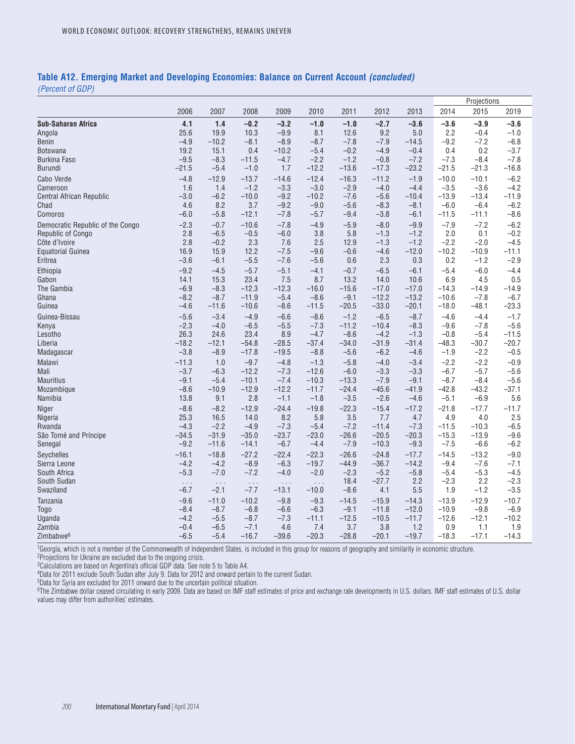## Table A12. Emerging Market and Developing Economies: Balance on Current Account *(concluded)*

*(Percent of GDP)*

| | 2006 | 2007 | 2008 | 2009 | 2010 | 2011 | 2012 | 2013 | Projections 2014 | 2015 | 2019 |
|---|---|---|---|---|---|---|---|---|---|---|---|
| **Sub-Saharan Africa** | **4.1** | **1.4** | **–0.2** | **–3.2** | **–1.0** | **–1.0** | **–2.7** | **–3.6** | **–3.6** | **–3.9** | **–3.6** |
| Angola | 25.6 | 19.9 | 10.3 | –9.9 | 8.1 | 12.6 | 9.2 | 5.0 | 2.2 | –0.4 | –1.0 |
| Benin | –4.9 | –10.2 | –8.1 | –8.9 | –8.7 | –7.8 | –7.9 | –14.5 | –9.2 | –7.2 | –6.8 |
| Botswana | 19.2 | 15.1 | 0.4 | –10.2 | –5.4 | –0.2 | –4.9 | –0.4 | 0.4 | 0.2 | –3.7 |
| Burkina Faso | –9.5 | –8.3 | –11.5 | –4.7 | –2.2 | –1.2 | –0.8 | –7.2 | –7.3 | –8.4 | –7.8 |
| Burundi | –21.5 | –5.4 | –1.0 | 1.7 | –12.2 | –13.6 | –17.3 | –23.2 | –21.5 | –21.3 | –16.8 |
| Cabo Verde | –4.8 | –12.9 | –13.7 | –14.6 | –12.4 | –16.3 | –11.2 | –1.9 | –10.0 | –10.1 | –6.2 |
| Cameroon | 1.6 | 1.4 | –1.2 | –3.3 | –3.0 | –2.9 | –4.0 | –4.4 | –3.5 | –3.6 | –4.2 |
| Central African Republic | –3.0 | –6.2 | –10.0 | –9.2 | –10.2 | –7.6 | –5.6 | –10.4 | –13.9 | –13.4 | –11.9 |
| Chad | 4.6 | 8.2 | 3.7 | –9.2 | –9.0 | –5.6 | –8.3 | –8.1 | –6.0 | –6.4 | –6.2 |
| Comoros | –6.0 | –5.8 | –12.1 | –7.8 | –5.7 | –9.4 | –3.8 | –6.1 | –11.5 | –11.1 | –8.6 |
| Democratic Republic of the Congo | –2.3 | –0.7 | –10.6 | –7.8 | –4.9 | –5.9 | –8.0 | –9.9 | –7.9 | –7.2 | –6.2 |
| Republic of Congo | 2.8 | –6.5 | –0.5 | –6.0 | 3.8 | 5.8 | –1.3 | –1.2 | 2.0 | 0.1 | –0.2 |
| Côte d'Ivoire | 2.8 | –0.2 | 2.3 | 7.6 | 2.5 | 12.9 | –1.3 | –1.2 | –2.2 | –2.0 | –4.5 |
| Equatorial Guinea | 16.9 | 15.9 | 12.2 | –7.5 | –9.6 | –0.6 | –4.6 | –12.0 | –10.2 | –10.9 | –11.1 |
| Eritrea | –3.6 | –6.1 | –5.5 | –7.6 | –5.6 | 0.6 | 2.3 | 0.3 | 0.2 | –1.2 | –2.9 |
| Ethiopia | –9.2 | –4.5 | –5.7 | –5.1 | –4.1 | –0.7 | –6.5 | –6.1 | –5.4 | –6.0 | –4.4 |
| Gabon | 14.1 | 15.3 | 23.4 | 7.5 | 8.7 | 13.2 | 14.0 | 10.6 | 6.9 | 4.5 | 0.5 |
| The Gambia | –6.9 | –8.3 | –12.3 | –12.3 | –16.0 | –15.6 | –17.0 | –17.0 | –14.3 | –14.9 | –14.9 |
| Ghana | –8.2 | –8.7 | –11.9 | –5.4 | –8.6 | –9.1 | –12.2 | –13.2 | –10.6 | –7.8 | –6.7 |
| Guinea | –4.6 | –11.6 | –10.6 | –8.6 | –11.5 | –20.5 | –33.0 | –20.1 | –18.0 | –48.1 | –23.3 |
| Guinea-Bissau | –5.6 | –3.4 | –4.9 | –6.6 | –8.6 | –1.2 | –6.5 | –8.7 | –4.6 | –4.4 | –1.7 |
| Kenya | –2.3 | –4.0 | –6.5 | –5.5 | –7.3 | –11.2 | –10.4 | –8.3 | –9.6 | –7.8 | –5.6 |
| Lesotho | 26.3 | 24.6 | 23.4 | 8.9 | –4.7 | –8.6 | –4.2 | –1.3 | –0.8 | –5.4 | –11.5 |
| Liberia | –18.2 | –12.1 | –54.8 | –28.5 | –37.4 | –34.0 | –31.9 | –31.4 | –48.3 | –30.7 | –20.7 |
| Madagascar | –3.8 | –8.9 | –17.8 | –19.5 | –8.8 | –5.6 | –6.2 | –4.6 | –1.9 | –2.2 | –0.5 |
| Malawi | –11.3 | 1.0 | –9.7 | –4.8 | –1.3 | –5.8 | –4.0 | –3.4 | –2.2 | –2.2 | –0.9 |
| Mali | –3.7 | –6.3 | –12.2 | –7.3 | –12.6 | –6.0 | –3.3 | –3.3 | –6.7 | –5.7 | –5.6 |
| Mauritius | –9.1 | –5.4 | –10.1 | –7.4 | –10.3 | –13.3 | –7.9 | –9.1 | –8.7 | –8.4 | –5.6 |
| Mozambique | –8.6 | –10.9 | –12.9 | –12.2 | –11.7 | –24.4 | –45.6 | –41.9 | –42.8 | –43.2 | –37.1 |
| Namibia | 13.8 | 9.1 | 2.8 | –1.1 | –1.8 | –3.5 | –2.6 | –4.6 | –5.1 | –6.9 | 5.6 |
| Niger | –8.6 | –8.2 | –12.9 | –24.4 | –19.8 | –22.3 | –15.4 | –17.2 | –21.8 | –17.7 | –11.7 |
| Nigeria | 25.3 | 16.5 | 14.0 | 8.2 | 5.8 | 3.5 | 7.7 | 4.7 | 4.9 | 4.0 | 2.5 |
| Rwanda | –4.3 | –2.2 | –4.9 | –7.3 | –5.4 | –7.2 | –11.4 | –7.3 | –11.5 | –10.3 | –6.5 |
| São Tomé and Príncipe | –34.5 | –31.9 | –35.0 | –23.7 | –23.0 | –26.6 | –20.5 | –20.3 | –15.3 | –13.9 | –9.6 |
| Senegal | –9.2 | –11.6 | –14.1 | –6.7 | –4.4 | –7.9 | –10.3 | –9.3 | –7.5 | –6.6 | –6.2 |
| Seychelles | –16.1 | –18.8 | –27.2 | –22.4 | –22.3 | –26.6 | –24.8 | –17.7 | –14.5 | –13.2 | –9.0 |
| Sierra Leone | –4.2 | –4.2 | –8.9 | –6.3 | –19.7 | –44.9 | –36.7 | –14.2 | –9.4 | –7.6 | –7.1 |
| South Africa | –5.3 | –7.0 | –7.2 | –4.0 | –2.0 | –2.3 | –5.2 | –5.8 | –5.4 | –5.3 | –4.5 |
| South Sudan | . . . | . . . | . . . | . . . | . . . | 18.4 | –27.7 | 2.2 | –2.3 | 2.2 | –2.3 |
| Swaziland | –6.7 | –2.1 | –7.7 | –13.1 | –10.0 | –8.6 | 4.1 | 5.5 | 1.9 | –1.2 | –3.5 |
| Tanzania | –9.6 | –11.0 | –10.2 | –9.8 | –9.3 | –14.5 | –15.9 | –14.3 | –13.9 | –12.9 | –10.7 |
| Togo | –8.4 | –8.7 | –6.8 | –6.6 | –6.3 | –9.1 | –11.8 | –12.0 | –10.9 | –9.8 | –6.9 |
| Uganda | –4.2 | –5.5 | –8.7 | –7.3 | –11.1 | –12.5 | –10.5 | –11.7 | –12.6 | –12.1 | –10.2 |
| Zambia | –0.4 | –6.5 | –7.1 | 4.6 | 7.4 | 3.7 | 3.8 | 1.2 | 0.9 | 1.1 | 1.9 |
| Zimbabwe[6] | –6.5 | –5.4 | –16.7 | –39.6 | –20.3 | –28.8 | –20.1 | –19.7 | –18.3 | –17.1 | –14.3 |

[1]Georgia, which is not a member of the Commonwealth of Independent States, is included in this group for reasons of geography and similarity in economic structure.
[2]Projections for Ukraine are excluded due to the ongoing crisis.
[3]Calculations are based on Argentina's official GDP data. See note 5 to Table A4.
[4]Data for 2011 exclude South Sudan after July 9. Data for 2012 and onward pertain to the current Sudan.
[5]Data for Syria are excluded for 2011 onward due to the uncertain political situation.
[6]The Zimbabwe dollar ceased circulating in early 2009. Data are based on IMF staff estimates of price and exchange rate developments in U.S. dollars. IMF staff estimates of U.S. dollar values may differ from authorities' estimates.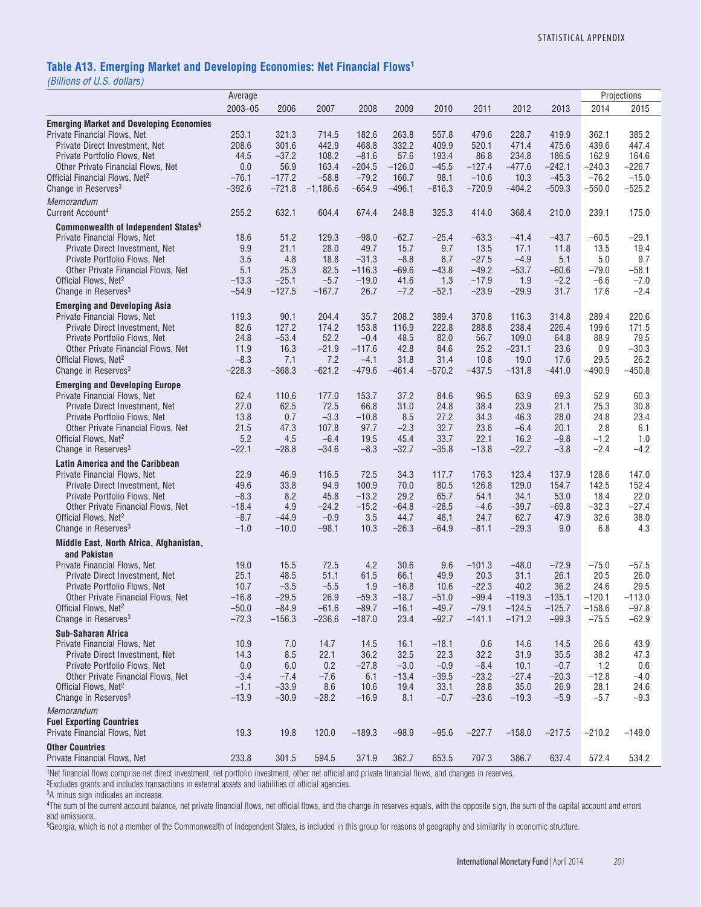### Table A13. Emerging Market and Developing Economies: Net Financial Flows[1]

*(Billions of U.S. dollars)*

| | Average 2003–05 | 2006 | 2007 | 2008 | 2009 | 2010 | 2011 | 2012 | 2013 | Projections 2014 | 2015 |
|---|---|---|---|---|---|---|---|---|---|---|---|
| **Emerging Market and Developing Economies** | | | | | | | | | | | |
| Private Financial Flows, Net | 253.1 | 321.3 | 714.5 | 182.6 | 263.8 | 557.8 | 479.6 | 228.7 | 419.9 | 362.1 | 385.2 |
| Private Direct Investment, Net | 208.6 | 301.6 | 442.9 | 468.8 | 332.2 | 409.9 | 520.1 | 471.4 | 475.6 | 439.6 | 447.4 |
| Private Portfolio Flows, Net | 44.5 | −37.2 | 108.2 | −81.6 | 57.6 | 193.4 | 86.8 | 234.8 | 186.5 | 162.9 | 164.6 |
| Other Private Financial Flows, Net | 0.0 | 56.9 | 163.4 | −204.5 | −126.0 | −45.5 | −127.4 | −477.6 | −242.1 | −240.3 | −226.7 |
| Official Financial Flows, Net[2] | −76.1 | −177.2 | −58.8 | −79.2 | 166.7 | 98.1 | −10.6 | 10.3 | −45.3 | −76.2 | −15.0 |
| Change in Reserves[3] | −392.6 | −721.8 | −1,186.6 | −654.9 | −496.1 | −816.3 | −720.9 | −404.2 | −509.3 | −550.0 | −525.2 |
| *Memorandum* | | | | | | | | | | | |
| Current Account[4] | 255.2 | 632.1 | 604.4 | 674.4 | 248.8 | 325.3 | 414.0 | 368.4 | 210.0 | 239.1 | 175.0 |
| **Commonwealth of Independent States[5]** | | | | | | | | | | | |
| Private Financial Flows, Net | 18.6 | 51.2 | 129.3 | −98.0 | −62.7 | −25.4 | −63.3 | −41.4 | −43.7 | −60.5 | −29.1 |
| Private Direct Investment, Net | 9.9 | 21.1 | 28.0 | 49.7 | 15.7 | 9.7 | 13.5 | 17.1 | 11.8 | 13.5 | 19.4 |
| Private Portfolio Flows, Net | 3.5 | 4.8 | 18.8 | −31.3 | −8.8 | 8.7 | −27.5 | −4.9 | 5.1 | 5.0 | 9.7 |
| Other Private Financial Flows, Net | 5.1 | 25.3 | 82.5 | −116.3 | −69.6 | −43.8 | −49.2 | −53.7 | −60.6 | −79.0 | −58.1 |
| Official Flows, Net[2] | −13.3 | −25.1 | −5.7 | −19.0 | 41.6 | 1.3 | −17.9 | 1.9 | −2.2 | −6.6 | −7.0 |
| Change in Reserves[3] | −54.9 | −127.5 | −167.7 | 26.7 | −7.2 | −52.1 | −23.9 | −29.9 | 31.7 | 17.6 | −2.4 |
| **Emerging and Developing Asia** | | | | | | | | | | | |
| Private Financial Flows, Net | 119.3 | 90.1 | 204.4 | 35.7 | 208.2 | 389.4 | 370.8 | 116.3 | 314.8 | 289.4 | 220.6 |
| Private Direct Investment, Net | 82.6 | 127.2 | 174.2 | 153.8 | 116.9 | 222.8 | 288.8 | 238.4 | 226.4 | 199.6 | 171.5 |
| Private Portfolio Flows, Net | 24.8 | −53.4 | 52.2 | −0.4 | 48.5 | 82.0 | 56.7 | 109.0 | 64.8 | 88.9 | 79.5 |
| Other Private Financial Flows, Net | 11.9 | 16.3 | −21.9 | −117.6 | 42.8 | 84.6 | 25.2 | −231.1 | 23.6 | 0.9 | −30.3 |
| Official Flows, Net[2] | −8.3 | 7.1 | 7.2 | −4.1 | 31.8 | 31.4 | 10.8 | 19.0 | 17.6 | 29.5 | 26.2 |
| Change in Reserves[3] | −228.3 | −368.3 | −621.2 | −479.6 | −461.4 | −570.2 | −437.5 | −131.8 | −441.0 | −490.9 | −450.8 |
| **Emerging and Developing Europe** | | | | | | | | | | | |
| Private Financial Flows, Net | 62.4 | 110.6 | 177.0 | 153.7 | 37.2 | 84.6 | 96.5 | 63.9 | 69.3 | 52.9 | 60.3 |
| Private Direct Investment, Net | 27.0 | 62.5 | 72.5 | 66.8 | 31.0 | 24.8 | 38.4 | 23.9 | 21.1 | 25.3 | 30.8 |
| Private Portfolio Flows, Net | 13.8 | 0.7 | −3.3 | −10.8 | 8.5 | 27.2 | 34.3 | 46.3 | 28.0 | 24.8 | 23.4 |
| Other Private Financial Flows, Net | 21.5 | 47.3 | 107.8 | 97.7 | −2.3 | 32.7 | 23.8 | −6.4 | 20.1 | 2.8 | 6.1 |
| Official Flows, Net[2] | 5.2 | 4.5 | −6.4 | 19.5 | 45.4 | 33.7 | 22.1 | 16.2 | −9.8 | −1.2 | 1.0 |
| Change in Reserves[3] | −22.1 | −28.8 | −34.6 | −8.3 | −32.7 | −35.8 | −13.8 | −22.7 | −3.8 | −2.4 | −4.2 |
| **Latin America and the Caribbean** | | | | | | | | | | | |
| Private Financial Flows, Net | 22.9 | 46.9 | 116.5 | 72.5 | 34.3 | 117.7 | 176.3 | 123.4 | 137.9 | 128.6 | 147.0 |
| Private Direct Investment, Net | 49.6 | 33.8 | 94.9 | 100.9 | 70.0 | 80.5 | 126.8 | 129.0 | 154.7 | 142.5 | 152.4 |
| Private Portfolio Flows, Net | −8.3 | 8.2 | 45.8 | −13.2 | 29.2 | 65.7 | 54.1 | 34.1 | 53.0 | 18.4 | 22.0 |
| Other Private Financial Flows, Net | −18.4 | 4.9 | −24.2 | −15.2 | −64.8 | −28.5 | −4.6 | −39.7 | −69.8 | −32.3 | −27.4 |
| Official Flows, Net[2] | −8.7 | −44.9 | −0.9 | 3.5 | 44.7 | 48.1 | 24.7 | 62.7 | 47.9 | 32.6 | 38.0 |
| Change in Reserves[3] | −1.0 | −10.0 | −98.1 | 10.3 | −26.3 | −64.9 | −81.1 | −29.3 | 9.0 | 6.8 | 4.3 |
| **Middle East, North Africa, Afghanistan, and Pakistan** | | | | | | | | | | | |
| Private Financial Flows, Net | 19.0 | 15.5 | 72.5 | 4.2 | 30.6 | 9.6 | −101.3 | −48.0 | −72.9 | −75.0 | −57.5 |
| Private Direct Investment, Net | 25.1 | 48.5 | 51.1 | 61.5 | 66.1 | 49.9 | 20.3 | 31.1 | 26.1 | 20.5 | 26.0 |
| Private Portfolio Flows, Net | 10.7 | −3.5 | −5.5 | 1.9 | −16.8 | 10.6 | −22.3 | 40.2 | 36.2 | 24.6 | 29.5 |
| Other Private Financial Flows, Net | −16.8 | −29.5 | 26.9 | −59.3 | −18.7 | −51.0 | −99.4 | −119.3 | −135.1 | −120.1 | −113.0 |
| Official Flows, Net[2] | −50.0 | −84.9 | −61.6 | −89.7 | −16.1 | −49.7 | −79.1 | −124.5 | −125.7 | −158.6 | −97.8 |
| Change in Reserves[3] | −72.3 | −156.3 | −236.6 | −187.0 | 23.4 | −92.7 | −141.1 | −171.2 | −99.3 | −75.5 | −62.9 |
| **Sub-Saharan Africa** | | | | | | | | | | | |
| Private Financial Flows, Net | 10.9 | 7.0 | 14.7 | 14.5 | 16.1 | −18.1 | 0.6 | 14.6 | 14.5 | 26.6 | 43.9 |
| Private Direct Investment, Net | 14.3 | 8.5 | 22.1 | 36.2 | 32.5 | 22.3 | 32.2 | 31.9 | 35.5 | 38.2 | 47.3 |
| Private Portfolio Flows, Net | 0.0 | 6.0 | 0.2 | −27.8 | −3.0 | −0.9 | −8.4 | 10.1 | −0.7 | 1.2 | 0.6 |
| Other Private Financial Flows, Net | −3.4 | −7.4 | −7.6 | 6.1 | −13.4 | −39.5 | −23.2 | −27.4 | −20.3 | −12.8 | −4.0 |
| Official Flows, Net[2] | −1.1 | −33.9 | 8.6 | 10.6 | 19.4 | 33.1 | 28.8 | 35.0 | 26.9 | 28.1 | 24.6 |
| Change in Reserves[3] | −13.9 | −30.9 | −28.2 | −16.9 | 8.1 | −0.7 | −23.6 | −19.3 | −5.9 | −5.7 | −9.3 |
| *Memorandum* | | | | | | | | | | | |
| **Fuel Exporting Countries** | | | | | | | | | | | |
| Private Financial Flows, Net | 19.3 | 19.8 | 120.0 | −189.3 | −98.9 | −95.6 | −227.7 | −158.0 | −217.5 | −210.2 | −149.0 |
| **Other Countries** | | | | | | | | | | | |
| Private Financial Flows, Net | 233.8 | 301.5 | 594.5 | 371.9 | 362.7 | 653.5 | 707.3 | 386.7 | 637.4 | 572.4 | 534.2 |

[1]Net financial flows comprise net direct investment, net portfolio investment, other net official and private financial flows, and changes in reserves.
[2]Excludes grants and includes transactions in external assets and liabilities of official agencies.
[3]A minus sign indicates an increase.
[4]The sum of the current account balance, net private financial flows, net official flows, and the change in reserves equals, with the opposite sign, the sum of the capital account and errors and omissions.
[5]Georgia, which is not a member of the Commonwealth of Independent States, is included in this group for reasons of geography and similarity in economic structure.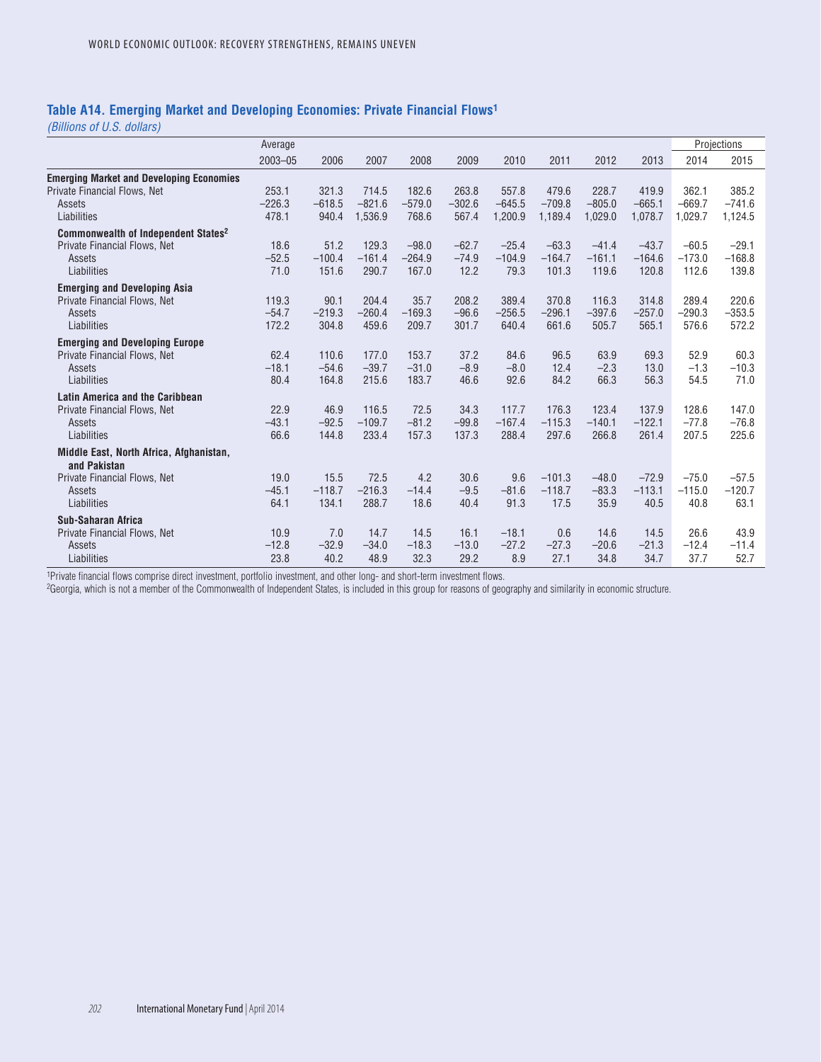## Table A14. Emerging Market and Developing Economies: Private Financial Flows[1]

*(Billions of U.S. dollars)*

| | Average | | | | | | | | | Projections | |
|---|---|---|---|---|---|---|---|---|---|---|---|
| | 2003–05 | 2006 | 2007 | 2008 | 2009 | 2010 | 2011 | 2012 | 2013 | 2014 | 2015 |
| **Emerging Market and Developing Economies** | | | | | | | | | | | |
| Private Financial Flows, Net | 253.1 | 321.3 | 714.5 | 182.6 | 263.8 | 557.8 | 479.6 | 228.7 | 419.9 | 362.1 | 385.2 |
| Assets | –226.3 | –618.5 | –821.6 | –579.0 | –302.6 | –645.5 | –709.8 | –805.0 | –665.1 | –669.7 | –741.6 |
| Liabilities | 478.1 | 940.4 | 1,536.9 | 768.6 | 567.4 | 1,200.9 | 1,189.4 | 1,029.0 | 1,078.7 | 1,029.7 | 1,124.5 |
| **Commonwealth of Independent States[2]** | | | | | | | | | | | |
| Private Financial Flows, Net | 18.6 | 51.2 | 129.3 | –98.0 | –62.7 | –25.4 | –63.3 | –41.4 | –43.7 | –60.5 | –29.1 |
| Assets | –52.5 | –100.4 | –161.4 | –264.9 | –74.9 | –104.9 | –164.7 | –161.1 | –164.6 | –173.0 | –168.8 |
| Liabilities | 71.0 | 151.6 | 290.7 | 167.0 | 12.2 | 79.3 | 101.3 | 119.6 | 120.8 | 112.6 | 139.8 |
| **Emerging and Developing Asia** | | | | | | | | | | | |
| Private Financial Flows, Net | 119.3 | 90.1 | 204.4 | 35.7 | 208.2 | 389.4 | 370.8 | 116.3 | 314.8 | 289.4 | 220.6 |
| Assets | –54.7 | –219.3 | –260.4 | –169.3 | –96.6 | –256.5 | –296.1 | –397.6 | –257.0 | –290.3 | –353.5 |
| Liabilities | 172.2 | 304.8 | 459.6 | 209.7 | 301.7 | 640.4 | 661.6 | 505.7 | 565.1 | 576.6 | 572.2 |
| **Emerging and Developing Europe** | | | | | | | | | | | |
| Private Financial Flows, Net | 62.4 | 110.6 | 177.0 | 153.7 | 37.2 | 84.6 | 96.5 | 63.9 | 69.3 | 52.9 | 60.3 |
| Assets | –18.1 | –54.6 | –39.7 | –31.0 | –8.9 | –8.0 | 12.4 | –2.3 | 13.0 | –1.3 | –10.3 |
| Liabilities | 80.4 | 164.8 | 215.6 | 183.7 | 46.6 | 92.6 | 84.2 | 66.3 | 56.3 | 54.5 | 71.0 |
| **Latin America and the Caribbean** | | | | | | | | | | | |
| Private Financial Flows, Net | 22.9 | 46.9 | 116.5 | 72.5 | 34.3 | 117.7 | 176.3 | 123.4 | 137.9 | 128.6 | 147.0 |
| Assets | –43.1 | –92.5 | –109.7 | –81.2 | –99.8 | –167.4 | –115.3 | –140.1 | –122.1 | –77.8 | –76.8 |
| Liabilities | 66.6 | 144.8 | 233.4 | 157.3 | 137.3 | 288.4 | 297.6 | 266.8 | 261.4 | 207.5 | 225.6 |
| **Middle East, North Africa, Afghanistan, and Pakistan** | | | | | | | | | | | |
| Private Financial Flows, Net | 19.0 | 15.5 | 72.5 | 4.2 | 30.6 | 9.6 | –101.3 | –48.0 | –72.9 | –75.0 | –57.5 |
| Assets | –45.1 | –118.7 | –216.3 | –14.4 | –9.5 | –81.6 | –118.7 | –83.3 | –113.1 | –115.0 | –120.7 |
| Liabilities | 64.1 | 134.1 | 288.7 | 18.6 | 40.4 | 91.3 | 17.5 | 35.9 | 40.5 | 40.8 | 63.1 |
| **Sub-Saharan Africa** | | | | | | | | | | | |
| Private Financial Flows, Net | 10.9 | 7.0 | 14.7 | 14.5 | 16.1 | –18.1 | 0.6 | 14.6 | 14.5 | 26.6 | 43.9 |
| Assets | –12.8 | –32.9 | –34.0 | –18.3 | –13.0 | –27.2 | –27.3 | –20.6 | –21.3 | –12.4 | –11.4 |
| Liabilities | 23.8 | 40.2 | 48.9 | 32.3 | 29.2 | 8.9 | 27.1 | 34.8 | 34.7 | 37.7 | 52.7 |

[1]Private financial flows comprise direct investment, portfolio investment, and other long- and short-term investment flows.
[2]Georgia, which is not a member of the Commonwealth of Independent States, is included in this group for reasons of geography and similarity in economic structure.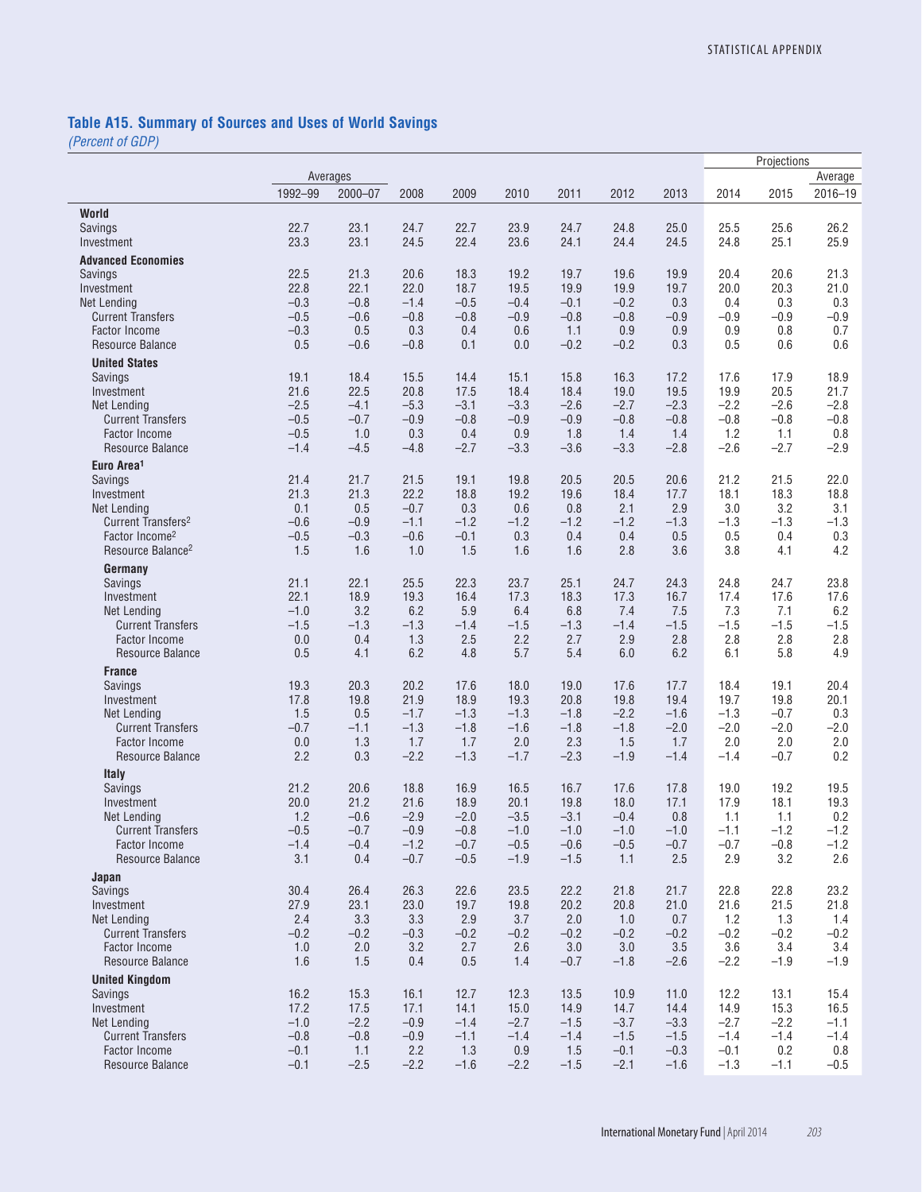### Table A15. Summary of Sources and Uses of World Savings

*(Percent of GDP)*

| | Averages | | | | | | | | Projections | | |
|---|---|---|---|---|---|---|---|---|---|---|---|
| | | | | | | | | | | | Average |
| | 1992–99 | 2000–07 | 2008 | 2009 | 2010 | 2011 | 2012 | 2013 | 2014 | 2015 | 2016–19 |
| **World** | | | | | | | | | | | |
| Savings | 22.7 | 23.1 | 24.7 | 22.7 | 23.9 | 24.7 | 24.8 | 25.0 | 25.5 | 25.6 | 26.2 |
| Investment | 23.3 | 23.1 | 24.5 | 22.4 | 23.6 | 24.1 | 24.4 | 24.5 | 24.8 | 25.1 | 25.9 |
| **Advanced Economies** | | | | | | | | | | | |
| Savings | 22.5 | 21.3 | 20.6 | 18.3 | 19.2 | 19.7 | 19.6 | 19.9 | 20.4 | 20.6 | 21.3 |
| Investment | 22.8 | 22.1 | 22.0 | 18.7 | 19.5 | 19.9 | 19.9 | 19.7 | 20.0 | 20.3 | 21.0 |
| Net Lending | –0.3 | –0.8 | –1.4 | –0.5 | –0.4 | –0.1 | –0.2 | 0.3 | 0.4 | 0.3 | 0.3 |
| Current Transfers | –0.5 | –0.6 | –0.8 | –0.8 | –0.9 | –0.8 | –0.8 | –0.9 | –0.9 | –0.9 | –0.9 |
| Factor Income | –0.3 | 0.5 | 0.3 | 0.4 | 0.6 | 1.1 | 0.9 | 0.9 | 0.9 | 0.8 | 0.7 |
| Resource Balance | 0.5 | –0.6 | –0.8 | 0.1 | 0.0 | –0.2 | –0.2 | 0.3 | 0.5 | 0.6 | 0.6 |
| **United States** | | | | | | | | | | | |
| Savings | 19.1 | 18.4 | 15.5 | 14.4 | 15.1 | 15.8 | 16.3 | 17.2 | 17.6 | 17.9 | 18.9 |
| Investment | 21.6 | 22.5 | 20.8 | 17.5 | 18.4 | 18.4 | 19.0 | 19.5 | 19.9 | 20.5 | 21.7 |
| Net Lending | –2.5 | –4.1 | –5.3 | –3.1 | –3.3 | –2.6 | –2.7 | –2.3 | –2.2 | –2.6 | –2.8 |
| Current Transfers | –0.5 | –0.7 | –0.9 | –0.8 | –0.9 | –0.9 | –0.8 | –0.8 | –0.8 | –0.8 | –0.8 |
| Factor Income | –0.5 | 1.0 | 0.3 | 0.4 | 0.9 | 1.8 | 1.4 | 1.4 | 1.2 | 1.1 | 0.8 |
| Resource Balance | –1.4 | –4.5 | –4.8 | –2.7 | –3.3 | –3.6 | –3.3 | –2.8 | –2.6 | –2.7 | –2.9 |
| **Euro Area**[1] | | | | | | | | | | | |
| Savings | 21.4 | 21.7 | 21.5 | 19.1 | 19.8 | 20.5 | 20.5 | 20.6 | 21.2 | 21.5 | 22.0 |
| Investment | 21.3 | 21.3 | 22.2 | 18.8 | 19.2 | 19.6 | 18.4 | 17.7 | 18.1 | 18.3 | 18.8 |
| Net Lending | 0.1 | 0.5 | –0.7 | 0.3 | 0.6 | 0.8 | 2.1 | 2.9 | 3.0 | 3.2 | 3.1 |
| Current Transfers[2] | –0.6 | –0.9 | –1.1 | –1.2 | –1.2 | –1.2 | –1.2 | –1.3 | –1.3 | –1.3 | –1.3 |
| Factor Income[2] | –0.5 | –0.3 | –0.6 | –0.1 | 0.3 | 0.4 | 0.4 | 0.5 | 0.5 | 0.4 | 0.3 |
| Resource Balance[2] | 1.5 | 1.6 | 1.0 | 1.5 | 1.6 | 1.6 | 2.8 | 3.6 | 3.8 | 4.1 | 4.2 |
| **Germany** | | | | | | | | | | | |
| Savings | 21.1 | 22.1 | 25.5 | 22.3 | 23.7 | 25.1 | 24.7 | 24.3 | 24.8 | 24.7 | 23.8 |
| Investment | 22.1 | 18.9 | 19.3 | 16.4 | 17.3 | 18.3 | 17.3 | 16.7 | 17.4 | 17.6 | 17.6 |
| Net Lending | –1.0 | 3.2 | 6.2 | 5.9 | 6.4 | 6.8 | 7.4 | 7.5 | 7.3 | 7.1 | 6.2 |
| Current Transfers | –1.5 | –1.3 | –1.3 | –1.4 | –1.5 | –1.3 | –1.4 | –1.5 | –1.5 | –1.5 | –1.5 |
| Factor Income | 0.0 | 0.4 | 1.3 | 2.5 | 2.2 | 2.7 | 2.9 | 2.8 | 2.8 | 2.8 | 2.8 |
| Resource Balance | 0.5 | 4.1 | 6.2 | 4.8 | 5.7 | 5.4 | 6.0 | 6.2 | 6.1 | 5.8 | 4.9 |
| **France** | | | | | | | | | | | |
| Savings | 19.3 | 20.3 | 20.2 | 17.6 | 18.0 | 19.0 | 17.6 | 17.7 | 18.4 | 19.1 | 20.4 |
| Investment | 17.8 | 19.8 | 21.9 | 18.9 | 19.3 | 20.8 | 19.8 | 19.4 | 19.7 | 19.8 | 20.1 |
| Net Lending | 1.5 | 0.5 | –1.7 | –1.3 | –1.3 | –1.8 | –2.2 | –1.6 | –1.3 | –0.7 | 0.3 |
| Current Transfers | –0.7 | –1.1 | –1.3 | –1.8 | –1.6 | –1.8 | –1.8 | –2.0 | –2.0 | –2.0 | –2.0 |
| Factor Income | 0.0 | 1.3 | 1.7 | 1.7 | 2.0 | 2.3 | 1.5 | 1.7 | 2.0 | 2.0 | 2.0 |
| Resource Balance | 2.2 | 0.3 | –2.2 | –1.3 | –1.7 | –2.3 | –1.9 | –1.4 | –1.4 | –0.7 | 0.2 |
| **Italy** | | | | | | | | | | | |
| Savings | 21.2 | 20.6 | 18.8 | 16.9 | 16.5 | 16.7 | 17.6 | 17.8 | 19.0 | 19.2 | 19.5 |
| Investment | 20.0 | 21.2 | 21.6 | 18.9 | 20.1 | 19.8 | 18.0 | 17.1 | 17.9 | 18.1 | 19.3 |
| Net Lending | 1.2 | –0.6 | –2.9 | –2.0 | –3.5 | –3.1 | –0.4 | 0.8 | 1.1 | 1.1 | 0.2 |
| Current Transfers | –0.5 | –0.7 | –0.9 | –0.8 | –1.0 | –1.0 | –1.0 | –1.0 | –1.1 | –1.2 | –1.2 |
| Factor Income | –1.4 | –0.4 | –1.2 | –0.7 | –0.5 | –0.6 | –0.5 | –0.7 | –0.7 | –0.8 | –1.2 |
| Resource Balance | 3.1 | 0.4 | –0.7 | –0.5 | –1.9 | –1.5 | 1.1 | 2.5 | 2.9 | 3.2 | 2.6 |
| **Japan** | | | | | | | | | | | |
| Savings | 30.4 | 26.4 | 26.3 | 22.6 | 23.5 | 22.2 | 21.8 | 21.7 | 22.8 | 22.8 | 23.2 |
| Investment | 27.9 | 23.1 | 23.0 | 19.7 | 19.8 | 20.2 | 20.8 | 21.0 | 21.6 | 21.5 | 21.8 |
| Net Lending | 2.4 | 3.3 | 3.3 | 2.9 | 3.7 | 2.0 | 1.0 | 0.7 | 1.2 | 1.3 | 1.4 |
| Current Transfers | –0.2 | –0.2 | –0.3 | –0.2 | –0.2 | –0.2 | –0.2 | –0.2 | –0.2 | –0.2 | –0.2 |
| Factor Income | 1.0 | 2.0 | 3.2 | 2.7 | 2.6 | 3.0 | 3.0 | 3.5 | 3.6 | 3.4 | 3.4 |
| Resource Balance | 1.6 | 1.5 | 0.4 | 0.5 | 1.4 | –0.7 | –1.8 | –2.6 | –2.2 | –1.9 | –1.9 |
| **United Kingdom** | | | | | | | | | | | |
| Savings | 16.2 | 15.3 | 16.1 | 12.7 | 12.3 | 13.5 | 10.9 | 11.0 | 12.2 | 13.1 | 15.4 |
| Investment | 17.2 | 17.5 | 17.1 | 14.1 | 15.0 | 14.9 | 14.7 | 14.4 | 14.9 | 15.3 | 16.5 |
| Net Lending | –1.0 | –2.2 | –0.9 | –1.4 | –2.7 | –1.5 | –3.7 | –3.3 | –2.7 | –2.2 | –1.1 |
| Current Transfers | –0.8 | –0.8 | –0.9 | –1.1 | –1.4 | –1.4 | –1.5 | –1.5 | –1.4 | –1.4 | –1.4 |
| Factor Income | –0.1 | 1.1 | 2.2 | 1.3 | 0.9 | 1.5 | –0.1 | –0.3 | –0.1 | 0.2 | 0.8 |
| Resource Balance | –0.1 | –2.5 | –2.2 | –1.6 | –2.2 | –1.5 | –2.1 | –1.6 | –1.3 | –1.1 | –0.5 |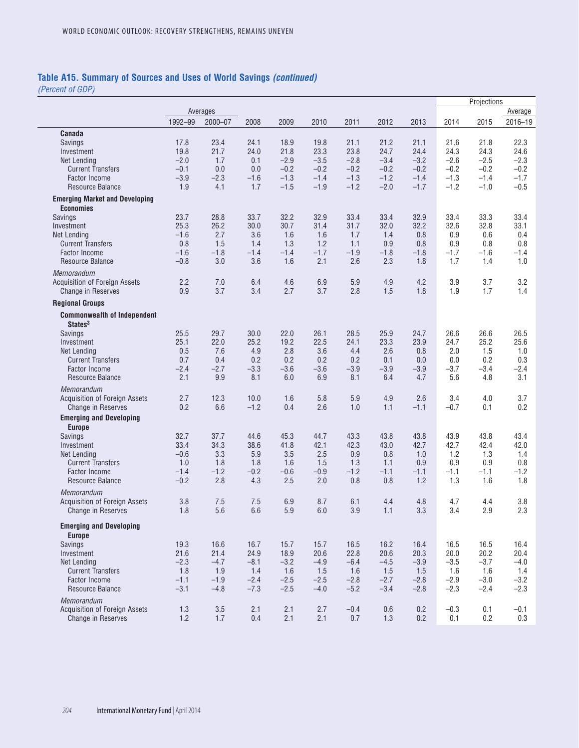## Table A15. Summary of Sources and Uses of World Savings *(continued)*

*(Percent of GDP)*

| | Averages | | | | | | | | Projections | | |
|---|---|---|---|---|---|---|---|---|---|---|---|
| | | | | | | | | | | | Average |
| | 1992–99 | 2000–07 | 2008 | 2009 | 2010 | 2011 | 2012 | 2013 | 2014 | 2015 | 2016–19 |
| **Canada** | | | | | | | | | | | |
| Savings | 17.8 | 23.4 | 24.1 | 18.9 | 19.8 | 21.1 | 21.2 | 21.1 | 21.6 | 21.8 | 22.3 |
| Investment | 19.8 | 21.7 | 24.0 | 21.8 | 23.3 | 23.8 | 24.7 | 24.4 | 24.3 | 24.3 | 24.6 |
| Net Lending | −2.0 | 1.7 | 0.1 | −2.9 | −3.5 | −2.8 | −3.4 | −3.2 | −2.6 | −2.5 | −2.3 |
| Current Transfers | −0.1 | 0.0 | 0.0 | −0.2 | −0.2 | −0.2 | −0.2 | −0.2 | −0.2 | −0.2 | −0.2 |
| Factor Income | −3.9 | −2.3 | −1.6 | −1.3 | −1.4 | −1.3 | −1.2 | −1.4 | −1.3 | −1.4 | −1.7 |
| Resource Balance | 1.9 | 4.1 | 1.7 | −1.5 | −1.9 | −1.2 | −2.0 | −1.7 | −1.2 | −1.0 | −0.5 |
| **Emerging Market and Developing Economies** | | | | | | | | | | | |
| Savings | 23.7 | 28.8 | 33.7 | 32.2 | 32.9 | 33.4 | 33.4 | 32.9 | 33.4 | 33.3 | 33.4 |
| Investment | 25.3 | 26.2 | 30.0 | 30.7 | 31.4 | 31.7 | 32.0 | 32.2 | 32.6 | 32.8 | 33.1 |
| Net Lending | −1.6 | 2.7 | 3.6 | 1.6 | 1.6 | 1.7 | 1.4 | 0.8 | 0.9 | 0.6 | 0.4 |
| Current Transfers | 0.8 | 1.5 | 1.4 | 1.3 | 1.2 | 1.1 | 0.9 | 0.8 | 0.9 | 0.8 | 0.8 |
| Factor Income | −1.6 | −1.8 | −1.4 | −1.4 | −1.7 | −1.9 | −1.8 | −1.8 | −1.7 | −1.6 | −1.4 |
| Resource Balance | −0.8 | 3.0 | 3.6 | 1.6 | 2.1 | 2.6 | 2.3 | 1.8 | 1.7 | 1.4 | 1.0 |
| *Memorandum* | | | | | | | | | | | |
| Acquisition of Foreign Assets | 2.2 | 7.0 | 6.4 | 4.6 | 6.9 | 5.9 | 4.9 | 4.2 | 3.9 | 3.7 | 3.2 |
| Change in Reserves | 0.9 | 3.7 | 3.4 | 2.7 | 3.7 | 2.8 | 1.5 | 1.8 | 1.9 | 1.7 | 1.4 |
| **Regional Groups** | | | | | | | | | | | |
| **Commonwealth of Independent States[3]** | | | | | | | | | | | |
| Savings | 25.5 | 29.7 | 30.0 | 22.0 | 26.1 | 28.5 | 25.9 | 24.7 | 26.6 | 26.6 | 26.5 |
| Investment | 25.1 | 22.0 | 25.2 | 19.2 | 22.5 | 24.1 | 23.3 | 23.9 | 24.7 | 25.2 | 25.6 |
| Net Lending | 0.5 | 7.6 | 4.9 | 2.8 | 3.6 | 4.4 | 2.6 | 0.8 | 2.0 | 1.5 | 1.0 |
| Current Transfers | 0.7 | 0.4 | 0.2 | 0.2 | 0.2 | 0.2 | 0.1 | 0.0 | 0.0 | 0.2 | 0.3 |
| Factor Income | −2.4 | −2.7 | −3.3 | −3.6 | −3.6 | −3.9 | −3.9 | −3.9 | −3.7 | −3.4 | −2.4 |
| Resource Balance | 2.1 | 9.9 | 8.1 | 6.0 | 6.9 | 8.1 | 6.4 | 4.7 | 5.6 | 4.8 | 3.1 |
| *Memorandum* | | | | | | | | | | | |
| Acquisition of Foreign Assets | 2.7 | 12.3 | 10.0 | 1.6 | 5.8 | 5.9 | 4.9 | 2.6 | 3.4 | 4.0 | 3.7 |
| Change in Reserves | 0.2 | 6.6 | −1.2 | 0.4 | 2.6 | 1.0 | 1.1 | −1.1 | −0.7 | 0.1 | 0.2 |
| **Emerging and Developing Europe** | | | | | | | | | | | |
| Savings | 32.7 | 37.7 | 44.6 | 45.3 | 44.7 | 43.3 | 43.8 | 43.8 | 43.9 | 43.8 | 43.4 |
| Investment | 33.4 | 34.3 | 38.6 | 41.8 | 42.1 | 42.3 | 43.0 | 42.7 | 42.7 | 42.4 | 42.0 |
| Net Lending | −0.6 | 3.3 | 5.9 | 3.5 | 2.5 | 0.9 | 0.8 | 1.0 | 1.2 | 1.3 | 1.4 |
| Current Transfers | 1.0 | 1.8 | 1.8 | 1.6 | 1.5 | 1.3 | 1.1 | 0.9 | 0.9 | 0.9 | 0.8 |
| Factor Income | −1.4 | −1.2 | −0.2 | −0.6 | −0.9 | −1.2 | −1.1 | −1.1 | −1.1 | −1.1 | −1.2 |
| Resource Balance | −0.2 | 2.8 | 4.3 | 2.5 | 2.0 | 0.8 | 0.8 | 1.2 | 1.3 | 1.6 | 1.8 |
| *Memorandum* | | | | | | | | | | | |
| Acquisition of Foreign Assets | 3.8 | 7.5 | 7.5 | 6.9 | 8.7 | 6.1 | 4.4 | 4.8 | 4.7 | 4.4 | 3.8 |
| Change in Reserves | 1.8 | 5.6 | 6.6 | 5.9 | 6.0 | 3.9 | 1.1 | 3.3 | 3.4 | 2.9 | 2.3 |
| **Emerging and Developing Europe** | | | | | | | | | | | |
| Savings | 19.3 | 16.6 | 16.7 | 15.7 | 15.7 | 16.5 | 16.2 | 16.4 | 16.5 | 16.5 | 16.4 |
| Investment | 21.6 | 21.4 | 24.9 | 18.9 | 20.6 | 22.8 | 20.6 | 20.3 | 20.0 | 20.2 | 20.4 |
| Net Lending | −2.3 | −4.7 | −8.1 | −3.2 | −4.9 | −6.4 | −4.5 | −3.9 | −3.5 | −3.7 | −4.0 |
| Current Transfers | 1.8 | 1.9 | 1.4 | 1.6 | 1.5 | 1.6 | 1.5 | 1.5 | 1.6 | 1.6 | 1.4 |
| Factor Income | −1.1 | −1.9 | −2.4 | −2.5 | −2.5 | −2.8 | −2.7 | −2.8 | −2.9 | −3.0 | −3.2 |
| Resource Balance | −3.1 | −4.8 | −7.3 | −2.5 | −4.0 | −5.2 | −3.4 | −2.8 | −2.3 | −2.4 | −2.3 |
| *Memorandum* | | | | | | | | | | | |
| Acquisition of Foreign Assets | 1.3 | 3.5 | 2.1 | 2.1 | 2.7 | −0.4 | 0.6 | 0.2 | −0.3 | 0.1 | −0.1 |
| Change in Reserves | 1.2 | 1.7 | 0.4 | 2.1 | 2.1 | 0.7 | 1.3 | 0.2 | 0.1 | 0.2 | 0.3 |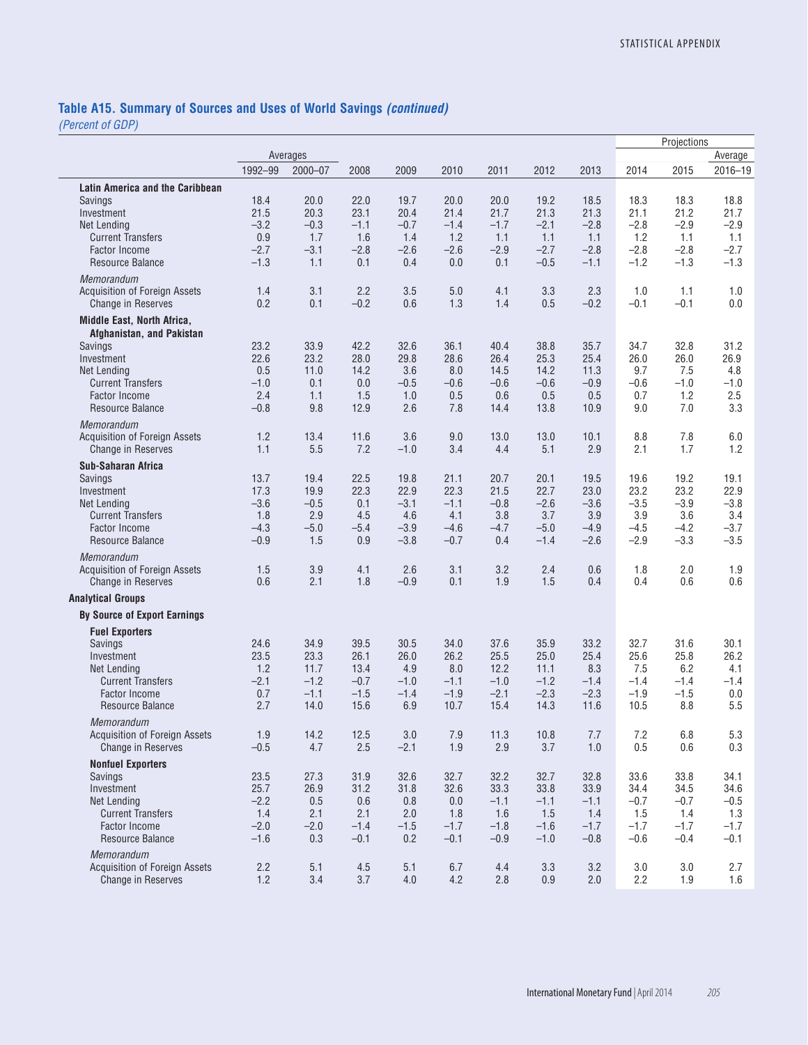## Table A15. Summary of Sources and Uses of World Savings *(continued)*

*(Percent of GDP)*

| | Averages | | | | | | | | Projections | | Average |
|---|---|---|---|---|---|---|---|---|---|---|---|
| | 1992–99 | 2000–07 | 2008 | 2009 | 2010 | 2011 | 2012 | 2013 | 2014 | 2015 | 2016–19 |
| **Latin America and the Caribbean** | | | | | | | | | | | |
| Savings | 18.4 | 20.0 | 22.0 | 19.7 | 20.0 | 20.0 | 19.2 | 18.5 | 18.3 | 18.3 | 18.8 |
| Investment | 21.5 | 20.3 | 23.1 | 20.4 | 21.4 | 21.7 | 21.3 | 21.3 | 21.1 | 21.2 | 21.7 |
| Net Lending | –3.2 | –0.3 | –1.1 | –0.7 | –1.4 | –1.7 | –2.1 | –2.8 | –2.8 | –2.9 | –2.9 |
| Current Transfers | 0.9 | 1.7 | 1.6 | 1.4 | 1.2 | 1.1 | 1.1 | 1.1 | 1.2 | 1.1 | 1.1 |
| Factor Income | –2.7 | –3.1 | –2.8 | –2.6 | –2.6 | –2.9 | –2.7 | –2.8 | –2.8 | –2.8 | –2.7 |
| Resource Balance | –1.3 | 1.1 | 0.1 | 0.4 | 0.0 | 0.1 | –0.5 | –1.1 | –1.2 | –1.3 | –1.3 |
| *Memorandum* | | | | | | | | | | | |
| Acquisition of Foreign Assets | 1.4 | 3.1 | 2.2 | 3.5 | 5.0 | 4.1 | 3.3 | 2.3 | 1.0 | 1.1 | 1.0 |
| Change in Reserves | 0.2 | 0.1 | –0.2 | 0.6 | 1.3 | 1.4 | 0.5 | –0.2 | –0.1 | –0.1 | 0.0 |
| **Middle East, North Africa, Afghanistan, and Pakistan** | | | | | | | | | | | |
| Savings | 23.2 | 33.9 | 42.2 | 32.6 | 36.1 | 40.4 | 38.8 | 35.7 | 34.7 | 32.8 | 31.2 |
| Investment | 22.6 | 23.2 | 28.0 | 29.8 | 28.6 | 26.4 | 25.3 | 25.4 | 26.0 | 26.0 | 26.9 |
| Net Lending | 0.5 | 11.0 | 14.2 | 3.6 | 8.0 | 14.5 | 14.2 | 11.3 | 9.7 | 7.5 | 4.8 |
| Current Transfers | –1.0 | 0.1 | 0.0 | –0.5 | –0.6 | –0.6 | –0.6 | –0.9 | –0.6 | –1.0 | –1.0 |
| Factor Income | 2.4 | 1.1 | 1.5 | 1.0 | 0.5 | 0.6 | 0.5 | 0.5 | 0.7 | 1.2 | 2.5 |
| Resource Balance | –0.8 | 9.8 | 12.9 | 2.6 | 7.8 | 14.4 | 13.8 | 10.9 | 9.0 | 7.0 | 3.3 |
| *Memorandum* | | | | | | | | | | | |
| Acquisition of Foreign Assets | 1.2 | 13.4 | 11.6 | 3.6 | 9.0 | 13.0 | 13.0 | 10.1 | 8.8 | 7.8 | 6.0 |
| Change in Reserves | 1.1 | 5.5 | 7.2 | –1.0 | 3.4 | 4.4 | 5.1 | 2.9 | 2.1 | 1.7 | 1.2 |
| **Sub-Saharan Africa** | | | | | | | | | | | |
| Savings | 13.7 | 19.4 | 22.5 | 19.8 | 21.1 | 20.7 | 20.1 | 19.5 | 19.6 | 19.2 | 19.1 |
| Investment | 17.3 | 19.9 | 22.3 | 22.9 | 22.3 | 21.5 | 22.7 | 23.0 | 23.2 | 23.2 | 22.9 |
| Net Lending | –3.6 | –0.5 | 0.1 | –3.1 | –1.1 | –0.8 | –2.6 | –3.6 | –3.5 | –3.9 | –3.8 |
| Current Transfers | 1.8 | 2.9 | 4.5 | 4.6 | 4.1 | 3.8 | 3.7 | 3.9 | 3.9 | 3.6 | 3.4 |
| Factor Income | –4.3 | –5.0 | –5.4 | –3.9 | –4.6 | –4.7 | –5.0 | –4.9 | –4.5 | –4.2 | –3.7 |
| Resource Balance | –0.9 | 1.5 | 0.9 | –3.8 | –0.7 | 0.4 | –1.4 | –2.6 | –2.9 | –3.3 | –3.5 |
| *Memorandum* | | | | | | | | | | | |
| Acquisition of Foreign Assets | 1.5 | 3.9 | 4.1 | 2.6 | 3.1 | 3.2 | 2.4 | 0.6 | 1.8 | 2.0 | 1.9 |
| Change in Reserves | 0.6 | 2.1 | 1.8 | –0.9 | 0.1 | 1.9 | 1.5 | 0.4 | 0.4 | 0.6 | 0.6 |
| **Analytical Groups** | | | | | | | | | | | |
| **By Source of Export Earnings** | | | | | | | | | | | |
| **Fuel Exporters** | | | | | | | | | | | |
| Savings | 24.6 | 34.9 | 39.5 | 30.5 | 34.0 | 37.6 | 35.9 | 33.2 | 32.7 | 31.6 | 30.1 |
| Investment | 23.5 | 23.3 | 26.1 | 26.0 | 26.2 | 25.5 | 25.0 | 25.4 | 25.6 | 25.8 | 26.2 |
| Net Lending | 1.2 | 11.7 | 13.4 | 4.9 | 8.0 | 12.2 | 11.1 | 8.3 | 7.5 | 6.2 | 4.1 |
| Current Transfers | –2.1 | –1.2 | –0.7 | –1.0 | –1.1 | –1.0 | –1.2 | –1.4 | –1.4 | –1.4 | –1.4 |
| Factor Income | 0.7 | –1.1 | –1.5 | –1.4 | –1.9 | –2.1 | –2.3 | –2.3 | –1.9 | –1.5 | 0.0 |
| Resource Balance | 2.7 | 14.0 | 15.6 | 6.9 | 10.7 | 15.4 | 14.3 | 11.6 | 10.5 | 8.8 | 5.5 |
| *Memorandum* | | | | | | | | | | | |
| Acquisition of Foreign Assets | 1.9 | 14.2 | 12.5 | 3.0 | 7.9 | 11.3 | 10.8 | 7.7 | 7.2 | 6.8 | 5.3 |
| Change in Reserves | –0.5 | 4.7 | 2.5 | –2.1 | 1.9 | 2.9 | 3.7 | 1.0 | 0.5 | 0.6 | 0.3 |
| **Nonfuel Exporters** | | | | | | | | | | | |
| Savings | 23.5 | 27.3 | 31.9 | 32.6 | 32.7 | 32.2 | 32.7 | 32.8 | 33.6 | 33.8 | 34.1 |
| Investment | 25.7 | 26.9 | 31.2 | 31.8 | 32.6 | 33.3 | 33.8 | 33.9 | 34.4 | 34.5 | 34.6 |
| Net Lending | –2.2 | 0.5 | 0.6 | 0.8 | 0.0 | –1.1 | –1.1 | –1.1 | –0.7 | –0.7 | –0.5 |
| Current Transfers | 1.4 | 2.1 | 2.1 | 2.0 | 1.8 | 1.6 | 1.5 | 1.4 | 1.5 | 1.4 | 1.3 |
| Factor Income | –2.0 | –2.0 | –1.4 | –1.5 | –1.7 | –1.8 | –1.6 | –1.7 | –1.7 | –1.7 | –1.7 |
| Resource Balance | –1.6 | 0.3 | –0.1 | 0.2 | –0.1 | –0.9 | –1.0 | –0.8 | –0.6 | –0.4 | –0.1 |
| *Memorandum* | | | | | | | | | | | |
| Acquisition of Foreign Assets | 2.2 | 5.1 | 4.5 | 5.1 | 6.7 | 4.4 | 3.3 | 3.2 | 3.0 | 3.0 | 2.7 |
| Change in Reserves | 1.2 | 3.4 | 3.7 | 4.0 | 4.2 | 2.8 | 0.9 | 2.0 | 2.2 | 1.9 | 1.6 |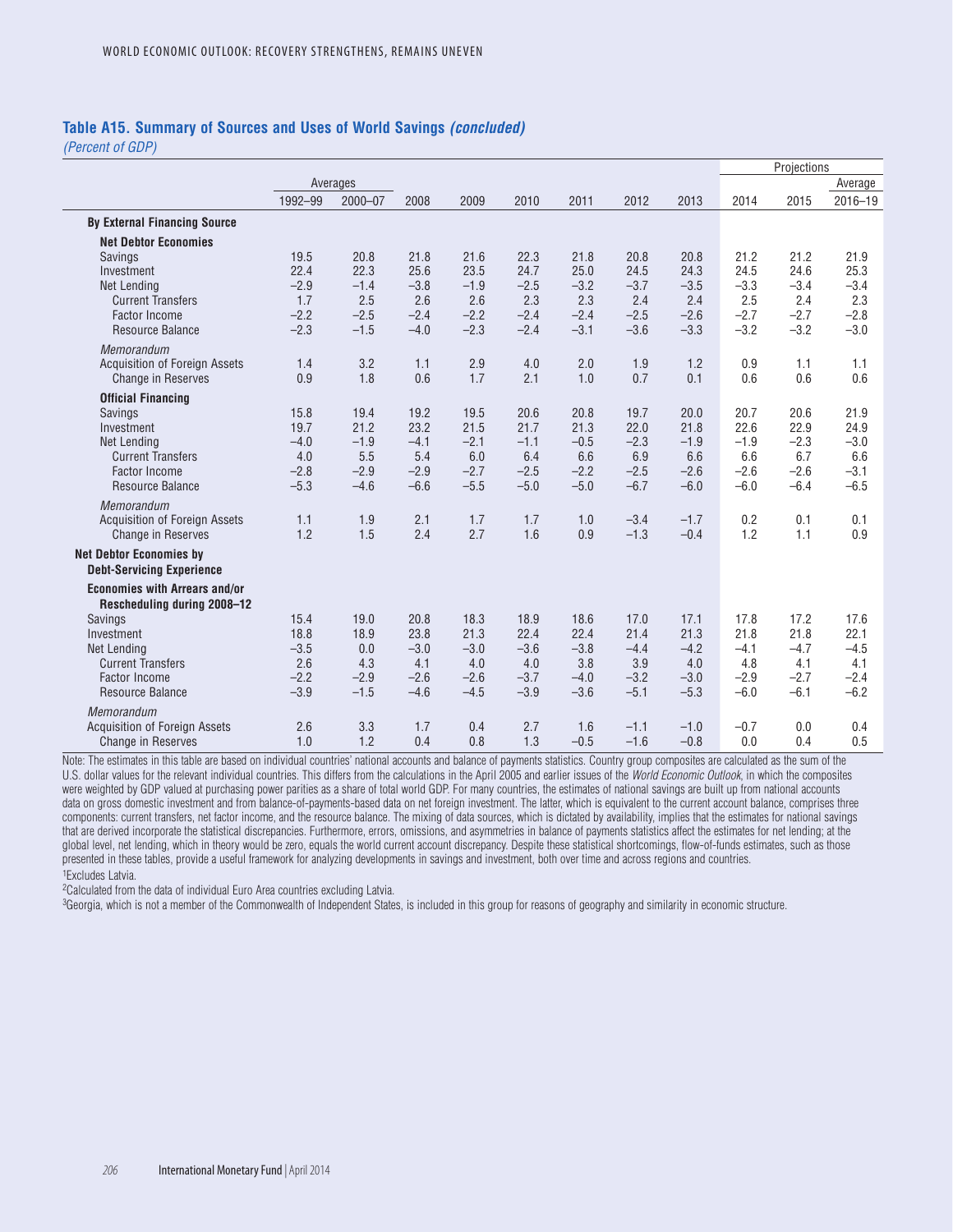### Table A15. Summary of Sources and Uses of World Savings *(concluded)*

*(Percent of GDP)*

| | Averages | | | | | | | | Projections | | |
|---|---|---|---|---|---|---|---|---|---|---|---|
| | | | | | | | | | | | Average |
| | 1992–99 | 2000–07 | 2008 | 2009 | 2010 | 2011 | 2012 | 2013 | 2014 | 2015 | 2016–19 |
| **By External Financing Source** | | | | | | | | | | | |
| **Net Debtor Economies** | | | | | | | | | | | |
| Savings | 19.5 | 20.8 | 21.8 | 21.6 | 22.3 | 21.8 | 20.8 | 20.8 | 21.2 | 21.2 | 21.9 |
| Investment | 22.4 | 22.3 | 25.6 | 23.5 | 24.7 | 25.0 | 24.5 | 24.3 | 24.5 | 24.6 | 25.3 |
| Net Lending | −2.9 | −1.4 | −3.8 | −1.9 | −2.5 | −3.2 | −3.7 | −3.5 | −3.3 | −3.4 | −3.4 |
| Current Transfers | 1.7 | 2.5 | 2.6 | 2.6 | 2.3 | 2.3 | 2.4 | 2.4 | 2.5 | 2.4 | 2.3 |
| Factor Income | −2.2 | −2.5 | −2.4 | −2.2 | −2.4 | −2.4 | −2.5 | −2.6 | −2.7 | −2.7 | −2.8 |
| Resource Balance | −2.3 | −1.5 | −4.0 | −2.3 | −2.4 | −3.1 | −3.6 | −3.3 | −3.2 | −3.2 | −3.0 |
| *Memorandum* | | | | | | | | | | | |
| Acquisition of Foreign Assets | 1.4 | 3.2 | 1.1 | 2.9 | 4.0 | 2.0 | 1.9 | 1.2 | 0.9 | 1.1 | 1.1 |
| Change in Reserves | 0.9 | 1.8 | 0.6 | 1.7 | 2.1 | 1.0 | 0.7 | 0.1 | 0.6 | 0.6 | 0.6 |
| **Official Financing** | | | | | | | | | | | |
| Savings | 15.8 | 19.4 | 19.2 | 19.5 | 20.6 | 20.8 | 19.7 | 20.0 | 20.7 | 20.6 | 21.9 |
| Investment | 19.7 | 21.2 | 23.2 | 21.5 | 21.7 | 21.3 | 22.0 | 21.8 | 22.6 | 22.9 | 24.9 |
| Net Lending | −4.0 | −1.9 | −4.1 | −2.1 | −1.1 | −0.5 | −2.3 | −1.9 | −1.9 | −2.3 | −3.0 |
| Current Transfers | 4.0 | 5.5 | 5.4 | 6.0 | 6.4 | 6.6 | 6.9 | 6.6 | 6.6 | 6.7 | 6.6 |
| Factor Income | −2.8 | −2.9 | −2.9 | −2.7 | −2.5 | −2.2 | −2.5 | −2.6 | −2.6 | −2.6 | −3.1 |
| Resource Balance | −5.3 | −4.6 | −6.6 | −5.5 | −5.0 | −5.0 | −6.7 | −6.0 | −6.0 | −6.4 | −6.5 |
| *Memorandum* | | | | | | | | | | | |
| Acquisition of Foreign Assets | 1.1 | 1.9 | 2.1 | 1.7 | 1.7 | 1.0 | −3.4 | −1.7 | 0.2 | 0.1 | 0.1 |
| Change in Reserves | 1.2 | 1.5 | 2.4 | 2.7 | 1.6 | 0.9 | −1.3 | −0.4 | 1.2 | 1.1 | 0.9 |
| **Net Debtor Economies by Debt-Servicing Experience** | | | | | | | | | | | |
| **Economies with Arrears and/or Rescheduling during 2008–12** | | | | | | | | | | | |
| Savings | 15.4 | 19.0 | 20.8 | 18.3 | 18.9 | 18.6 | 17.0 | 17.1 | 17.8 | 17.2 | 17.6 |
| Investment | 18.8 | 18.9 | 23.8 | 21.3 | 22.4 | 22.4 | 21.4 | 21.3 | 21.8 | 21.8 | 22.1 |
| Net Lending | −3.5 | 0.0 | −3.0 | −3.0 | −3.6 | −3.8 | −4.4 | −4.2 | −4.1 | −4.7 | −4.5 |
| Current Transfers | 2.6 | 4.3 | 4.1 | 4.0 | 4.0 | 3.8 | 3.9 | 4.0 | 4.8 | 4.1 | 4.1 |
| Factor Income | −2.2 | −2.9 | −2.6 | −2.6 | −3.7 | −4.0 | −3.2 | −3.0 | −2.9 | −2.7 | −2.4 |
| Resource Balance | −3.9 | −1.5 | −4.6 | −4.5 | −3.9 | −3.6 | −5.1 | −5.3 | −6.0 | −6.1 | −6.2 |
| *Memorandum* | | | | | | | | | | | |
| Acquisition of Foreign Assets | 2.6 | 3.3 | 1.7 | 0.4 | 2.7 | 1.6 | −1.1 | −1.0 | −0.7 | 0.0 | 0.4 |
| Change in Reserves | 1.0 | 1.2 | 0.4 | 0.8 | 1.3 | −0.5 | −1.6 | −0.8 | 0.0 | 0.4 | 0.5 |

Note: The estimates in this table are based on individual countries' national accounts and balance of payments statistics. Country group composites are calculated as the sum of the U.S. dollar values for the relevant individual countries. This differs from the calculations in the April 2005 and earlier issues of the *World Economic Outlook*, in which the composites were weighted by GDP valued at purchasing power parities as a share of total world GDP. For many countries, the estimates of national savings are built up from national accounts data on gross domestic investment and from balance-of-payments-based data on net foreign investment. The latter, which is equivalent to the current account balance, comprises three components: current transfers, net factor income, and the resource balance. The mixing of data sources, which is dictated by availability, implies that the estimates for national savings that are derived incorporate the statistical discrepancies. Furthermore, errors, omissions, and asymmetries in balance of payments statistics affect the estimates for net lending; at the global level, net lending, which in theory would be zero, equals the world current account discrepancy. Despite these statistical shortcomings, flow-of-funds estimates, such as those presented in these tables, provide a useful framework for analyzing developments in savings and investment, both over time and across regions and countries.

[1]Excludes Latvia.

[2]Calculated from the data of individual Euro Area countries excluding Latvia.

[3]Georgia, which is not a member of the Commonwealth of Independent States, is included in this group for reasons of geography and similarity in economic structure.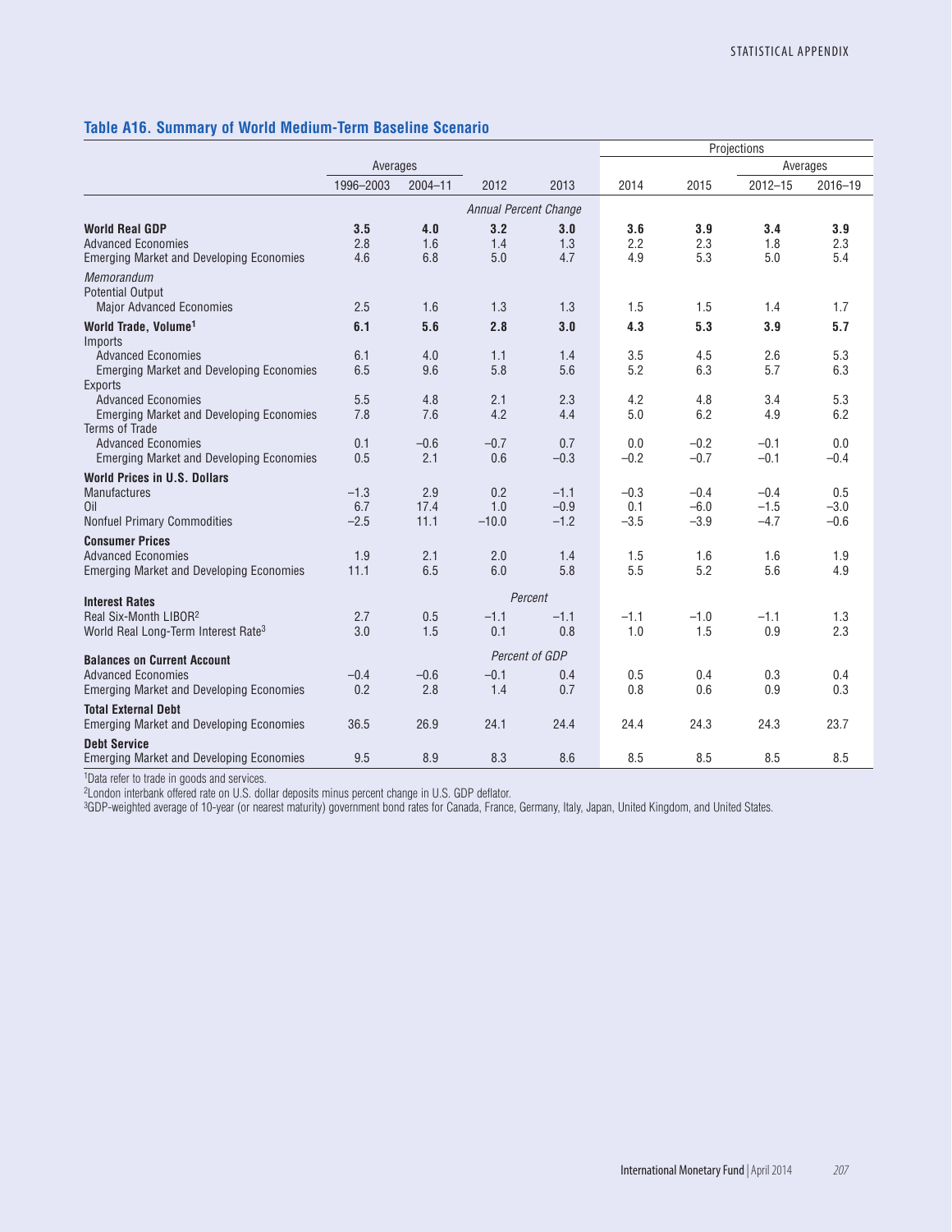## Table A16. Summary of World Medium-Term Baseline Scenario

| | Averages | | | | Projections | | | |
|---|---|---|---|---|---|---|---|---|
| | | | | | | | Averages | |
| | 1996–2003 | 2004–11 | 2012 | 2013 | 2014 | 2015 | 2012–15 | 2016–19 |
| | | | *Annual Percent Change* | | | | | |
| **World Real GDP** | **3.5** | **4.0** | **3.2** | **3.0** | **3.6** | **3.9** | **3.4** | **3.9** |
| Advanced Economies | 2.8 | 1.6 | 1.4 | 1.3 | 2.2 | 2.3 | 1.8 | 2.3 |
| Emerging Market and Developing Economies | 4.6 | 6.8 | 5.0 | 4.7 | 4.9 | 5.3 | 5.0 | 5.4 |
| *Memorandum* | | | | | | | | |
| Potential Output | | | | | | | | |
| Major Advanced Economies | 2.5 | 1.6 | 1.3 | 1.3 | 1.5 | 1.5 | 1.4 | 1.7 |
| **World Trade, Volume**[1] | **6.1** | **5.6** | **2.8** | **3.0** | **4.3** | **5.3** | **3.9** | **5.7** |
| Imports | | | | | | | | |
| Advanced Economies | 6.1 | 4.0 | 1.1 | 1.4 | 3.5 | 4.5 | 2.6 | 5.3 |
| Emerging Market and Developing Economies | 6.5 | 9.6 | 5.8 | 5.6 | 5.2 | 6.3 | 5.7 | 6.3 |
| Exports | | | | | | | | |
| Advanced Economies | 5.5 | 4.8 | 2.1 | 2.3 | 4.2 | 4.8 | 3.4 | 5.3 |
| Emerging Market and Developing Economies | 7.8 | 7.6 | 4.2 | 4.4 | 5.0 | 6.2 | 4.9 | 6.2 |
| Terms of Trade | | | | | | | | |
| Advanced Economies | 0.1 | −0.6 | −0.7 | 0.7 | 0.0 | −0.2 | −0.1 | 0.0 |
| Emerging Market and Developing Economies | 0.5 | 2.1 | 0.6 | −0.3 | −0.2 | −0.7 | −0.1 | −0.4 |
| **World Prices in U.S. Dollars** | | | | | | | | |
| Manufactures | −1.3 | 2.9 | 0.2 | −1.1 | −0.3 | −0.4 | −0.4 | 0.5 |
| Oil | 6.7 | 17.4 | 1.0 | −0.9 | 0.1 | −6.0 | −1.5 | −3.0 |
| Nonfuel Primary Commodities | −2.5 | 11.1 | −10.0 | −1.2 | −3.5 | −3.9 | −4.7 | −0.6 |
| **Consumer Prices** | | | | | | | | |
| Advanced Economies | 1.9 | 2.1 | 2.0 | 1.4 | 1.5 | 1.6 | 1.6 | 1.9 |
| Emerging Market and Developing Economies | 11.1 | 6.5 | 6.0 | 5.8 | 5.5 | 5.2 | 5.6 | 4.9 |
| | | | *Percent* | | | | | |
| **Interest Rates** | | | | | | | | |
| Real Six-Month LIBOR[2] | 2.7 | 0.5 | −1.1 | −1.1 | −1.1 | −1.0 | −1.1 | 1.3 |
| World Real Long-Term Interest Rate[3] | 3.0 | 1.5 | 0.1 | 0.8 | 1.0 | 1.5 | 0.9 | 2.3 |
| | | | *Percent of GDP* | | | | | |
| **Balances on Current Account** | | | | | | | | |
| Advanced Economies | −0.4 | −0.6 | −0.1 | 0.4 | 0.5 | 0.4 | 0.3 | 0.4 |
| Emerging Market and Developing Economies | 0.2 | 2.8 | 1.4 | 0.7 | 0.8 | 0.6 | 0.9 | 0.3 |
| **Total External Debt** | | | | | | | | |
| Emerging Market and Developing Economies | 36.5 | 26.9 | 24.1 | 24.4 | 24.4 | 24.3 | 24.3 | 23.7 |
| **Debt Service** | | | | | | | | |
| Emerging Market and Developing Economies | 9.5 | 8.9 | 8.3 | 8.6 | 8.5 | 8.5 | 8.5 | 8.5 |

[1]Data refer to trade in goods and services.
[2]London interbank offered rate on U.S. dollar deposits minus percent change in U.S. GDP deflator.
[3]GDP-weighted average of 10-year (or nearest maturity) government bond rates for Canada, France, Germany, Italy, Japan, United Kingdom, and United States.